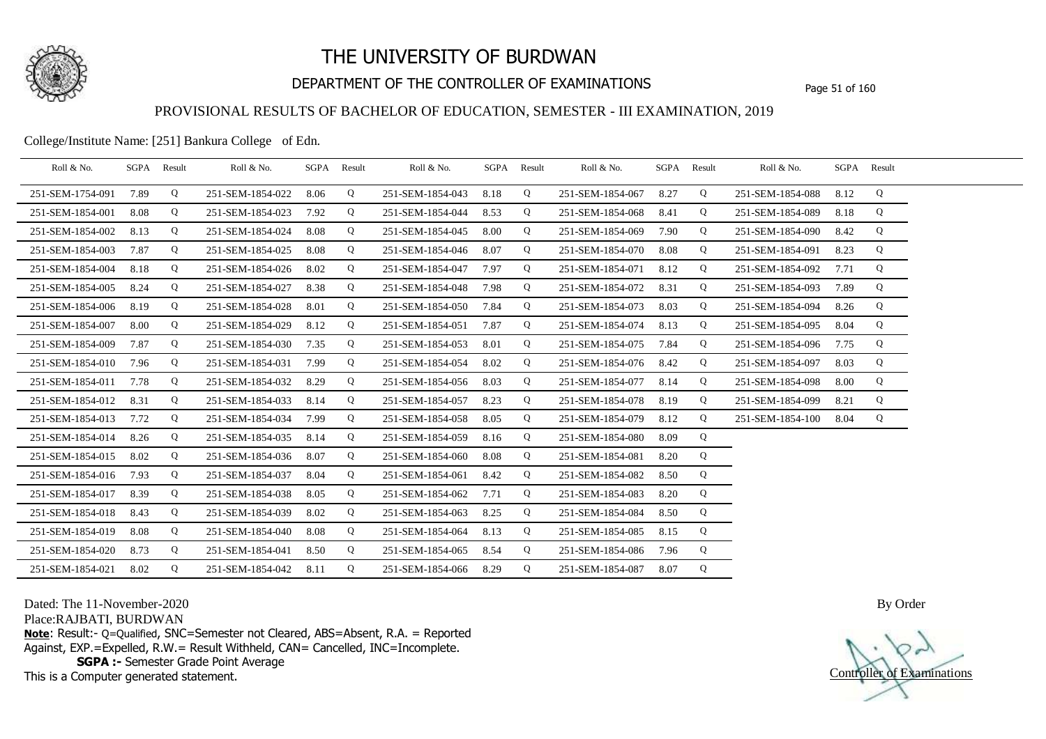# THE UNIVERSITY OF BURDWAN

## DEPARTMENT OF THE CONTROLLER OF EXAMINATIONS

### PROVISIONAL RESULTS OF BACHELOR OF EDUCATION, SEMESTER - III EXAMINATION, 2019

College/Institute Name: [251] Bankura College of Edn.

| Roll & No. | SGPA | Result | Roll & No. | SGPA | Result | Roll & No. | SGPA | Result | Roll & No. | SGPA | Result | Roll & No. | SGPA | Result |
|---|---|---|---|---|---|---|---|---|---|---|---|---|---|---|
| 251-SEM-1754-091 | 7.89 | Q | 251-SEM-1854-022 | 8.06 | Q | 251-SEM-1854-043 | 8.18 | Q | 251-SEM-1854-067 | 8.27 | Q | 251-SEM-1854-088 | 8.12 | Q |
| 251-SEM-1854-001 | 8.08 | Q | 251-SEM-1854-023 | 7.92 | Q | 251-SEM-1854-044 | 8.53 | Q | 251-SEM-1854-068 | 8.41 | Q | 251-SEM-1854-089 | 8.18 | Q |
| 251-SEM-1854-002 | 8.13 | Q | 251-SEM-1854-024 | 8.08 | Q | 251-SEM-1854-045 | 8.00 | Q | 251-SEM-1854-069 | 7.90 | Q | 251-SEM-1854-090 | 8.42 | Q |
| 251-SEM-1854-003 | 7.87 | Q | 251-SEM-1854-025 | 8.08 | Q | 251-SEM-1854-046 | 8.07 | Q | 251-SEM-1854-070 | 8.08 | Q | 251-SEM-1854-091 | 8.23 | Q |
| 251-SEM-1854-004 | 8.18 | Q | 251-SEM-1854-026 | 8.02 | Q | 251-SEM-1854-047 | 7.97 | Q | 251-SEM-1854-071 | 8.12 | Q | 251-SEM-1854-092 | 7.71 | Q |
| 251-SEM-1854-005 | 8.24 | Q | 251-SEM-1854-027 | 8.38 | Q | 251-SEM-1854-048 | 7.98 | Q | 251-SEM-1854-072 | 8.31 | Q | 251-SEM-1854-093 | 7.89 | Q |
| 251-SEM-1854-006 | 8.19 | Q | 251-SEM-1854-028 | 8.01 | Q | 251-SEM-1854-050 | 7.84 | Q | 251-SEM-1854-073 | 8.03 | Q | 251-SEM-1854-094 | 8.26 | Q |
| 251-SEM-1854-007 | 8.00 | Q | 251-SEM-1854-029 | 8.12 | Q | 251-SEM-1854-051 | 7.87 | Q | 251-SEM-1854-074 | 8.13 | Q | 251-SEM-1854-095 | 8.04 | Q |
| 251-SEM-1854-009 | 7.87 | Q | 251-SEM-1854-030 | 7.35 | Q | 251-SEM-1854-053 | 8.01 | Q | 251-SEM-1854-075 | 7.84 | Q | 251-SEM-1854-096 | 7.75 | Q |
| 251-SEM-1854-010 | 7.96 | Q | 251-SEM-1854-031 | 7.99 | Q | 251-SEM-1854-054 | 8.02 | Q | 251-SEM-1854-076 | 8.42 | Q | 251-SEM-1854-097 | 8.03 | Q |
| 251-SEM-1854-011 | 7.78 | Q | 251-SEM-1854-032 | 8.29 | Q | 251-SEM-1854-056 | 8.03 | Q | 251-SEM-1854-077 | 8.14 | Q | 251-SEM-1854-098 | 8.00 | Q |
| 251-SEM-1854-012 | 8.31 | Q | 251-SEM-1854-033 | 8.14 | Q | 251-SEM-1854-057 | 8.23 | Q | 251-SEM-1854-078 | 8.19 | Q | 251-SEM-1854-099 | 8.21 | Q |
| 251-SEM-1854-013 | 7.72 | Q | 251-SEM-1854-034 | 7.99 | Q | 251-SEM-1854-058 | 8.05 | Q | 251-SEM-1854-079 | 8.12 | Q | 251-SEM-1854-100 | 8.04 | Q |
| 251-SEM-1854-014 | 8.26 | Q | 251-SEM-1854-035 | 8.14 | Q | 251-SEM-1854-059 | 8.16 | Q | 251-SEM-1854-080 | 8.09 | Q | | | |
| 251-SEM-1854-015 | 8.02 | Q | 251-SEM-1854-036 | 8.07 | Q | 251-SEM-1854-060 | 8.08 | Q | 251-SEM-1854-081 | 8.20 | Q | | | |
| 251-SEM-1854-016 | 7.93 | Q | 251-SEM-1854-037 | 8.04 | Q | 251-SEM-1854-061 | 8.42 | Q | 251-SEM-1854-082 | 8.50 | Q | | | |
| 251-SEM-1854-017 | 8.39 | Q | 251-SEM-1854-038 | 8.05 | Q | 251-SEM-1854-062 | 7.71 | Q | 251-SEM-1854-083 | 8.20 | Q | | | |
| 251-SEM-1854-018 | 8.43 | Q | 251-SEM-1854-039 | 8.02 | Q | 251-SEM-1854-063 | 8.25 | Q | 251-SEM-1854-084 | 8.50 | Q | | | |
| 251-SEM-1854-019 | 8.08 | Q | 251-SEM-1854-040 | 8.08 | Q | 251-SEM-1854-064 | 8.13 | Q | 251-SEM-1854-085 | 8.15 | Q | | | |
| 251-SEM-1854-020 | 8.73 | Q | 251-SEM-1854-041 | 8.50 | Q | 251-SEM-1854-065 | 8.54 | Q | 251-SEM-1854-086 | 7.96 | Q | | | |
| 251-SEM-1854-021 | 8.02 | Q | 251-SEM-1854-042 | 8.11 | Q | 251-SEM-1854-066 | 8.29 | Q | 251-SEM-1854-087 | 8.07 | Q | | | |

Dated: The 11-November-2020

Place:RAJBATI, BURDWAN

**Note**: Result:- Q=Qualified, SNC=Semester not Cleared, ABS=Absent, R.A. = Reported Against, EXP.=Expelled, R.W.= Result Withheld, CAN= Cancelled, INC=Incomplete.

**SGPA :-** Semester Grade Point Average

This is a Computer generated statement.

By Order

Controller of Examinations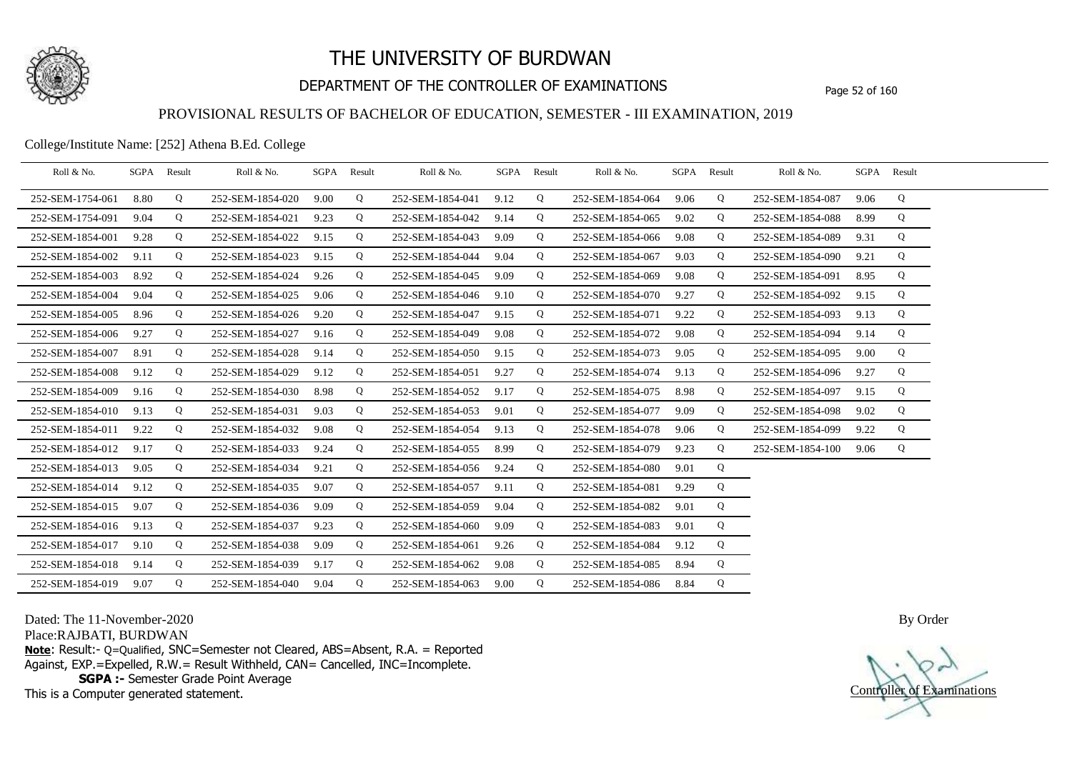# THE UNIVERSITY OF BURDWAN

## DEPARTMENT OF THE CONTROLLER OF EXAMINATIONS

### PROVISIONAL RESULTS OF BACHELOR OF EDUCATION, SEMESTER - III EXAMINATION, 2019

College/Institute Name: [252] Athena B.Ed. College

| Roll & No. | SGPA | Result | Roll & No. | SGPA | Result | Roll & No. | SGPA | Result | Roll & No. | SGPA | Result | Roll & No. | SGPA | Result |
|---|---|---|---|---|---|---|---|---|---|---|---|---|---|---|
| 252-SEM-1754-061 | 8.80 | Q | 252-SEM-1854-020 | 9.00 | Q | 252-SEM-1854-041 | 9.12 | Q | 252-SEM-1854-064 | 9.06 | Q | 252-SEM-1854-087 | 9.06 | Q |
| 252-SEM-1754-091 | 9.04 | Q | 252-SEM-1854-021 | 9.23 | Q | 252-SEM-1854-042 | 9.14 | Q | 252-SEM-1854-065 | 9.02 | Q | 252-SEM-1854-088 | 8.99 | Q |
| 252-SEM-1854-001 | 9.28 | Q | 252-SEM-1854-022 | 9.15 | Q | 252-SEM-1854-043 | 9.09 | Q | 252-SEM-1854-066 | 9.08 | Q | 252-SEM-1854-089 | 9.31 | Q |
| 252-SEM-1854-002 | 9.11 | Q | 252-SEM-1854-023 | 9.15 | Q | 252-SEM-1854-044 | 9.04 | Q | 252-SEM-1854-067 | 9.03 | Q | 252-SEM-1854-090 | 9.21 | Q |
| 252-SEM-1854-003 | 8.92 | Q | 252-SEM-1854-024 | 9.26 | Q | 252-SEM-1854-045 | 9.09 | Q | 252-SEM-1854-069 | 9.08 | Q | 252-SEM-1854-091 | 8.95 | Q |
| 252-SEM-1854-004 | 9.04 | Q | 252-SEM-1854-025 | 9.06 | Q | 252-SEM-1854-046 | 9.10 | Q | 252-SEM-1854-070 | 9.27 | Q | 252-SEM-1854-092 | 9.15 | Q |
| 252-SEM-1854-005 | 8.96 | Q | 252-SEM-1854-026 | 9.20 | Q | 252-SEM-1854-047 | 9.15 | Q | 252-SEM-1854-071 | 9.22 | Q | 252-SEM-1854-093 | 9.13 | Q |
| 252-SEM-1854-006 | 9.27 | Q | 252-SEM-1854-027 | 9.16 | Q | 252-SEM-1854-049 | 9.08 | Q | 252-SEM-1854-072 | 9.08 | Q | 252-SEM-1854-094 | 9.14 | Q |
| 252-SEM-1854-007 | 8.91 | Q | 252-SEM-1854-028 | 9.14 | Q | 252-SEM-1854-050 | 9.15 | Q | 252-SEM-1854-073 | 9.05 | Q | 252-SEM-1854-095 | 9.00 | Q |
| 252-SEM-1854-008 | 9.12 | Q | 252-SEM-1854-029 | 9.12 | Q | 252-SEM-1854-051 | 9.27 | Q | 252-SEM-1854-074 | 9.13 | Q | 252-SEM-1854-096 | 9.27 | Q |
| 252-SEM-1854-009 | 9.16 | Q | 252-SEM-1854-030 | 8.98 | Q | 252-SEM-1854-052 | 9.17 | Q | 252-SEM-1854-075 | 8.98 | Q | 252-SEM-1854-097 | 9.15 | Q |
| 252-SEM-1854-010 | 9.13 | Q | 252-SEM-1854-031 | 9.03 | Q | 252-SEM-1854-053 | 9.01 | Q | 252-SEM-1854-077 | 9.09 | Q | 252-SEM-1854-098 | 9.02 | Q |
| 252-SEM-1854-011 | 9.22 | Q | 252-SEM-1854-032 | 9.08 | Q | 252-SEM-1854-054 | 9.13 | Q | 252-SEM-1854-078 | 9.06 | Q | 252-SEM-1854-099 | 9.22 | Q |
| 252-SEM-1854-012 | 9.17 | Q | 252-SEM-1854-033 | 9.24 | Q | 252-SEM-1854-055 | 8.99 | Q | 252-SEM-1854-079 | 9.23 | Q | 252-SEM-1854-100 | 9.06 | Q |
| 252-SEM-1854-013 | 9.05 | Q | 252-SEM-1854-034 | 9.21 | Q | 252-SEM-1854-056 | 9.24 | Q | 252-SEM-1854-080 | 9.01 | Q | | | |
| 252-SEM-1854-014 | 9.12 | Q | 252-SEM-1854-035 | 9.07 | Q | 252-SEM-1854-057 | 9.11 | Q | 252-SEM-1854-081 | 9.29 | Q | | | |
| 252-SEM-1854-015 | 9.07 | Q | 252-SEM-1854-036 | 9.09 | Q | 252-SEM-1854-059 | 9.04 | Q | 252-SEM-1854-082 | 9.01 | Q | | | |
| 252-SEM-1854-016 | 9.13 | Q | 252-SEM-1854-037 | 9.23 | Q | 252-SEM-1854-060 | 9.09 | Q | 252-SEM-1854-083 | 9.01 | Q | | | |
| 252-SEM-1854-017 | 9.10 | Q | 252-SEM-1854-038 | 9.09 | Q | 252-SEM-1854-061 | 9.26 | Q | 252-SEM-1854-084 | 9.12 | Q | | | |
| 252-SEM-1854-018 | 9.14 | Q | 252-SEM-1854-039 | 9.17 | Q | 252-SEM-1854-062 | 9.08 | Q | 252-SEM-1854-085 | 8.94 | Q | | | |
| 252-SEM-1854-019 | 9.07 | Q | 252-SEM-1854-040 | 9.04 | Q | 252-SEM-1854-063 | 9.00 | Q | 252-SEM-1854-086 | 8.84 | Q | | | |

Dated: The 11-November-2020

Place:RAJBATI, BURDWAN

**Note**: Result:- Q=Qualified, SNC=Semester not Cleared, ABS=Absent, R.A. = Reported Against, EXP.=Expelled, R.W.= Result Withheld, CAN= Cancelled, INC=Incomplete.

**SGPA :-** Semester Grade Point Average

This is a Computer generated statement.

By Order

Controller of Examinations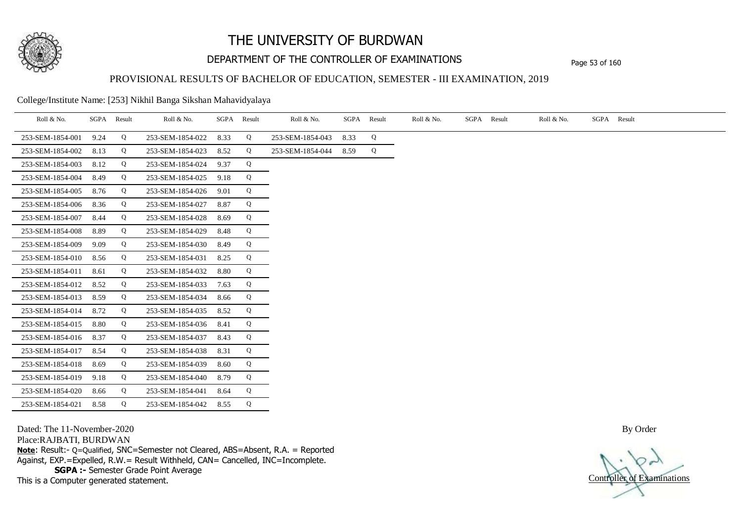# THE UNIVERSITY OF BURDWAN

## DEPARTMENT OF THE CONTROLLER OF EXAMINATIONS

### PROVISIONAL RESULTS OF BACHELOR OF EDUCATION, SEMESTER - III EXAMINATION, 2019

College/Institute Name: [253] Nikhil Banga Sikshan Mahavidyalaya

| Roll & No. | SGPA | Result | Roll & No. | SGPA | Result | Roll & No. | SGPA | Result | Roll & No. | SGPA | Result | Roll & No. | SGPA | Result |
|---|---|---|---|---|---|---|---|---|---|---|---|---|---|---|
| 253-SEM-1854-001 | 9.24 | Q | 253-SEM-1854-022 | 8.33 | Q | 253-SEM-1854-043 | 8.33 | Q | | | | | | |
| 253-SEM-1854-002 | 8.13 | Q | 253-SEM-1854-023 | 8.52 | Q | 253-SEM-1854-044 | 8.59 | Q | | | | | | |
| 253-SEM-1854-003 | 8.12 | Q | 253-SEM-1854-024 | 9.37 | Q | | | | | | | | | |
| 253-SEM-1854-004 | 8.49 | Q | 253-SEM-1854-025 | 9.18 | Q | | | | | | | | | |
| 253-SEM-1854-005 | 8.76 | Q | 253-SEM-1854-026 | 9.01 | Q | | | | | | | | | |
| 253-SEM-1854-006 | 8.36 | Q | 253-SEM-1854-027 | 8.87 | Q | | | | | | | | | |
| 253-SEM-1854-007 | 8.44 | Q | 253-SEM-1854-028 | 8.69 | Q | | | | | | | | | |
| 253-SEM-1854-008 | 8.89 | Q | 253-SEM-1854-029 | 8.48 | Q | | | | | | | | | |
| 253-SEM-1854-009 | 9.09 | Q | 253-SEM-1854-030 | 8.49 | Q | | | | | | | | | |
| 253-SEM-1854-010 | 8.56 | Q | 253-SEM-1854-031 | 8.25 | Q | | | | | | | | | |
| 253-SEM-1854-011 | 8.61 | Q | 253-SEM-1854-032 | 8.80 | Q | | | | | | | | | |
| 253-SEM-1854-012 | 8.52 | Q | 253-SEM-1854-033 | 7.63 | Q | | | | | | | | | |
| 253-SEM-1854-013 | 8.59 | Q | 253-SEM-1854-034 | 8.66 | Q | | | | | | | | | |
| 253-SEM-1854-014 | 8.72 | Q | 253-SEM-1854-035 | 8.52 | Q | | | | | | | | | |
| 253-SEM-1854-015 | 8.80 | Q | 253-SEM-1854-036 | 8.41 | Q | | | | | | | | | |
| 253-SEM-1854-016 | 8.37 | Q | 253-SEM-1854-037 | 8.43 | Q | | | | | | | | | |
| 253-SEM-1854-017 | 8.54 | Q | 253-SEM-1854-038 | 8.31 | Q | | | | | | | | | |
| 253-SEM-1854-018 | 8.69 | Q | 253-SEM-1854-039 | 8.60 | Q | | | | | | | | | |
| 253-SEM-1854-019 | 9.18 | Q | 253-SEM-1854-040 | 8.79 | Q | | | | | | | | | |
| 253-SEM-1854-020 | 8.66 | Q | 253-SEM-1854-041 | 8.64 | Q | | | | | | | | | |
| 253-SEM-1854-021 | 8.58 | Q | 253-SEM-1854-042 | 8.55 | Q | | | | | | | | | |

Dated: The 11-November-2020

Place:RAJBATI, BURDWAN

**Note**: Result:- Q=Qualified, SNC=Semester not Cleared, ABS=Absent, R.A. = Reported Against, EXP.=Expelled, R.W.= Result Withheld, CAN= Cancelled, INC=Incomplete.

**SGPA :-** Semester Grade Point Average

This is a Computer generated statement.

By Order

Controller of Examinations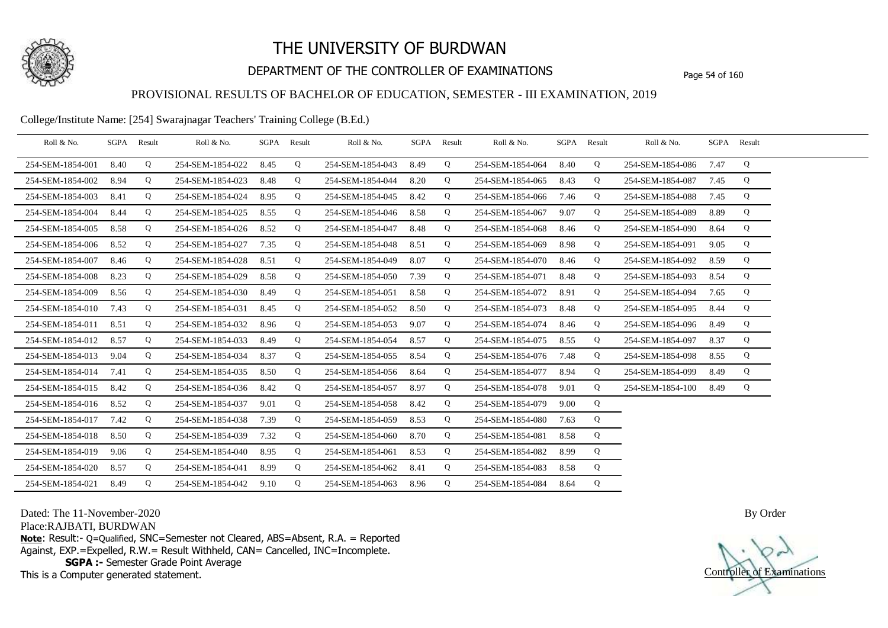# THE UNIVERSITY OF BURDWAN

## DEPARTMENT OF THE CONTROLLER OF EXAMINATIONS

### PROVISIONAL RESULTS OF BACHELOR OF EDUCATION, SEMESTER - III EXAMINATION, 2019

College/Institute Name: [254] Swarajnagar Teachers' Training College (B.Ed.)

| Roll & No. | SGPA | Result | Roll & No. | SGPA | Result | Roll & No. | SGPA | Result | Roll & No. | SGPA | Result | Roll & No. | SGPA | Result |
|---|---|---|---|---|---|---|---|---|---|---|---|---|---|---|
| 254-SEM-1854-001 | 8.40 | Q | 254-SEM-1854-022 | 8.45 | Q | 254-SEM-1854-043 | 8.49 | Q | 254-SEM-1854-064 | 8.40 | Q | 254-SEM-1854-086 | 7.47 | Q |
| 254-SEM-1854-002 | 8.94 | Q | 254-SEM-1854-023 | 8.48 | Q | 254-SEM-1854-044 | 8.20 | Q | 254-SEM-1854-065 | 8.43 | Q | 254-SEM-1854-087 | 7.45 | Q |
| 254-SEM-1854-003 | 8.41 | Q | 254-SEM-1854-024 | 8.95 | Q | 254-SEM-1854-045 | 8.42 | Q | 254-SEM-1854-066 | 7.46 | Q | 254-SEM-1854-088 | 7.45 | Q |
| 254-SEM-1854-004 | 8.44 | Q | 254-SEM-1854-025 | 8.55 | Q | 254-SEM-1854-046 | 8.58 | Q | 254-SEM-1854-067 | 9.07 | Q | 254-SEM-1854-089 | 8.89 | Q |
| 254-SEM-1854-005 | 8.58 | Q | 254-SEM-1854-026 | 8.52 | Q | 254-SEM-1854-047 | 8.48 | Q | 254-SEM-1854-068 | 8.46 | Q | 254-SEM-1854-090 | 8.64 | Q |
| 254-SEM-1854-006 | 8.52 | Q | 254-SEM-1854-027 | 7.35 | Q | 254-SEM-1854-048 | 8.51 | Q | 254-SEM-1854-069 | 8.98 | Q | 254-SEM-1854-091 | 9.05 | Q |
| 254-SEM-1854-007 | 8.46 | Q | 254-SEM-1854-028 | 8.51 | Q | 254-SEM-1854-049 | 8.07 | Q | 254-SEM-1854-070 | 8.46 | Q | 254-SEM-1854-092 | 8.59 | Q |
| 254-SEM-1854-008 | 8.23 | Q | 254-SEM-1854-029 | 8.58 | Q | 254-SEM-1854-050 | 7.39 | Q | 254-SEM-1854-071 | 8.48 | Q | 254-SEM-1854-093 | 8.54 | Q |
| 254-SEM-1854-009 | 8.56 | Q | 254-SEM-1854-030 | 8.49 | Q | 254-SEM-1854-051 | 8.58 | Q | 254-SEM-1854-072 | 8.91 | Q | 254-SEM-1854-094 | 7.65 | Q |
| 254-SEM-1854-010 | 7.43 | Q | 254-SEM-1854-031 | 8.45 | Q | 254-SEM-1854-052 | 8.50 | Q | 254-SEM-1854-073 | 8.48 | Q | 254-SEM-1854-095 | 8.44 | Q |
| 254-SEM-1854-011 | 8.51 | Q | 254-SEM-1854-032 | 8.96 | Q | 254-SEM-1854-053 | 9.07 | Q | 254-SEM-1854-074 | 8.46 | Q | 254-SEM-1854-096 | 8.49 | Q |
| 254-SEM-1854-012 | 8.57 | Q | 254-SEM-1854-033 | 8.49 | Q | 254-SEM-1854-054 | 8.57 | Q | 254-SEM-1854-075 | 8.55 | Q | 254-SEM-1854-097 | 8.37 | Q |
| 254-SEM-1854-013 | 9.04 | Q | 254-SEM-1854-034 | 8.37 | Q | 254-SEM-1854-055 | 8.54 | Q | 254-SEM-1854-076 | 7.48 | Q | 254-SEM-1854-098 | 8.55 | Q |
| 254-SEM-1854-014 | 7.41 | Q | 254-SEM-1854-035 | 8.50 | Q | 254-SEM-1854-056 | 8.64 | Q | 254-SEM-1854-077 | 8.94 | Q | 254-SEM-1854-099 | 8.49 | Q |
| 254-SEM-1854-015 | 8.42 | Q | 254-SEM-1854-036 | 8.42 | Q | 254-SEM-1854-057 | 8.97 | Q | 254-SEM-1854-078 | 9.01 | Q | 254-SEM-1854-100 | 8.49 | Q |
| 254-SEM-1854-016 | 8.52 | Q | 254-SEM-1854-037 | 9.01 | Q | 254-SEM-1854-058 | 8.42 | Q | 254-SEM-1854-079 | 9.00 | Q | | | |
| 254-SEM-1854-017 | 7.42 | Q | 254-SEM-1854-038 | 7.39 | Q | 254-SEM-1854-059 | 8.53 | Q | 254-SEM-1854-080 | 7.63 | Q | | | |
| 254-SEM-1854-018 | 8.50 | Q | 254-SEM-1854-039 | 7.32 | Q | 254-SEM-1854-060 | 8.70 | Q | 254-SEM-1854-081 | 8.58 | Q | | | |
| 254-SEM-1854-019 | 9.06 | Q | 254-SEM-1854-040 | 8.95 | Q | 254-SEM-1854-061 | 8.53 | Q | 254-SEM-1854-082 | 8.99 | Q | | | |
| 254-SEM-1854-020 | 8.57 | Q | 254-SEM-1854-041 | 8.99 | Q | 254-SEM-1854-062 | 8.41 | Q | 254-SEM-1854-083 | 8.58 | Q | | | |
| 254-SEM-1854-021 | 8.49 | Q | 254-SEM-1854-042 | 9.10 | Q | 254-SEM-1854-063 | 8.96 | Q | 254-SEM-1854-084 | 8.64 | Q | | | |

Dated: The 11-November-2020

Place:RAJBATI, BURDWAN

**Note**: Result:- Q=Qualified, SNC=Semester not Cleared, ABS=Absent, R.A. = Reported Against, EXP.=Expelled, R.W.= Result Withheld, CAN= Cancelled, INC=Incomplete.

**SGPA :-** Semester Grade Point Average

This is a Computer generated statement.

By Order

Controller of Examinations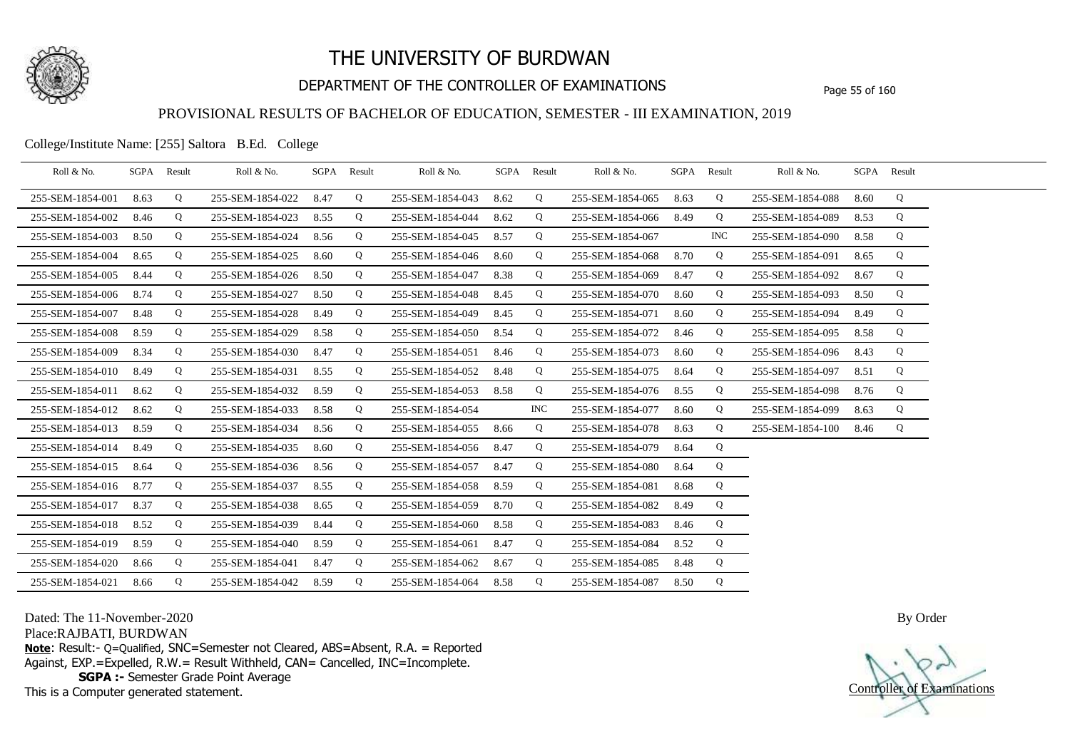# THE UNIVERSITY OF BURDWAN

## DEPARTMENT OF THE CONTROLLER OF EXAMINATIONS

### PROVISIONAL RESULTS OF BACHELOR OF EDUCATION, SEMESTER - III EXAMINATION, 2019

College/Institute Name: [255] Saltora B.Ed. College

| Roll & No. | SGPA | Result | Roll & No. | SGPA | Result | Roll & No. | SGPA | Result | Roll & No. | SGPA | Result | Roll & No. | SGPA | Result |
|---|---|---|---|---|---|---|---|---|---|---|---|---|---|---|
| 255-SEM-1854-001 | 8.63 | Q | 255-SEM-1854-022 | 8.47 | Q | 255-SEM-1854-043 | 8.62 | Q | 255-SEM-1854-065 | 8.63 | Q | 255-SEM-1854-088 | 8.60 | Q |
| 255-SEM-1854-002 | 8.46 | Q | 255-SEM-1854-023 | 8.55 | Q | 255-SEM-1854-044 | 8.62 | Q | 255-SEM-1854-066 | 8.49 | Q | 255-SEM-1854-089 | 8.53 | Q |
| 255-SEM-1854-003 | 8.50 | Q | 255-SEM-1854-024 | 8.56 | Q | 255-SEM-1854-045 | 8.57 | Q | 255-SEM-1854-067 | | INC | 255-SEM-1854-090 | 8.58 | Q |
| 255-SEM-1854-004 | 8.65 | Q | 255-SEM-1854-025 | 8.60 | Q | 255-SEM-1854-046 | 8.60 | Q | 255-SEM-1854-068 | 8.70 | Q | 255-SEM-1854-091 | 8.65 | Q |
| 255-SEM-1854-005 | 8.44 | Q | 255-SEM-1854-026 | 8.50 | Q | 255-SEM-1854-047 | 8.38 | Q | 255-SEM-1854-069 | 8.47 | Q | 255-SEM-1854-092 | 8.67 | Q |
| 255-SEM-1854-006 | 8.74 | Q | 255-SEM-1854-027 | 8.50 | Q | 255-SEM-1854-048 | 8.45 | Q | 255-SEM-1854-070 | 8.60 | Q | 255-SEM-1854-093 | 8.50 | Q |
| 255-SEM-1854-007 | 8.48 | Q | 255-SEM-1854-028 | 8.49 | Q | 255-SEM-1854-049 | 8.45 | Q | 255-SEM-1854-071 | 8.60 | Q | 255-SEM-1854-094 | 8.49 | Q |
| 255-SEM-1854-008 | 8.59 | Q | 255-SEM-1854-029 | 8.58 | Q | 255-SEM-1854-050 | 8.54 | Q | 255-SEM-1854-072 | 8.46 | Q | 255-SEM-1854-095 | 8.58 | Q |
| 255-SEM-1854-009 | 8.34 | Q | 255-SEM-1854-030 | 8.47 | Q | 255-SEM-1854-051 | 8.46 | Q | 255-SEM-1854-073 | 8.60 | Q | 255-SEM-1854-096 | 8.43 | Q |
| 255-SEM-1854-010 | 8.49 | Q | 255-SEM-1854-031 | 8.55 | Q | 255-SEM-1854-052 | 8.48 | Q | 255-SEM-1854-075 | 8.64 | Q | 255-SEM-1854-097 | 8.51 | Q |
| 255-SEM-1854-011 | 8.62 | Q | 255-SEM-1854-032 | 8.59 | Q | 255-SEM-1854-053 | 8.58 | Q | 255-SEM-1854-076 | 8.55 | Q | 255-SEM-1854-098 | 8.76 | Q |
| 255-SEM-1854-012 | 8.62 | Q | 255-SEM-1854-033 | 8.58 | Q | 255-SEM-1854-054 | | INC | 255-SEM-1854-077 | 8.60 | Q | 255-SEM-1854-099 | 8.63 | Q |
| 255-SEM-1854-013 | 8.59 | Q | 255-SEM-1854-034 | 8.56 | Q | 255-SEM-1854-055 | 8.66 | Q | 255-SEM-1854-078 | 8.63 | Q | 255-SEM-1854-100 | 8.46 | Q |
| 255-SEM-1854-014 | 8.49 | Q | 255-SEM-1854-035 | 8.60 | Q | 255-SEM-1854-056 | 8.47 | Q | 255-SEM-1854-079 | 8.64 | Q | | | |
| 255-SEM-1854-015 | 8.64 | Q | 255-SEM-1854-036 | 8.56 | Q | 255-SEM-1854-057 | 8.47 | Q | 255-SEM-1854-080 | 8.64 | Q | | | |
| 255-SEM-1854-016 | 8.77 | Q | 255-SEM-1854-037 | 8.55 | Q | 255-SEM-1854-058 | 8.59 | Q | 255-SEM-1854-081 | 8.68 | Q | | | |
| 255-SEM-1854-017 | 8.37 | Q | 255-SEM-1854-038 | 8.65 | Q | 255-SEM-1854-059 | 8.70 | Q | 255-SEM-1854-082 | 8.49 | Q | | | |
| 255-SEM-1854-018 | 8.52 | Q | 255-SEM-1854-039 | 8.44 | Q | 255-SEM-1854-060 | 8.58 | Q | 255-SEM-1854-083 | 8.46 | Q | | | |
| 255-SEM-1854-019 | 8.59 | Q | 255-SEM-1854-040 | 8.59 | Q | 255-SEM-1854-061 | 8.47 | Q | 255-SEM-1854-084 | 8.52 | Q | | | |
| 255-SEM-1854-020 | 8.66 | Q | 255-SEM-1854-041 | 8.47 | Q | 255-SEM-1854-062 | 8.67 | Q | 255-SEM-1854-085 | 8.48 | Q | | | |
| 255-SEM-1854-021 | 8.66 | Q | 255-SEM-1854-042 | 8.59 | Q | 255-SEM-1854-064 | 8.58 | Q | 255-SEM-1854-087 | 8.50 | Q | | | |

Dated: The 11-November-2020

Place:RAJBATI, BURDWAN

**Note**: Result:- Q=Qualified, SNC=Semester not Cleared, ABS=Absent, R.A. = Reported Against, EXP.=Expelled, R.W.= Result Withheld, CAN= Cancelled, INC=Incomplete.

**SGPA :-** Semester Grade Point Average

This is a Computer generated statement.

By Order

Controller of Examinations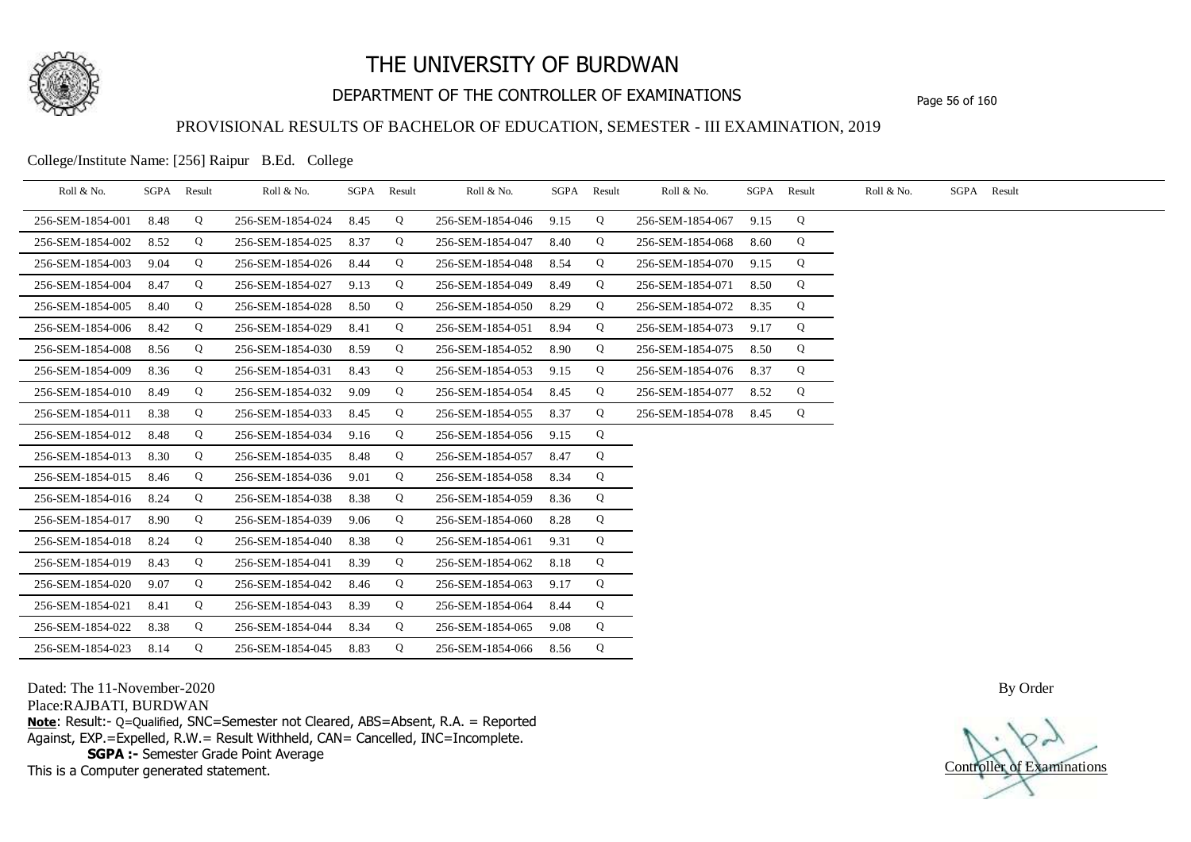# THE UNIVERSITY OF BURDWAN

## DEPARTMENT OF THE CONTROLLER OF EXAMINATIONS

### PROVISIONAL RESULTS OF BACHELOR OF EDUCATION, SEMESTER - III EXAMINATION, 2019

College/Institute Name: [256] Raipur B.Ed. College

| Roll & No. | SGPA | Result | Roll & No. | SGPA | Result | Roll & No. | SGPA | Result | Roll & No. | SGPA | Result | Roll & No. | SGPA | Result |
|---|---|---|---|---|---|---|---|---|---|---|---|---|---|---|
| 256-SEM-1854-001 | 8.48 | Q | 256-SEM-1854-024 | 8.45 | Q | 256-SEM-1854-046 | 9.15 | Q | 256-SEM-1854-067 | 9.15 | Q | | | |
| 256-SEM-1854-002 | 8.52 | Q | 256-SEM-1854-025 | 8.37 | Q | 256-SEM-1854-047 | 8.40 | Q | 256-SEM-1854-068 | 8.60 | Q | | | |
| 256-SEM-1854-003 | 9.04 | Q | 256-SEM-1854-026 | 8.44 | Q | 256-SEM-1854-048 | 8.54 | Q | 256-SEM-1854-070 | 9.15 | Q | | | |
| 256-SEM-1854-004 | 8.47 | Q | 256-SEM-1854-027 | 9.13 | Q | 256-SEM-1854-049 | 8.49 | Q | 256-SEM-1854-071 | 8.50 | Q | | | |
| 256-SEM-1854-005 | 8.40 | Q | 256-SEM-1854-028 | 8.50 | Q | 256-SEM-1854-050 | 8.29 | Q | 256-SEM-1854-072 | 8.35 | Q | | | |
| 256-SEM-1854-006 | 8.42 | Q | 256-SEM-1854-029 | 8.41 | Q | 256-SEM-1854-051 | 8.94 | Q | 256-SEM-1854-073 | 9.17 | Q | | | |
| 256-SEM-1854-008 | 8.56 | Q | 256-SEM-1854-030 | 8.59 | Q | 256-SEM-1854-052 | 8.90 | Q | 256-SEM-1854-075 | 8.50 | Q | | | |
| 256-SEM-1854-009 | 8.36 | Q | 256-SEM-1854-031 | 8.43 | Q | 256-SEM-1854-053 | 9.15 | Q | 256-SEM-1854-076 | 8.37 | Q | | | |
| 256-SEM-1854-010 | 8.49 | Q | 256-SEM-1854-032 | 9.09 | Q | 256-SEM-1854-054 | 8.45 | Q | 256-SEM-1854-077 | 8.52 | Q | | | |
| 256-SEM-1854-011 | 8.38 | Q | 256-SEM-1854-033 | 8.45 | Q | 256-SEM-1854-055 | 8.37 | Q | 256-SEM-1854-078 | 8.45 | Q | | | |
| 256-SEM-1854-012 | 8.48 | Q | 256-SEM-1854-034 | 9.16 | Q | 256-SEM-1854-056 | 9.15 | Q | | | | | | |
| 256-SEM-1854-013 | 8.30 | Q | 256-SEM-1854-035 | 8.48 | Q | 256-SEM-1854-057 | 8.47 | Q | | | | | | |
| 256-SEM-1854-015 | 8.46 | Q | 256-SEM-1854-036 | 9.01 | Q | 256-SEM-1854-058 | 8.34 | Q | | | | | | |
| 256-SEM-1854-016 | 8.24 | Q | 256-SEM-1854-038 | 8.38 | Q | 256-SEM-1854-059 | 8.36 | Q | | | | | | |
| 256-SEM-1854-017 | 8.90 | Q | 256-SEM-1854-039 | 9.06 | Q | 256-SEM-1854-060 | 8.28 | Q | | | | | | |
| 256-SEM-1854-018 | 8.24 | Q | 256-SEM-1854-040 | 8.38 | Q | 256-SEM-1854-061 | 9.31 | Q | | | | | | |
| 256-SEM-1854-019 | 8.43 | Q | 256-SEM-1854-041 | 8.39 | Q | 256-SEM-1854-062 | 8.18 | Q | | | | | | |
| 256-SEM-1854-020 | 9.07 | Q | 256-SEM-1854-042 | 8.46 | Q | 256-SEM-1854-063 | 9.17 | Q | | | | | | |
| 256-SEM-1854-021 | 8.41 | Q | 256-SEM-1854-043 | 8.39 | Q | 256-SEM-1854-064 | 8.44 | Q | | | | | | |
| 256-SEM-1854-022 | 8.38 | Q | 256-SEM-1854-044 | 8.34 | Q | 256-SEM-1854-065 | 9.08 | Q | | | | | | |
| 256-SEM-1854-023 | 8.14 | Q | 256-SEM-1854-045 | 8.83 | Q | 256-SEM-1854-066 | 8.56 | Q | | | | | | |

Dated: The 11-November-2020

Place:RAJBATI, BURDWAN

**Note**: Result:- Q=Qualified, SNC=Semester not Cleared, ABS=Absent, R.A. = Reported Against, EXP.=Expelled, R.W.= Result Withheld, CAN= Cancelled, INC=Incomplete.

**SGPA :-** Semester Grade Point Average

This is a Computer generated statement.

By Order

Controller of Examinations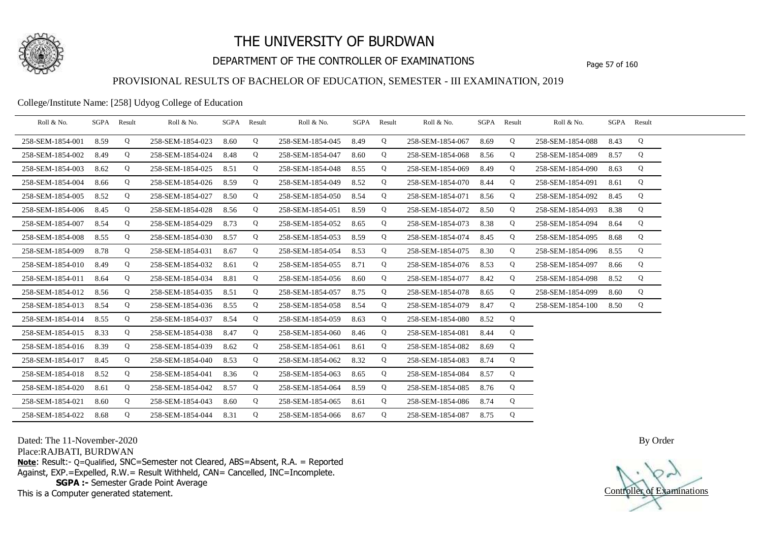# THE UNIVERSITY OF BURDWAN

## DEPARTMENT OF THE CONTROLLER OF EXAMINATIONS

### PROVISIONAL RESULTS OF BACHELOR OF EDUCATION, SEMESTER - III EXAMINATION, 2019

College/Institute Name: [258] Udyog College of Education

| Roll & No. | SGPA | Result | Roll & No. | SGPA | Result | Roll & No. | SGPA | Result | Roll & No. | SGPA | Result | Roll & No. | SGPA | Result |
|---|---|---|---|---|---|---|---|---|---|---|---|---|---|---|
| 258-SEM-1854-001 | 8.59 | Q | 258-SEM-1854-023 | 8.60 | Q | 258-SEM-1854-045 | 8.49 | Q | 258-SEM-1854-067 | 8.69 | Q | 258-SEM-1854-088 | 8.43 | Q |
| 258-SEM-1854-002 | 8.49 | Q | 258-SEM-1854-024 | 8.48 | Q | 258-SEM-1854-047 | 8.60 | Q | 258-SEM-1854-068 | 8.56 | Q | 258-SEM-1854-089 | 8.57 | Q |
| 258-SEM-1854-003 | 8.62 | Q | 258-SEM-1854-025 | 8.51 | Q | 258-SEM-1854-048 | 8.55 | Q | 258-SEM-1854-069 | 8.49 | Q | 258-SEM-1854-090 | 8.63 | Q |
| 258-SEM-1854-004 | 8.66 | Q | 258-SEM-1854-026 | 8.59 | Q | 258-SEM-1854-049 | 8.52 | Q | 258-SEM-1854-070 | 8.44 | Q | 258-SEM-1854-091 | 8.61 | Q |
| 258-SEM-1854-005 | 8.52 | Q | 258-SEM-1854-027 | 8.50 | Q | 258-SEM-1854-050 | 8.54 | Q | 258-SEM-1854-071 | 8.56 | Q | 258-SEM-1854-092 | 8.45 | Q |
| 258-SEM-1854-006 | 8.45 | Q | 258-SEM-1854-028 | 8.56 | Q | 258-SEM-1854-051 | 8.59 | Q | 258-SEM-1854-072 | 8.50 | Q | 258-SEM-1854-093 | 8.38 | Q |
| 258-SEM-1854-007 | 8.54 | Q | 258-SEM-1854-029 | 8.73 | Q | 258-SEM-1854-052 | 8.65 | Q | 258-SEM-1854-073 | 8.38 | Q | 258-SEM-1854-094 | 8.64 | Q |
| 258-SEM-1854-008 | 8.55 | Q | 258-SEM-1854-030 | 8.57 | Q | 258-SEM-1854-053 | 8.59 | Q | 258-SEM-1854-074 | 8.45 | Q | 258-SEM-1854-095 | 8.68 | Q |
| 258-SEM-1854-009 | 8.78 | Q | 258-SEM-1854-031 | 8.67 | Q | 258-SEM-1854-054 | 8.53 | Q | 258-SEM-1854-075 | 8.30 | Q | 258-SEM-1854-096 | 8.55 | Q |
| 258-SEM-1854-010 | 8.49 | Q | 258-SEM-1854-032 | 8.61 | Q | 258-SEM-1854-055 | 8.71 | Q | 258-SEM-1854-076 | 8.53 | Q | 258-SEM-1854-097 | 8.66 | Q |
| 258-SEM-1854-011 | 8.64 | Q | 258-SEM-1854-034 | 8.81 | Q | 258-SEM-1854-056 | 8.60 | Q | 258-SEM-1854-077 | 8.42 | Q | 258-SEM-1854-098 | 8.52 | Q |
| 258-SEM-1854-012 | 8.56 | Q | 258-SEM-1854-035 | 8.51 | Q | 258-SEM-1854-057 | 8.75 | Q | 258-SEM-1854-078 | 8.65 | Q | 258-SEM-1854-099 | 8.60 | Q |
| 258-SEM-1854-013 | 8.54 | Q | 258-SEM-1854-036 | 8.55 | Q | 258-SEM-1854-058 | 8.54 | Q | 258-SEM-1854-079 | 8.47 | Q | 258-SEM-1854-100 | 8.50 | Q |
| 258-SEM-1854-014 | 8.55 | Q | 258-SEM-1854-037 | 8.54 | Q | 258-SEM-1854-059 | 8.63 | Q | 258-SEM-1854-080 | 8.52 | Q | | | |
| 258-SEM-1854-015 | 8.33 | Q | 258-SEM-1854-038 | 8.47 | Q | 258-SEM-1854-060 | 8.46 | Q | 258-SEM-1854-081 | 8.44 | Q | | | |
| 258-SEM-1854-016 | 8.39 | Q | 258-SEM-1854-039 | 8.62 | Q | 258-SEM-1854-061 | 8.61 | Q | 258-SEM-1854-082 | 8.69 | Q | | | |
| 258-SEM-1854-017 | 8.45 | Q | 258-SEM-1854-040 | 8.53 | Q | 258-SEM-1854-062 | 8.32 | Q | 258-SEM-1854-083 | 8.74 | Q | | | |
| 258-SEM-1854-018 | 8.52 | Q | 258-SEM-1854-041 | 8.36 | Q | 258-SEM-1854-063 | 8.65 | Q | 258-SEM-1854-084 | 8.57 | Q | | | |
| 258-SEM-1854-020 | 8.61 | Q | 258-SEM-1854-042 | 8.57 | Q | 258-SEM-1854-064 | 8.59 | Q | 258-SEM-1854-085 | 8.76 | Q | | | |
| 258-SEM-1854-021 | 8.60 | Q | 258-SEM-1854-043 | 8.60 | Q | 258-SEM-1854-065 | 8.61 | Q | 258-SEM-1854-086 | 8.74 | Q | | | |
| 258-SEM-1854-022 | 8.68 | Q | 258-SEM-1854-044 | 8.31 | Q | 258-SEM-1854-066 | 8.67 | Q | 258-SEM-1854-087 | 8.75 | Q | | | |

Dated: The 11-November-2020

Place:RAJBATI, BURDWAN

**Note**: Result:- Q=Qualified, SNC=Semester not Cleared, ABS=Absent, R.A. = Reported Against, EXP.=Expelled, R.W.= Result Withheld, CAN= Cancelled, INC=Incomplete.

**SGPA :-** Semester Grade Point Average

This is a Computer generated statement.

By Order

Controller of Examinations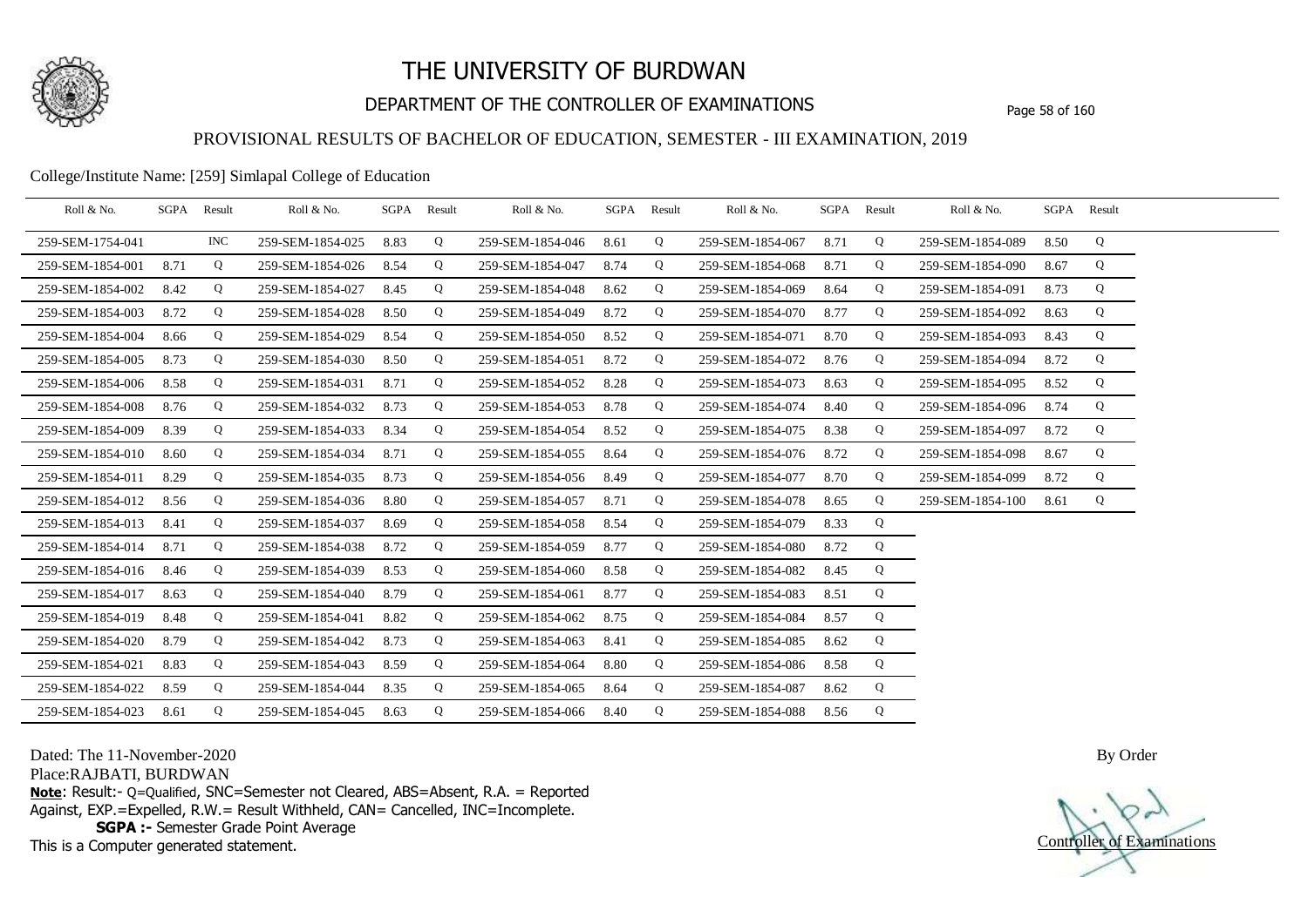# THE UNIVERSITY OF BURDWAN

## DEPARTMENT OF THE CONTROLLER OF EXAMINATIONS

### PROVISIONAL RESULTS OF BACHELOR OF EDUCATION, SEMESTER - III EXAMINATION, 2019

College/Institute Name: [259] Simlapal College of Education

| Roll & No. | SGPA | Result | Roll & No. | SGPA | Result | Roll & No. | SGPA | Result | Roll & No. | SGPA | Result | Roll & No. | SGPA | Result |
|---|---|---|---|---|---|---|---|---|---|---|---|---|---|---|
| 259-SEM-1754-041 | | INC | 259-SEM-1854-025 | 8.83 | Q | 259-SEM-1854-046 | 8.61 | Q | 259-SEM-1854-067 | 8.71 | Q | 259-SEM-1854-089 | 8.50 | Q |
| 259-SEM-1854-001 | 8.71 | Q | 259-SEM-1854-026 | 8.54 | Q | 259-SEM-1854-047 | 8.74 | Q | 259-SEM-1854-068 | 8.71 | Q | 259-SEM-1854-090 | 8.67 | Q |
| 259-SEM-1854-002 | 8.42 | Q | 259-SEM-1854-027 | 8.45 | Q | 259-SEM-1854-048 | 8.62 | Q | 259-SEM-1854-069 | 8.64 | Q | 259-SEM-1854-091 | 8.73 | Q |
| 259-SEM-1854-003 | 8.72 | Q | 259-SEM-1854-028 | 8.50 | Q | 259-SEM-1854-049 | 8.72 | Q | 259-SEM-1854-070 | 8.77 | Q | 259-SEM-1854-092 | 8.63 | Q |
| 259-SEM-1854-004 | 8.66 | Q | 259-SEM-1854-029 | 8.54 | Q | 259-SEM-1854-050 | 8.52 | Q | 259-SEM-1854-071 | 8.70 | Q | 259-SEM-1854-093 | 8.43 | Q |
| 259-SEM-1854-005 | 8.73 | Q | 259-SEM-1854-030 | 8.50 | Q | 259-SEM-1854-051 | 8.72 | Q | 259-SEM-1854-072 | 8.76 | Q | 259-SEM-1854-094 | 8.72 | Q |
| 259-SEM-1854-006 | 8.58 | Q | 259-SEM-1854-031 | 8.71 | Q | 259-SEM-1854-052 | 8.28 | Q | 259-SEM-1854-073 | 8.63 | Q | 259-SEM-1854-095 | 8.52 | Q |
| 259-SEM-1854-008 | 8.76 | Q | 259-SEM-1854-032 | 8.73 | Q | 259-SEM-1854-053 | 8.78 | Q | 259-SEM-1854-074 | 8.40 | Q | 259-SEM-1854-096 | 8.74 | Q |
| 259-SEM-1854-009 | 8.39 | Q | 259-SEM-1854-033 | 8.34 | Q | 259-SEM-1854-054 | 8.52 | Q | 259-SEM-1854-075 | 8.38 | Q | 259-SEM-1854-097 | 8.72 | Q |
| 259-SEM-1854-010 | 8.60 | Q | 259-SEM-1854-034 | 8.71 | Q | 259-SEM-1854-055 | 8.64 | Q | 259-SEM-1854-076 | 8.72 | Q | 259-SEM-1854-098 | 8.67 | Q |
| 259-SEM-1854-011 | 8.29 | Q | 259-SEM-1854-035 | 8.73 | Q | 259-SEM-1854-056 | 8.49 | Q | 259-SEM-1854-077 | 8.70 | Q | 259-SEM-1854-099 | 8.72 | Q |
| 259-SEM-1854-012 | 8.56 | Q | 259-SEM-1854-036 | 8.80 | Q | 259-SEM-1854-057 | 8.71 | Q | 259-SEM-1854-078 | 8.65 | Q | 259-SEM-1854-100 | 8.61 | Q |
| 259-SEM-1854-013 | 8.41 | Q | 259-SEM-1854-037 | 8.69 | Q | 259-SEM-1854-058 | 8.54 | Q | 259-SEM-1854-079 | 8.33 | Q | | | |
| 259-SEM-1854-014 | 8.71 | Q | 259-SEM-1854-038 | 8.72 | Q | 259-SEM-1854-059 | 8.77 | Q | 259-SEM-1854-080 | 8.72 | Q | | | |
| 259-SEM-1854-016 | 8.46 | Q | 259-SEM-1854-039 | 8.53 | Q | 259-SEM-1854-060 | 8.58 | Q | 259-SEM-1854-082 | 8.45 | Q | | | |
| 259-SEM-1854-017 | 8.63 | Q | 259-SEM-1854-040 | 8.79 | Q | 259-SEM-1854-061 | 8.77 | Q | 259-SEM-1854-083 | 8.51 | Q | | | |
| 259-SEM-1854-019 | 8.48 | Q | 259-SEM-1854-041 | 8.82 | Q | 259-SEM-1854-062 | 8.75 | Q | 259-SEM-1854-084 | 8.57 | Q | | | |
| 259-SEM-1854-020 | 8.79 | Q | 259-SEM-1854-042 | 8.73 | Q | 259-SEM-1854-063 | 8.41 | Q | 259-SEM-1854-085 | 8.62 | Q | | | |
| 259-SEM-1854-021 | 8.83 | Q | 259-SEM-1854-043 | 8.59 | Q | 259-SEM-1854-064 | 8.80 | Q | 259-SEM-1854-086 | 8.58 | Q | | | |
| 259-SEM-1854-022 | 8.59 | Q | 259-SEM-1854-044 | 8.35 | Q | 259-SEM-1854-065 | 8.64 | Q | 259-SEM-1854-087 | 8.62 | Q | | | |
| 259-SEM-1854-023 | 8.61 | Q | 259-SEM-1854-045 | 8.63 | Q | 259-SEM-1854-066 | 8.40 | Q | 259-SEM-1854-088 | 8.56 | Q | | | |

Dated: The 11-November-2020

Place:RAJBATI, BURDWAN

**Note**: Result:- Q=Qualified, SNC=Semester not Cleared, ABS=Absent, R.A. = Reported Against, EXP.=Expelled, R.W.= Result Withheld, CAN= Cancelled, INC=Incomplete.

**SGPA :-** Semester Grade Point Average

This is a Computer generated statement.

By Order

Controller of Examinations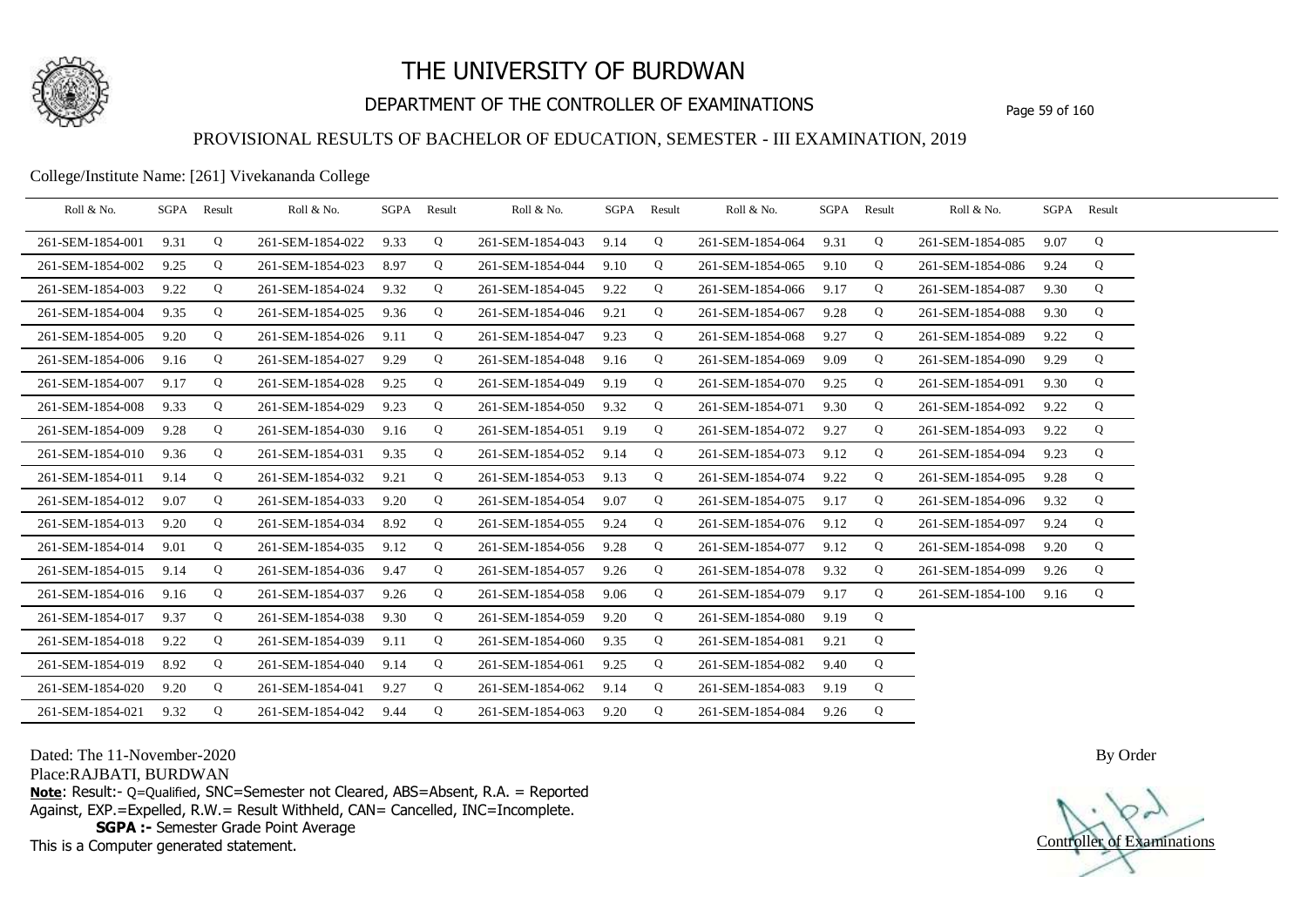# THE UNIVERSITY OF BURDWAN

## DEPARTMENT OF THE CONTROLLER OF EXAMINATIONS

### PROVISIONAL RESULTS OF BACHELOR OF EDUCATION, SEMESTER - III EXAMINATION, 2019

College/Institute Name: [261] Vivekananda College

| Roll & No. | SGPA | Result | Roll & No. | SGPA | Result | Roll & No. | SGPA | Result | Roll & No. | SGPA | Result | Roll & No. | SGPA | Result |
|---|---|---|---|---|---|---|---|---|---|---|---|---|---|---|
| 261-SEM-1854-001 | 9.31 | Q | 261-SEM-1854-022 | 9.33 | Q | 261-SEM-1854-043 | 9.14 | Q | 261-SEM-1854-064 | 9.31 | Q | 261-SEM-1854-085 | 9.07 | Q |
| 261-SEM-1854-002 | 9.25 | Q | 261-SEM-1854-023 | 8.97 | Q | 261-SEM-1854-044 | 9.10 | Q | 261-SEM-1854-065 | 9.10 | Q | 261-SEM-1854-086 | 9.24 | Q |
| 261-SEM-1854-003 | 9.22 | Q | 261-SEM-1854-024 | 9.32 | Q | 261-SEM-1854-045 | 9.22 | Q | 261-SEM-1854-066 | 9.17 | Q | 261-SEM-1854-087 | 9.30 | Q |
| 261-SEM-1854-004 | 9.35 | Q | 261-SEM-1854-025 | 9.36 | Q | 261-SEM-1854-046 | 9.21 | Q | 261-SEM-1854-067 | 9.28 | Q | 261-SEM-1854-088 | 9.30 | Q |
| 261-SEM-1854-005 | 9.20 | Q | 261-SEM-1854-026 | 9.11 | Q | 261-SEM-1854-047 | 9.23 | Q | 261-SEM-1854-068 | 9.27 | Q | 261-SEM-1854-089 | 9.22 | Q |
| 261-SEM-1854-006 | 9.16 | Q | 261-SEM-1854-027 | 9.29 | Q | 261-SEM-1854-048 | 9.16 | Q | 261-SEM-1854-069 | 9.09 | Q | 261-SEM-1854-090 | 9.29 | Q |
| 261-SEM-1854-007 | 9.17 | Q | 261-SEM-1854-028 | 9.25 | Q | 261-SEM-1854-049 | 9.19 | Q | 261-SEM-1854-070 | 9.25 | Q | 261-SEM-1854-091 | 9.30 | Q |
| 261-SEM-1854-008 | 9.33 | Q | 261-SEM-1854-029 | 9.23 | Q | 261-SEM-1854-050 | 9.32 | Q | 261-SEM-1854-071 | 9.30 | Q | 261-SEM-1854-092 | 9.22 | Q |
| 261-SEM-1854-009 | 9.28 | Q | 261-SEM-1854-030 | 9.16 | Q | 261-SEM-1854-051 | 9.19 | Q | 261-SEM-1854-072 | 9.27 | Q | 261-SEM-1854-093 | 9.22 | Q |
| 261-SEM-1854-010 | 9.36 | Q | 261-SEM-1854-031 | 9.35 | Q | 261-SEM-1854-052 | 9.14 | Q | 261-SEM-1854-073 | 9.12 | Q | 261-SEM-1854-094 | 9.23 | Q |
| 261-SEM-1854-011 | 9.14 | Q | 261-SEM-1854-032 | 9.21 | Q | 261-SEM-1854-053 | 9.13 | Q | 261-SEM-1854-074 | 9.22 | Q | 261-SEM-1854-095 | 9.28 | Q |
| 261-SEM-1854-012 | 9.07 | Q | 261-SEM-1854-033 | 9.20 | Q | 261-SEM-1854-054 | 9.07 | Q | 261-SEM-1854-075 | 9.17 | Q | 261-SEM-1854-096 | 9.32 | Q |
| 261-SEM-1854-013 | 9.20 | Q | 261-SEM-1854-034 | 8.92 | Q | 261-SEM-1854-055 | 9.24 | Q | 261-SEM-1854-076 | 9.12 | Q | 261-SEM-1854-097 | 9.24 | Q |
| 261-SEM-1854-014 | 9.01 | Q | 261-SEM-1854-035 | 9.12 | Q | 261-SEM-1854-056 | 9.28 | Q | 261-SEM-1854-077 | 9.12 | Q | 261-SEM-1854-098 | 9.20 | Q |
| 261-SEM-1854-015 | 9.14 | Q | 261-SEM-1854-036 | 9.47 | Q | 261-SEM-1854-057 | 9.26 | Q | 261-SEM-1854-078 | 9.32 | Q | 261-SEM-1854-099 | 9.26 | Q |
| 261-SEM-1854-016 | 9.16 | Q | 261-SEM-1854-037 | 9.26 | Q | 261-SEM-1854-058 | 9.06 | Q | 261-SEM-1854-079 | 9.17 | Q | 261-SEM-1854-100 | 9.16 | Q |
| 261-SEM-1854-017 | 9.37 | Q | 261-SEM-1854-038 | 9.30 | Q | 261-SEM-1854-059 | 9.20 | Q | 261-SEM-1854-080 | 9.19 | Q | | | |
| 261-SEM-1854-018 | 9.22 | Q | 261-SEM-1854-039 | 9.11 | Q | 261-SEM-1854-060 | 9.35 | Q | 261-SEM-1854-081 | 9.21 | Q | | | |
| 261-SEM-1854-019 | 8.92 | Q | 261-SEM-1854-040 | 9.14 | Q | 261-SEM-1854-061 | 9.25 | Q | 261-SEM-1854-082 | 9.40 | Q | | | |
| 261-SEM-1854-020 | 9.20 | Q | 261-SEM-1854-041 | 9.27 | Q | 261-SEM-1854-062 | 9.14 | Q | 261-SEM-1854-083 | 9.19 | Q | | | |
| 261-SEM-1854-021 | 9.32 | Q | 261-SEM-1854-042 | 9.44 | Q | 261-SEM-1854-063 | 9.20 | Q | 261-SEM-1854-084 | 9.26 | Q | | | |

Dated: The 11-November-2020

Place:RAJBATI, BURDWAN

**Note**: Result:- Q=Qualified, SNC=Semester not Cleared, ABS=Absent, R.A. = Reported Against, EXP.=Expelled, R.W.= Result Withheld, CAN= Cancelled, INC=Incomplete.

**SGPA :-** Semester Grade Point Average

This is a Computer generated statement.

By Order

Controller of Examinations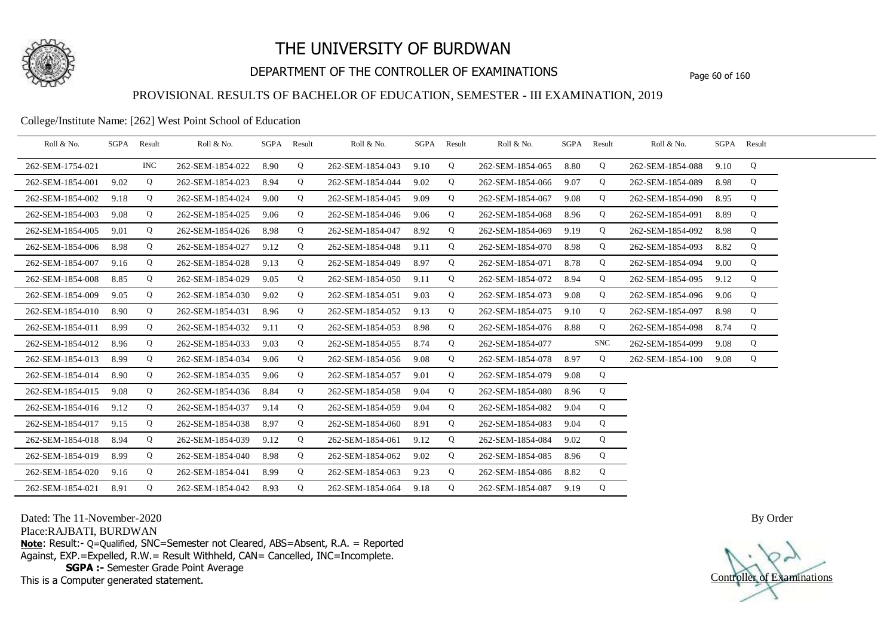# THE UNIVERSITY OF BURDWAN

## DEPARTMENT OF THE CONTROLLER OF EXAMINATIONS

### PROVISIONAL RESULTS OF BACHELOR OF EDUCATION, SEMESTER - III EXAMINATION, 2019

College/Institute Name: [262] West Point School of Education

| Roll & No. | SGPA | Result | Roll & No. | SGPA | Result | Roll & No. | SGPA | Result | Roll & No. | SGPA | Result | Roll & No. | SGPA | Result |
|---|---|---|---|---|---|---|---|---|---|---|---|---|---|---|
| 262-SEM-1754-021 | | INC | 262-SEM-1854-022 | 8.90 | Q | 262-SEM-1854-043 | 9.10 | Q | 262-SEM-1854-065 | 8.80 | Q | 262-SEM-1854-088 | 9.10 | Q |
| 262-SEM-1854-001 | 9.02 | Q | 262-SEM-1854-023 | 8.94 | Q | 262-SEM-1854-044 | 9.02 | Q | 262-SEM-1854-066 | 9.07 | Q | 262-SEM-1854-089 | 8.98 | Q |
| 262-SEM-1854-002 | 9.18 | Q | 262-SEM-1854-024 | 9.00 | Q | 262-SEM-1854-045 | 9.09 | Q | 262-SEM-1854-067 | 9.08 | Q | 262-SEM-1854-090 | 8.95 | Q |
| 262-SEM-1854-003 | 9.08 | Q | 262-SEM-1854-025 | 9.06 | Q | 262-SEM-1854-046 | 9.06 | Q | 262-SEM-1854-068 | 8.96 | Q | 262-SEM-1854-091 | 8.89 | Q |
| 262-SEM-1854-005 | 9.01 | Q | 262-SEM-1854-026 | 8.98 | Q | 262-SEM-1854-047 | 8.92 | Q | 262-SEM-1854-069 | 9.19 | Q | 262-SEM-1854-092 | 8.98 | Q |
| 262-SEM-1854-006 | 8.98 | Q | 262-SEM-1854-027 | 9.12 | Q | 262-SEM-1854-048 | 9.11 | Q | 262-SEM-1854-070 | 8.98 | Q | 262-SEM-1854-093 | 8.82 | Q |
| 262-SEM-1854-007 | 9.16 | Q | 262-SEM-1854-028 | 9.13 | Q | 262-SEM-1854-049 | 8.97 | Q | 262-SEM-1854-071 | 8.78 | Q | 262-SEM-1854-094 | 9.00 | Q |
| 262-SEM-1854-008 | 8.85 | Q | 262-SEM-1854-029 | 9.05 | Q | 262-SEM-1854-050 | 9.11 | Q | 262-SEM-1854-072 | 8.94 | Q | 262-SEM-1854-095 | 9.12 | Q |
| 262-SEM-1854-009 | 9.05 | Q | 262-SEM-1854-030 | 9.02 | Q | 262-SEM-1854-051 | 9.03 | Q | 262-SEM-1854-073 | 9.08 | Q | 262-SEM-1854-096 | 9.06 | Q |
| 262-SEM-1854-010 | 8.90 | Q | 262-SEM-1854-031 | 8.96 | Q | 262-SEM-1854-052 | 9.13 | Q | 262-SEM-1854-075 | 9.10 | Q | 262-SEM-1854-097 | 8.98 | Q |
| 262-SEM-1854-011 | 8.99 | Q | 262-SEM-1854-032 | 9.11 | Q | 262-SEM-1854-053 | 8.98 | Q | 262-SEM-1854-076 | 8.88 | Q | 262-SEM-1854-098 | 8.74 | Q |
| 262-SEM-1854-012 | 8.96 | Q | 262-SEM-1854-033 | 9.03 | Q | 262-SEM-1854-055 | 8.74 | Q | 262-SEM-1854-077 | | SNC | 262-SEM-1854-099 | 9.08 | Q |
| 262-SEM-1854-013 | 8.99 | Q | 262-SEM-1854-034 | 9.06 | Q | 262-SEM-1854-056 | 9.08 | Q | 262-SEM-1854-078 | 8.97 | Q | 262-SEM-1854-100 | 9.08 | Q |
| 262-SEM-1854-014 | 8.90 | Q | 262-SEM-1854-035 | 9.06 | Q | 262-SEM-1854-057 | 9.01 | Q | 262-SEM-1854-079 | 9.08 | Q | | | |
| 262-SEM-1854-015 | 9.08 | Q | 262-SEM-1854-036 | 8.84 | Q | 262-SEM-1854-058 | 9.04 | Q | 262-SEM-1854-080 | 8.96 | Q | | | |
| 262-SEM-1854-016 | 9.12 | Q | 262-SEM-1854-037 | 9.14 | Q | 262-SEM-1854-059 | 9.04 | Q | 262-SEM-1854-082 | 9.04 | Q | | | |
| 262-SEM-1854-017 | 9.15 | Q | 262-SEM-1854-038 | 8.97 | Q | 262-SEM-1854-060 | 8.91 | Q | 262-SEM-1854-083 | 9.04 | Q | | | |
| 262-SEM-1854-018 | 8.94 | Q | 262-SEM-1854-039 | 9.12 | Q | 262-SEM-1854-061 | 9.12 | Q | 262-SEM-1854-084 | 9.02 | Q | | | |
| 262-SEM-1854-019 | 8.99 | Q | 262-SEM-1854-040 | 8.98 | Q | 262-SEM-1854-062 | 9.02 | Q | 262-SEM-1854-085 | 8.96 | Q | | | |
| 262-SEM-1854-020 | 9.16 | Q | 262-SEM-1854-041 | 8.99 | Q | 262-SEM-1854-063 | 9.23 | Q | 262-SEM-1854-086 | 8.82 | Q | | | |
| 262-SEM-1854-021 | 8.91 | Q | 262-SEM-1854-042 | 8.93 | Q | 262-SEM-1854-064 | 9.18 | Q | 262-SEM-1854-087 | 9.19 | Q | | | |

Dated: The 11-November-2020

Place:RAJBATI, BURDWAN

**Note**: Result:- Q=Qualified, SNC=Semester not Cleared, ABS=Absent, R.A. = Reported Against, EXP.=Expelled, R.W.= Result Withheld, CAN= Cancelled, INC=Incomplete.

**SGPA :-** Semester Grade Point Average

This is a Computer generated statement.

By Order

Controller of Examinations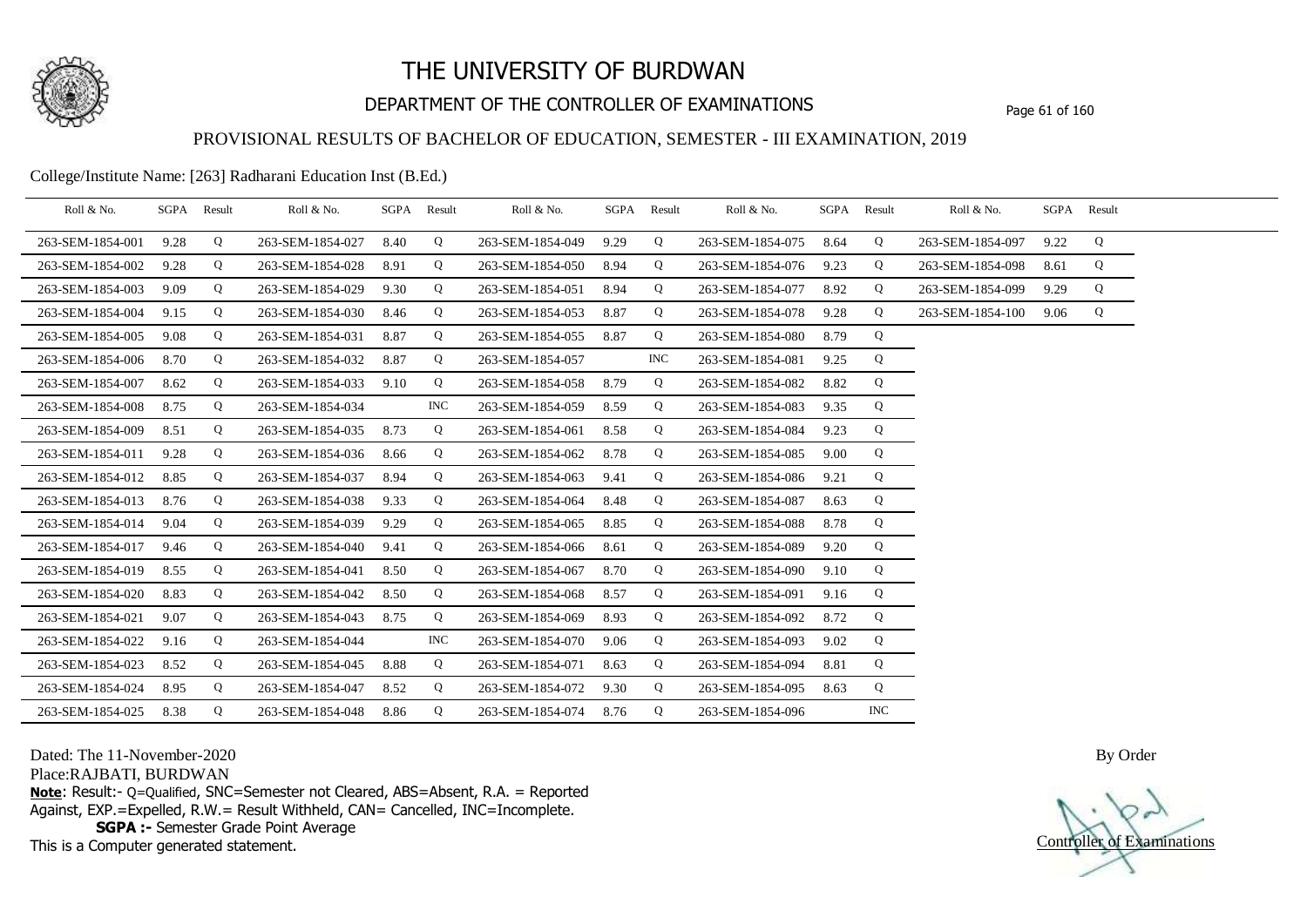# THE UNIVERSITY OF BURDWAN

## DEPARTMENT OF THE CONTROLLER OF EXAMINATIONS

### PROVISIONAL RESULTS OF BACHELOR OF EDUCATION, SEMESTER - III EXAMINATION, 2019

College/Institute Name: [263] Radharani Education Inst (B.Ed.)

| Roll & No. | SGPA | Result | Roll & No. | SGPA | Result | Roll & No. | SGPA | Result | Roll & No. | SGPA | Result | Roll & No. | SGPA | Result |
|---|---|---|---|---|---|---|---|---|---|---|---|---|---|---|
| 263-SEM-1854-001 | 9.28 | Q | 263-SEM-1854-027 | 8.40 | Q | 263-SEM-1854-049 | 9.29 | Q | 263-SEM-1854-075 | 8.64 | Q | 263-SEM-1854-097 | 9.22 | Q |
| 263-SEM-1854-002 | 9.28 | Q | 263-SEM-1854-028 | 8.91 | Q | 263-SEM-1854-050 | 8.94 | Q | 263-SEM-1854-076 | 9.23 | Q | 263-SEM-1854-098 | 8.61 | Q |
| 263-SEM-1854-003 | 9.09 | Q | 263-SEM-1854-029 | 9.30 | Q | 263-SEM-1854-051 | 8.94 | Q | 263-SEM-1854-077 | 8.92 | Q | 263-SEM-1854-099 | 9.29 | Q |
| 263-SEM-1854-004 | 9.15 | Q | 263-SEM-1854-030 | 8.46 | Q | 263-SEM-1854-053 | 8.87 | Q | 263-SEM-1854-078 | 9.28 | Q | 263-SEM-1854-100 | 9.06 | Q |
| 263-SEM-1854-005 | 9.08 | Q | 263-SEM-1854-031 | 8.87 | Q | 263-SEM-1854-055 | 8.87 | Q | 263-SEM-1854-080 | 8.79 | Q | | | |
| 263-SEM-1854-006 | 8.70 | Q | 263-SEM-1854-032 | 8.87 | Q | 263-SEM-1854-057 | | INC | 263-SEM-1854-081 | 9.25 | Q | | | |
| 263-SEM-1854-007 | 8.62 | Q | 263-SEM-1854-033 | 9.10 | Q | 263-SEM-1854-058 | 8.79 | Q | 263-SEM-1854-082 | 8.82 | Q | | | |
| 263-SEM-1854-008 | 8.75 | Q | 263-SEM-1854-034 | | INC | 263-SEM-1854-059 | 8.59 | Q | 263-SEM-1854-083 | 9.35 | Q | | | |
| 263-SEM-1854-009 | 8.51 | Q | 263-SEM-1854-035 | 8.73 | Q | 263-SEM-1854-061 | 8.58 | Q | 263-SEM-1854-084 | 9.23 | Q | | | |
| 263-SEM-1854-011 | 9.28 | Q | 263-SEM-1854-036 | 8.66 | Q | 263-SEM-1854-062 | 8.78 | Q | 263-SEM-1854-085 | 9.00 | Q | | | |
| 263-SEM-1854-012 | 8.85 | Q | 263-SEM-1854-037 | 8.94 | Q | 263-SEM-1854-063 | 9.41 | Q | 263-SEM-1854-086 | 9.21 | Q | | | |
| 263-SEM-1854-013 | 8.76 | Q | 263-SEM-1854-038 | 9.33 | Q | 263-SEM-1854-064 | 8.48 | Q | 263-SEM-1854-087 | 8.63 | Q | | | |
| 263-SEM-1854-014 | 9.04 | Q | 263-SEM-1854-039 | 9.29 | Q | 263-SEM-1854-065 | 8.85 | Q | 263-SEM-1854-088 | 8.78 | Q | | | |
| 263-SEM-1854-017 | 9.46 | Q | 263-SEM-1854-040 | 9.41 | Q | 263-SEM-1854-066 | 8.61 | Q | 263-SEM-1854-089 | 9.20 | Q | | | |
| 263-SEM-1854-019 | 8.55 | Q | 263-SEM-1854-041 | 8.50 | Q | 263-SEM-1854-067 | 8.70 | Q | 263-SEM-1854-090 | 9.10 | Q | | | |
| 263-SEM-1854-020 | 8.83 | Q | 263-SEM-1854-042 | 8.50 | Q | 263-SEM-1854-068 | 8.57 | Q | 263-SEM-1854-091 | 9.16 | Q | | | |
| 263-SEM-1854-021 | 9.07 | Q | 263-SEM-1854-043 | 8.75 | Q | 263-SEM-1854-069 | 8.93 | Q | 263-SEM-1854-092 | 8.72 | Q | | | |
| 263-SEM-1854-022 | 9.16 | Q | 263-SEM-1854-044 | | INC | 263-SEM-1854-070 | 9.06 | Q | 263-SEM-1854-093 | 9.02 | Q | | | |
| 263-SEM-1854-023 | 8.52 | Q | 263-SEM-1854-045 | 8.88 | Q | 263-SEM-1854-071 | 8.63 | Q | 263-SEM-1854-094 | 8.81 | Q | | | |
| 263-SEM-1854-024 | 8.95 | Q | 263-SEM-1854-047 | 8.52 | Q | 263-SEM-1854-072 | 9.30 | Q | 263-SEM-1854-095 | 8.63 | Q | | | |
| 263-SEM-1854-025 | 8.38 | Q | 263-SEM-1854-048 | 8.86 | Q | 263-SEM-1854-074 | 8.76 | Q | 263-SEM-1854-096 | | INC | | | |

Dated: The 11-November-2020

Place:RAJBATI, BURDWAN

**Note**: Result:- Q=Qualified, SNC=Semester not Cleared, ABS=Absent, R.A. = Reported Against, EXP.=Expelled, R.W.= Result Withheld, CAN= Cancelled, INC=Incomplete.

**SGPA :-** Semester Grade Point Average

This is a Computer generated statement.

By Order

Controller of Examinations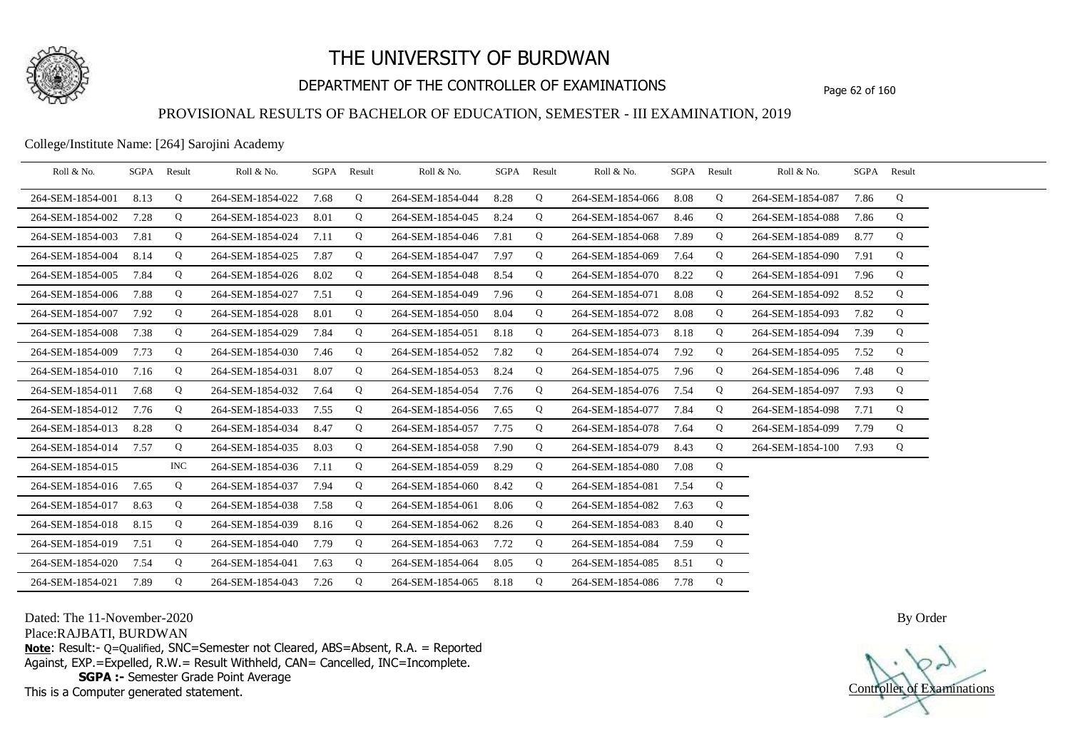# THE UNIVERSITY OF BURDWAN

## DEPARTMENT OF THE CONTROLLER OF EXAMINATIONS

### PROVISIONAL RESULTS OF BACHELOR OF EDUCATION, SEMESTER - III EXAMINATION, 2019

College/Institute Name: [264] Sarojini Academy

| Roll & No. | SGPA | Result | Roll & No. | SGPA | Result | Roll & No. | SGPA | Result | Roll & No. | SGPA | Result | Roll & No. | SGPA | Result |
|---|---|---|---|---|---|---|---|---|---|---|---|---|---|---|
| 264-SEM-1854-001 | 8.13 | Q | 264-SEM-1854-022 | 7.68 | Q | 264-SEM-1854-044 | 8.28 | Q | 264-SEM-1854-066 | 8.08 | Q | 264-SEM-1854-087 | 7.86 | Q |
| 264-SEM-1854-002 | 7.28 | Q | 264-SEM-1854-023 | 8.01 | Q | 264-SEM-1854-045 | 8.24 | Q | 264-SEM-1854-067 | 8.46 | Q | 264-SEM-1854-088 | 7.86 | Q |
| 264-SEM-1854-003 | 7.81 | Q | 264-SEM-1854-024 | 7.11 | Q | 264-SEM-1854-046 | 7.81 | Q | 264-SEM-1854-068 | 7.89 | Q | 264-SEM-1854-089 | 8.77 | Q |
| 264-SEM-1854-004 | 8.14 | Q | 264-SEM-1854-025 | 7.87 | Q | 264-SEM-1854-047 | 7.97 | Q | 264-SEM-1854-069 | 7.64 | Q | 264-SEM-1854-090 | 7.91 | Q |
| 264-SEM-1854-005 | 7.84 | Q | 264-SEM-1854-026 | 8.02 | Q | 264-SEM-1854-048 | 8.54 | Q | 264-SEM-1854-070 | 8.22 | Q | 264-SEM-1854-091 | 7.96 | Q |
| 264-SEM-1854-006 | 7.88 | Q | 264-SEM-1854-027 | 7.51 | Q | 264-SEM-1854-049 | 7.96 | Q | 264-SEM-1854-071 | 8.08 | Q | 264-SEM-1854-092 | 8.52 | Q |
| 264-SEM-1854-007 | 7.92 | Q | 264-SEM-1854-028 | 8.01 | Q | 264-SEM-1854-050 | 8.04 | Q | 264-SEM-1854-072 | 8.08 | Q | 264-SEM-1854-093 | 7.82 | Q |
| 264-SEM-1854-008 | 7.38 | Q | 264-SEM-1854-029 | 7.84 | Q | 264-SEM-1854-051 | 8.18 | Q | 264-SEM-1854-073 | 8.18 | Q | 264-SEM-1854-094 | 7.39 | Q |
| 264-SEM-1854-009 | 7.73 | Q | 264-SEM-1854-030 | 7.46 | Q | 264-SEM-1854-052 | 7.82 | Q | 264-SEM-1854-074 | 7.92 | Q | 264-SEM-1854-095 | 7.52 | Q |
| 264-SEM-1854-010 | 7.16 | Q | 264-SEM-1854-031 | 8.07 | Q | 264-SEM-1854-053 | 8.24 | Q | 264-SEM-1854-075 | 7.96 | Q | 264-SEM-1854-096 | 7.48 | Q |
| 264-SEM-1854-011 | 7.68 | Q | 264-SEM-1854-032 | 7.64 | Q | 264-SEM-1854-054 | 7.76 | Q | 264-SEM-1854-076 | 7.54 | Q | 264-SEM-1854-097 | 7.93 | Q |
| 264-SEM-1854-012 | 7.76 | Q | 264-SEM-1854-033 | 7.55 | Q | 264-SEM-1854-056 | 7.65 | Q | 264-SEM-1854-077 | 7.84 | Q | 264-SEM-1854-098 | 7.71 | Q |
| 264-SEM-1854-013 | 8.28 | Q | 264-SEM-1854-034 | 8.47 | Q | 264-SEM-1854-057 | 7.75 | Q | 264-SEM-1854-078 | 7.64 | Q | 264-SEM-1854-099 | 7.79 | Q |
| 264-SEM-1854-014 | 7.57 | Q | 264-SEM-1854-035 | 8.03 | Q | 264-SEM-1854-058 | 7.90 | Q | 264-SEM-1854-079 | 8.43 | Q | 264-SEM-1854-100 | 7.93 | Q |
| 264-SEM-1854-015 | | INC | 264-SEM-1854-036 | 7.11 | Q | 264-SEM-1854-059 | 8.29 | Q | 264-SEM-1854-080 | 7.08 | Q | | | |
| 264-SEM-1854-016 | 7.65 | Q | 264-SEM-1854-037 | 7.94 | Q | 264-SEM-1854-060 | 8.42 | Q | 264-SEM-1854-081 | 7.54 | Q | | | |
| 264-SEM-1854-017 | 8.63 | Q | 264-SEM-1854-038 | 7.58 | Q | 264-SEM-1854-061 | 8.06 | Q | 264-SEM-1854-082 | 7.63 | Q | | | |
| 264-SEM-1854-018 | 8.15 | Q | 264-SEM-1854-039 | 8.16 | Q | 264-SEM-1854-062 | 8.26 | Q | 264-SEM-1854-083 | 8.40 | Q | | | |
| 264-SEM-1854-019 | 7.51 | Q | 264-SEM-1854-040 | 7.79 | Q | 264-SEM-1854-063 | 7.72 | Q | 264-SEM-1854-084 | 7.59 | Q | | | |
| 264-SEM-1854-020 | 7.54 | Q | 264-SEM-1854-041 | 7.63 | Q | 264-SEM-1854-064 | 8.05 | Q | 264-SEM-1854-085 | 8.51 | Q | | | |
| 264-SEM-1854-021 | 7.89 | Q | 264-SEM-1854-043 | 7.26 | Q | 264-SEM-1854-065 | 8.18 | Q | 264-SEM-1854-086 | 7.78 | Q | | | |

Dated: The 11-November-2020

Place:RAJBATI, BURDWAN

**Note**: Result:- Q=Qualified, SNC=Semester not Cleared, ABS=Absent, R.A. = Reported Against, EXP.=Expelled, R.W.= Result Withheld, CAN= Cancelled, INC=Incomplete.

**SGPA :-** Semester Grade Point Average

This is a Computer generated statement.

By Order

Controller of Examinations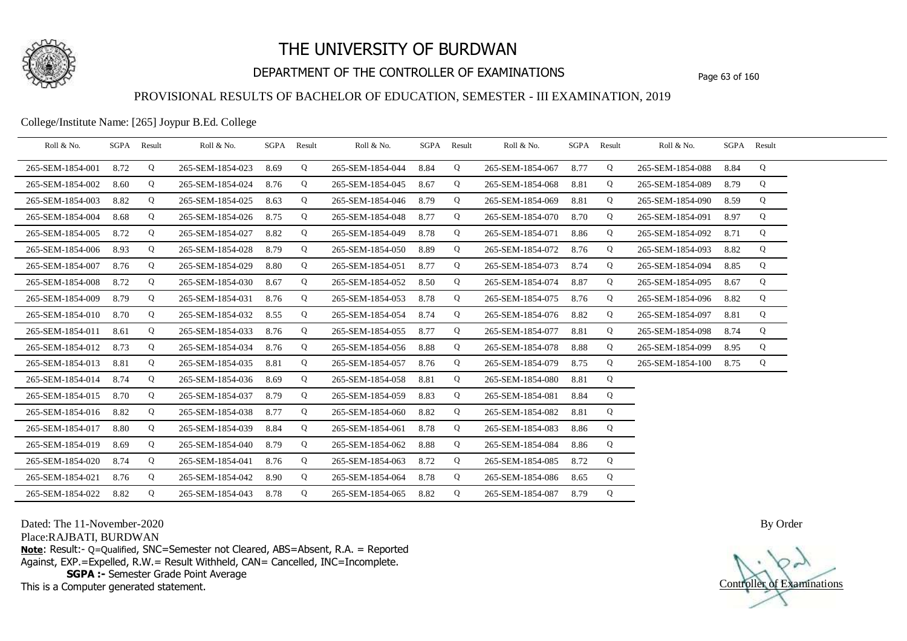# THE UNIVERSITY OF BURDWAN

## DEPARTMENT OF THE CONTROLLER OF EXAMINATIONS

### PROVISIONAL RESULTS OF BACHELOR OF EDUCATION, SEMESTER - III EXAMINATION, 2019

College/Institute Name: [265] Joypur B.Ed. College

| Roll & No. | SGPA | Result | Roll & No. | SGPA | Result | Roll & No. | SGPA | Result | Roll & No. | SGPA | Result | Roll & No. | SGPA | Result |
|---|---|---|---|---|---|---|---|---|---|---|---|---|---|---|
| 265-SEM-1854-001 | 8.72 | Q | 265-SEM-1854-023 | 8.69 | Q | 265-SEM-1854-044 | 8.84 | Q | 265-SEM-1854-067 | 8.77 | Q | 265-SEM-1854-088 | 8.84 | Q |
| 265-SEM-1854-002 | 8.60 | Q | 265-SEM-1854-024 | 8.76 | Q | 265-SEM-1854-045 | 8.67 | Q | 265-SEM-1854-068 | 8.81 | Q | 265-SEM-1854-089 | 8.79 | Q |
| 265-SEM-1854-003 | 8.82 | Q | 265-SEM-1854-025 | 8.63 | Q | 265-SEM-1854-046 | 8.79 | Q | 265-SEM-1854-069 | 8.81 | Q | 265-SEM-1854-090 | 8.59 | Q |
| 265-SEM-1854-004 | 8.68 | Q | 265-SEM-1854-026 | 8.75 | Q | 265-SEM-1854-048 | 8.77 | Q | 265-SEM-1854-070 | 8.70 | Q | 265-SEM-1854-091 | 8.97 | Q |
| 265-SEM-1854-005 | 8.72 | Q | 265-SEM-1854-027 | 8.82 | Q | 265-SEM-1854-049 | 8.78 | Q | 265-SEM-1854-071 | 8.86 | Q | 265-SEM-1854-092 | 8.71 | Q |
| 265-SEM-1854-006 | 8.93 | Q | 265-SEM-1854-028 | 8.79 | Q | 265-SEM-1854-050 | 8.89 | Q | 265-SEM-1854-072 | 8.76 | Q | 265-SEM-1854-093 | 8.82 | Q |
| 265-SEM-1854-007 | 8.76 | Q | 265-SEM-1854-029 | 8.80 | Q | 265-SEM-1854-051 | 8.77 | Q | 265-SEM-1854-073 | 8.74 | Q | 265-SEM-1854-094 | 8.85 | Q |
| 265-SEM-1854-008 | 8.72 | Q | 265-SEM-1854-030 | 8.67 | Q | 265-SEM-1854-052 | 8.50 | Q | 265-SEM-1854-074 | 8.87 | Q | 265-SEM-1854-095 | 8.67 | Q |
| 265-SEM-1854-009 | 8.79 | Q | 265-SEM-1854-031 | 8.76 | Q | 265-SEM-1854-053 | 8.78 | Q | 265-SEM-1854-075 | 8.76 | Q | 265-SEM-1854-096 | 8.82 | Q |
| 265-SEM-1854-010 | 8.70 | Q | 265-SEM-1854-032 | 8.55 | Q | 265-SEM-1854-054 | 8.74 | Q | 265-SEM-1854-076 | 8.82 | Q | 265-SEM-1854-097 | 8.81 | Q |
| 265-SEM-1854-011 | 8.61 | Q | 265-SEM-1854-033 | 8.76 | Q | 265-SEM-1854-055 | 8.77 | Q | 265-SEM-1854-077 | 8.81 | Q | 265-SEM-1854-098 | 8.74 | Q |
| 265-SEM-1854-012 | 8.73 | Q | 265-SEM-1854-034 | 8.76 | Q | 265-SEM-1854-056 | 8.88 | Q | 265-SEM-1854-078 | 8.88 | Q | 265-SEM-1854-099 | 8.95 | Q |
| 265-SEM-1854-013 | 8.81 | Q | 265-SEM-1854-035 | 8.81 | Q | 265-SEM-1854-057 | 8.76 | Q | 265-SEM-1854-079 | 8.75 | Q | 265-SEM-1854-100 | 8.75 | Q |
| 265-SEM-1854-014 | 8.74 | Q | 265-SEM-1854-036 | 8.69 | Q | 265-SEM-1854-058 | 8.81 | Q | 265-SEM-1854-080 | 8.81 | Q | | | |
| 265-SEM-1854-015 | 8.70 | Q | 265-SEM-1854-037 | 8.79 | Q | 265-SEM-1854-059 | 8.83 | Q | 265-SEM-1854-081 | 8.84 | Q | | | |
| 265-SEM-1854-016 | 8.82 | Q | 265-SEM-1854-038 | 8.77 | Q | 265-SEM-1854-060 | 8.82 | Q | 265-SEM-1854-082 | 8.81 | Q | | | |
| 265-SEM-1854-017 | 8.80 | Q | 265-SEM-1854-039 | 8.84 | Q | 265-SEM-1854-061 | 8.78 | Q | 265-SEM-1854-083 | 8.86 | Q | | | |
| 265-SEM-1854-019 | 8.69 | Q | 265-SEM-1854-040 | 8.79 | Q | 265-SEM-1854-062 | 8.88 | Q | 265-SEM-1854-084 | 8.86 | Q | | | |
| 265-SEM-1854-020 | 8.74 | Q | 265-SEM-1854-041 | 8.76 | Q | 265-SEM-1854-063 | 8.72 | Q | 265-SEM-1854-085 | 8.72 | Q | | | |
| 265-SEM-1854-021 | 8.76 | Q | 265-SEM-1854-042 | 8.90 | Q | 265-SEM-1854-064 | 8.78 | Q | 265-SEM-1854-086 | 8.65 | Q | | | |
| 265-SEM-1854-022 | 8.82 | Q | 265-SEM-1854-043 | 8.78 | Q | 265-SEM-1854-065 | 8.82 | Q | 265-SEM-1854-087 | 8.79 | Q | | | |

Dated: The 11-November-2020

Place:RAJBATI, BURDWAN

**Note**: Result:- Q=Qualified, SNC=Semester not Cleared, ABS=Absent, R.A. = Reported Against, EXP.=Expelled, R.W.= Result Withheld, CAN= Cancelled, INC=Incomplete.

**SGPA :-** Semester Grade Point Average

This is a Computer generated statement.

By Order

Controller of Examinations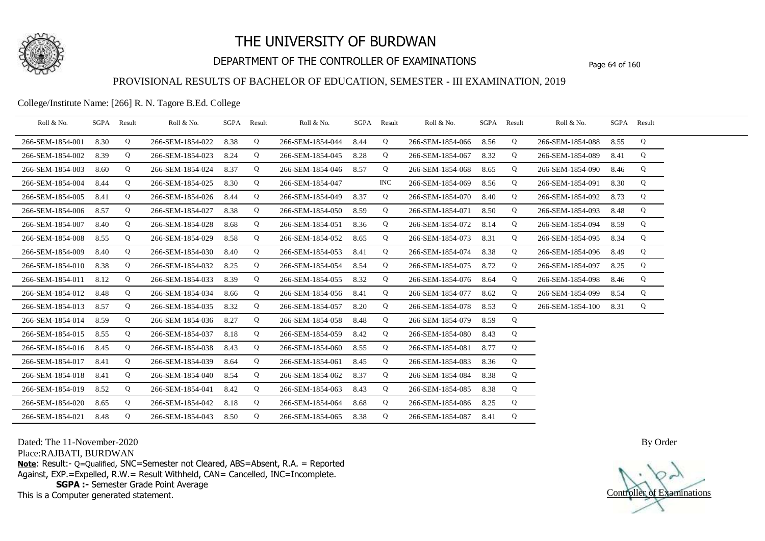# THE UNIVERSITY OF BURDWAN

## DEPARTMENT OF THE CONTROLLER OF EXAMINATIONS

### PROVISIONAL RESULTS OF BACHELOR OF EDUCATION, SEMESTER - III EXAMINATION, 2019

College/Institute Name: [266] R. N. Tagore B.Ed. College

| Roll & No. | SGPA | Result | Roll & No. | SGPA | Result | Roll & No. | SGPA | Result | Roll & No. | SGPA | Result | Roll & No. | SGPA | Result |
|---|---|---|---|---|---|---|---|---|---|---|---|---|---|---|
| 266-SEM-1854-001 | 8.30 | Q | 266-SEM-1854-022 | 8.38 | Q | 266-SEM-1854-044 | 8.44 | Q | 266-SEM-1854-066 | 8.56 | Q | 266-SEM-1854-088 | 8.55 | Q |
| 266-SEM-1854-002 | 8.39 | Q | 266-SEM-1854-023 | 8.24 | Q | 266-SEM-1854-045 | 8.28 | Q | 266-SEM-1854-067 | 8.32 | Q | 266-SEM-1854-089 | 8.41 | Q |
| 266-SEM-1854-003 | 8.60 | Q | 266-SEM-1854-024 | 8.37 | Q | 266-SEM-1854-046 | 8.57 | Q | 266-SEM-1854-068 | 8.65 | Q | 266-SEM-1854-090 | 8.46 | Q |
| 266-SEM-1854-004 | 8.44 | Q | 266-SEM-1854-025 | 8.30 | Q | 266-SEM-1854-047 | | INC | 266-SEM-1854-069 | 8.56 | Q | 266-SEM-1854-091 | 8.30 | Q |
| 266-SEM-1854-005 | 8.41 | Q | 266-SEM-1854-026 | 8.44 | Q | 266-SEM-1854-049 | 8.37 | Q | 266-SEM-1854-070 | 8.40 | Q | 266-SEM-1854-092 | 8.73 | Q |
| 266-SEM-1854-006 | 8.57 | Q | 266-SEM-1854-027 | 8.38 | Q | 266-SEM-1854-050 | 8.59 | Q | 266-SEM-1854-071 | 8.50 | Q | 266-SEM-1854-093 | 8.48 | Q |
| 266-SEM-1854-007 | 8.40 | Q | 266-SEM-1854-028 | 8.68 | Q | 266-SEM-1854-051 | 8.36 | Q | 266-SEM-1854-072 | 8.14 | Q | 266-SEM-1854-094 | 8.59 | Q |
| 266-SEM-1854-008 | 8.55 | Q | 266-SEM-1854-029 | 8.58 | Q | 266-SEM-1854-052 | 8.65 | Q | 266-SEM-1854-073 | 8.31 | Q | 266-SEM-1854-095 | 8.34 | Q |
| 266-SEM-1854-009 | 8.40 | Q | 266-SEM-1854-030 | 8.40 | Q | 266-SEM-1854-053 | 8.41 | Q | 266-SEM-1854-074 | 8.38 | Q | 266-SEM-1854-096 | 8.49 | Q |
| 266-SEM-1854-010 | 8.38 | Q | 266-SEM-1854-032 | 8.25 | Q | 266-SEM-1854-054 | 8.54 | Q | 266-SEM-1854-075 | 8.72 | Q | 266-SEM-1854-097 | 8.25 | Q |
| 266-SEM-1854-011 | 8.12 | Q | 266-SEM-1854-033 | 8.39 | Q | 266-SEM-1854-055 | 8.32 | Q | 266-SEM-1854-076 | 8.64 | Q | 266-SEM-1854-098 | 8.46 | Q |
| 266-SEM-1854-012 | 8.48 | Q | 266-SEM-1854-034 | 8.66 | Q | 266-SEM-1854-056 | 8.41 | Q | 266-SEM-1854-077 | 8.62 | Q | 266-SEM-1854-099 | 8.54 | Q |
| 266-SEM-1854-013 | 8.57 | Q | 266-SEM-1854-035 | 8.32 | Q | 266-SEM-1854-057 | 8.20 | Q | 266-SEM-1854-078 | 8.53 | Q | 266-SEM-1854-100 | 8.31 | Q |
| 266-SEM-1854-014 | 8.59 | Q | 266-SEM-1854-036 | 8.27 | Q | 266-SEM-1854-058 | 8.48 | Q | 266-SEM-1854-079 | 8.59 | Q | | | |
| 266-SEM-1854-015 | 8.55 | Q | 266-SEM-1854-037 | 8.18 | Q | 266-SEM-1854-059 | 8.42 | Q | 266-SEM-1854-080 | 8.43 | Q | | | |
| 266-SEM-1854-016 | 8.45 | Q | 266-SEM-1854-038 | 8.43 | Q | 266-SEM-1854-060 | 8.55 | Q | 266-SEM-1854-081 | 8.77 | Q | | | |
| 266-SEM-1854-017 | 8.41 | Q | 266-SEM-1854-039 | 8.64 | Q | 266-SEM-1854-061 | 8.45 | Q | 266-SEM-1854-083 | 8.36 | Q | | | |
| 266-SEM-1854-018 | 8.41 | Q | 266-SEM-1854-040 | 8.54 | Q | 266-SEM-1854-062 | 8.37 | Q | 266-SEM-1854-084 | 8.38 | Q | | | |
| 266-SEM-1854-019 | 8.52 | Q | 266-SEM-1854-041 | 8.42 | Q | 266-SEM-1854-063 | 8.43 | Q | 266-SEM-1854-085 | 8.38 | Q | | | |
| 266-SEM-1854-020 | 8.65 | Q | 266-SEM-1854-042 | 8.18 | Q | 266-SEM-1854-064 | 8.68 | Q | 266-SEM-1854-086 | 8.25 | Q | | | |
| 266-SEM-1854-021 | 8.48 | Q | 266-SEM-1854-043 | 8.50 | Q | 266-SEM-1854-065 | 8.38 | Q | 266-SEM-1854-087 | 8.41 | Q | | | |

Dated: The 11-November-2020

Place:RAJBATI, BURDWAN

**Note**: Result:- Q=Qualified, SNC=Semester not Cleared, ABS=Absent, R.A. = Reported Against, EXP.=Expelled, R.W.= Result Withheld, CAN= Cancelled, INC=Incomplete.

**SGPA :-** Semester Grade Point Average

This is a Computer generated statement.

By Order

Controller of Examinations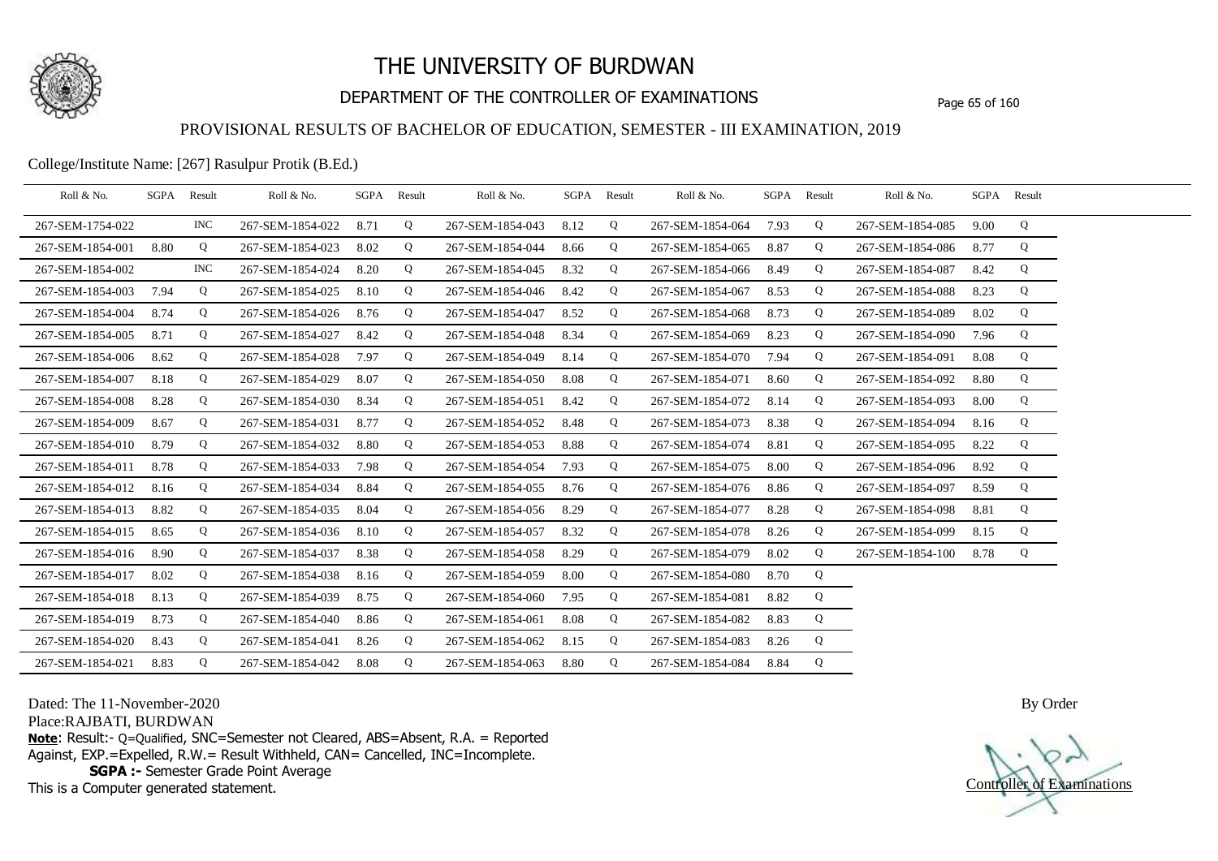# THE UNIVERSITY OF BURDWAN

## DEPARTMENT OF THE CONTROLLER OF EXAMINATIONS

### PROVISIONAL RESULTS OF BACHELOR OF EDUCATION, SEMESTER - III EXAMINATION, 2019

College/Institute Name: [267] Rasulpur Protik (B.Ed.)

| Roll & No. | SGPA | Result | Roll & No. | SGPA | Result | Roll & No. | SGPA | Result | Roll & No. | SGPA | Result | Roll & No. | SGPA | Result |
|---|---|---|---|---|---|---|---|---|---|---|---|---|---|---|
| 267-SEM-1754-022 | | INC | 267-SEM-1854-022 | 8.71 | Q | 267-SEM-1854-043 | 8.12 | Q | 267-SEM-1854-064 | 7.93 | Q | 267-SEM-1854-085 | 9.00 | Q |
| 267-SEM-1854-001 | 8.80 | Q | 267-SEM-1854-023 | 8.02 | Q | 267-SEM-1854-044 | 8.66 | Q | 267-SEM-1854-065 | 8.87 | Q | 267-SEM-1854-086 | 8.77 | Q |
| 267-SEM-1854-002 | | INC | 267-SEM-1854-024 | 8.20 | Q | 267-SEM-1854-045 | 8.32 | Q | 267-SEM-1854-066 | 8.49 | Q | 267-SEM-1854-087 | 8.42 | Q |
| 267-SEM-1854-003 | 7.94 | Q | 267-SEM-1854-025 | 8.10 | Q | 267-SEM-1854-046 | 8.42 | Q | 267-SEM-1854-067 | 8.53 | Q | 267-SEM-1854-088 | 8.23 | Q |
| 267-SEM-1854-004 | 8.74 | Q | 267-SEM-1854-026 | 8.76 | Q | 267-SEM-1854-047 | 8.52 | Q | 267-SEM-1854-068 | 8.73 | Q | 267-SEM-1854-089 | 8.02 | Q |
| 267-SEM-1854-005 | 8.71 | Q | 267-SEM-1854-027 | 8.42 | Q | 267-SEM-1854-048 | 8.34 | Q | 267-SEM-1854-069 | 8.23 | Q | 267-SEM-1854-090 | 7.96 | Q |
| 267-SEM-1854-006 | 8.62 | Q | 267-SEM-1854-028 | 7.97 | Q | 267-SEM-1854-049 | 8.14 | Q | 267-SEM-1854-070 | 7.94 | Q | 267-SEM-1854-091 | 8.08 | Q |
| 267-SEM-1854-007 | 8.18 | Q | 267-SEM-1854-029 | 8.07 | Q | 267-SEM-1854-050 | 8.08 | Q | 267-SEM-1854-071 | 8.60 | Q | 267-SEM-1854-092 | 8.80 | Q |
| 267-SEM-1854-008 | 8.28 | Q | 267-SEM-1854-030 | 8.34 | Q | 267-SEM-1854-051 | 8.42 | Q | 267-SEM-1854-072 | 8.14 | Q | 267-SEM-1854-093 | 8.00 | Q |
| 267-SEM-1854-009 | 8.67 | Q | 267-SEM-1854-031 | 8.77 | Q | 267-SEM-1854-052 | 8.48 | Q | 267-SEM-1854-073 | 8.38 | Q | 267-SEM-1854-094 | 8.16 | Q |
| 267-SEM-1854-010 | 8.79 | Q | 267-SEM-1854-032 | 8.80 | Q | 267-SEM-1854-053 | 8.88 | Q | 267-SEM-1854-074 | 8.81 | Q | 267-SEM-1854-095 | 8.22 | Q |
| 267-SEM-1854-011 | 8.78 | Q | 267-SEM-1854-033 | 7.98 | Q | 267-SEM-1854-054 | 7.93 | Q | 267-SEM-1854-075 | 8.00 | Q | 267-SEM-1854-096 | 8.92 | Q |
| 267-SEM-1854-012 | 8.16 | Q | 267-SEM-1854-034 | 8.84 | Q | 267-SEM-1854-055 | 8.76 | Q | 267-SEM-1854-076 | 8.86 | Q | 267-SEM-1854-097 | 8.59 | Q |
| 267-SEM-1854-013 | 8.82 | Q | 267-SEM-1854-035 | 8.04 | Q | 267-SEM-1854-056 | 8.29 | Q | 267-SEM-1854-077 | 8.28 | Q | 267-SEM-1854-098 | 8.81 | Q |
| 267-SEM-1854-015 | 8.65 | Q | 267-SEM-1854-036 | 8.10 | Q | 267-SEM-1854-057 | 8.32 | Q | 267-SEM-1854-078 | 8.26 | Q | 267-SEM-1854-099 | 8.15 | Q |
| 267-SEM-1854-016 | 8.90 | Q | 267-SEM-1854-037 | 8.38 | Q | 267-SEM-1854-058 | 8.29 | Q | 267-SEM-1854-079 | 8.02 | Q | 267-SEM-1854-100 | 8.78 | Q |
| 267-SEM-1854-017 | 8.02 | Q | 267-SEM-1854-038 | 8.16 | Q | 267-SEM-1854-059 | 8.00 | Q | 267-SEM-1854-080 | 8.70 | Q | | | |
| 267-SEM-1854-018 | 8.13 | Q | 267-SEM-1854-039 | 8.75 | Q | 267-SEM-1854-060 | 7.95 | Q | 267-SEM-1854-081 | 8.82 | Q | | | |
| 267-SEM-1854-019 | 8.73 | Q | 267-SEM-1854-040 | 8.86 | Q | 267-SEM-1854-061 | 8.08 | Q | 267-SEM-1854-082 | 8.83 | Q | | | |
| 267-SEM-1854-020 | 8.43 | Q | 267-SEM-1854-041 | 8.26 | Q | 267-SEM-1854-062 | 8.15 | Q | 267-SEM-1854-083 | 8.26 | Q | | | |
| 267-SEM-1854-021 | 8.83 | Q | 267-SEM-1854-042 | 8.08 | Q | 267-SEM-1854-063 | 8.80 | Q | 267-SEM-1854-084 | 8.84 | Q | | | |

Dated: The 11-November-2020

Place:RAJBATI, BURDWAN

**Note**: Result:- Q=Qualified, SNC=Semester not Cleared, ABS=Absent, R.A. = Reported Against, EXP.=Expelled, R.W.= Result Withheld, CAN= Cancelled, INC=Incomplete.

**SGPA :-** Semester Grade Point Average

This is a Computer generated statement.

By Order

Controller of Examinations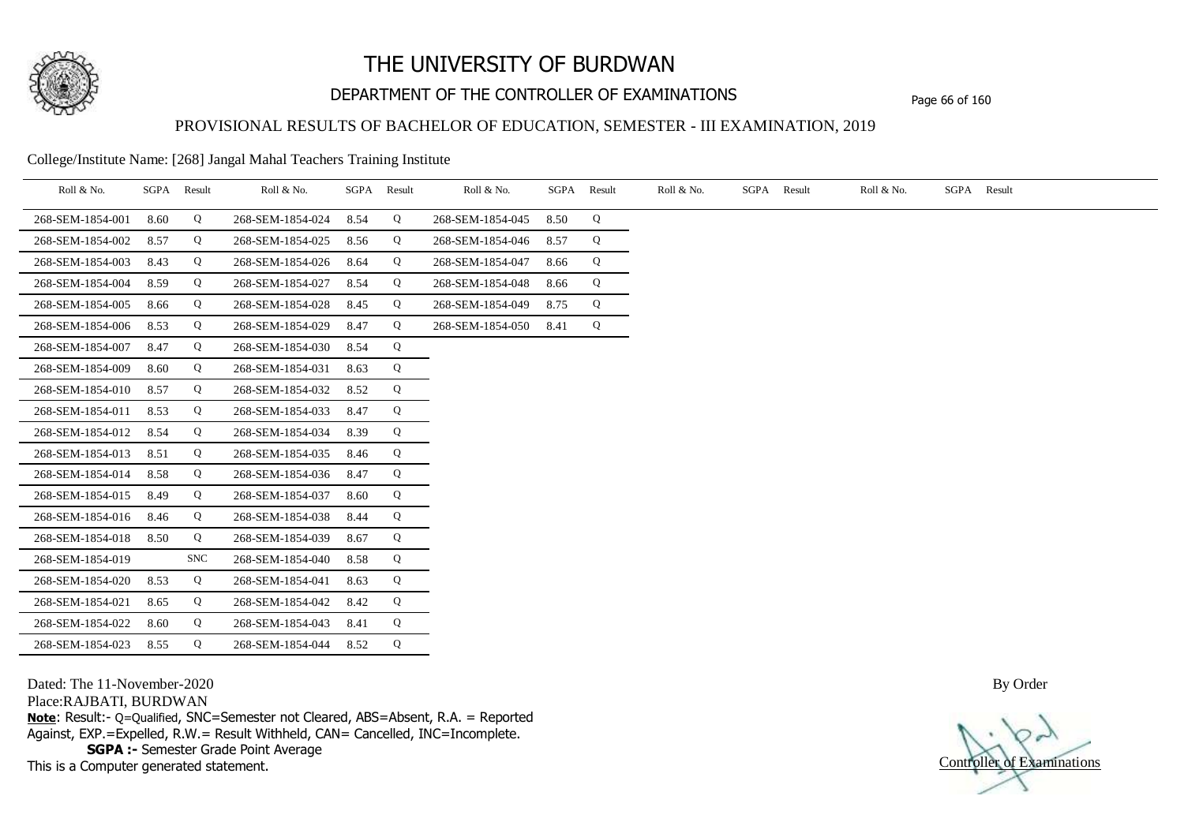# THE UNIVERSITY OF BURDWAN

## DEPARTMENT OF THE CONTROLLER OF EXAMINATIONS

### PROVISIONAL RESULTS OF BACHELOR OF EDUCATION, SEMESTER - III EXAMINATION, 2019

College/Institute Name: [268] Jangal Mahal Teachers Training Institute

| Roll & No. | SGPA | Result | Roll & No. | SGPA | Result | Roll & No. | SGPA | Result | Roll & No. | SGPA | Result | Roll & No. | SGPA | Result |
|---|---|---|---|---|---|---|---|---|---|---|---|---|---|---|
| 268-SEM-1854-001 | 8.60 | Q | 268-SEM-1854-024 | 8.54 | Q | 268-SEM-1854-045 | 8.50 | Q | | | | | | |
| 268-SEM-1854-002 | 8.57 | Q | 268-SEM-1854-025 | 8.56 | Q | 268-SEM-1854-046 | 8.57 | Q | | | | | | |
| 268-SEM-1854-003 | 8.43 | Q | 268-SEM-1854-026 | 8.64 | Q | 268-SEM-1854-047 | 8.66 | Q | | | | | | |
| 268-SEM-1854-004 | 8.59 | Q | 268-SEM-1854-027 | 8.54 | Q | 268-SEM-1854-048 | 8.66 | Q | | | | | | |
| 268-SEM-1854-005 | 8.66 | Q | 268-SEM-1854-028 | 8.45 | Q | 268-SEM-1854-049 | 8.75 | Q | | | | | | |
| 268-SEM-1854-006 | 8.53 | Q | 268-SEM-1854-029 | 8.47 | Q | 268-SEM-1854-050 | 8.41 | Q | | | | | | |
| 268-SEM-1854-007 | 8.47 | Q | 268-SEM-1854-030 | 8.54 | Q | | | | | | | | | |
| 268-SEM-1854-009 | 8.60 | Q | 268-SEM-1854-031 | 8.63 | Q | | | | | | | | | |
| 268-SEM-1854-010 | 8.57 | Q | 268-SEM-1854-032 | 8.52 | Q | | | | | | | | | |
| 268-SEM-1854-011 | 8.53 | Q | 268-SEM-1854-033 | 8.47 | Q | | | | | | | | | |
| 268-SEM-1854-012 | 8.54 | Q | 268-SEM-1854-034 | 8.39 | Q | | | | | | | | | |
| 268-SEM-1854-013 | 8.51 | Q | 268-SEM-1854-035 | 8.46 | Q | | | | | | | | | |
| 268-SEM-1854-014 | 8.58 | Q | 268-SEM-1854-036 | 8.47 | Q | | | | | | | | | |
| 268-SEM-1854-015 | 8.49 | Q | 268-SEM-1854-037 | 8.60 | Q | | | | | | | | | |
| 268-SEM-1854-016 | 8.46 | Q | 268-SEM-1854-038 | 8.44 | Q | | | | | | | | | |
| 268-SEM-1854-018 | 8.50 | Q | 268-SEM-1854-039 | 8.67 | Q | | | | | | | | | |
| 268-SEM-1854-019 | | SNC | 268-SEM-1854-040 | 8.58 | Q | | | | | | | | | |
| 268-SEM-1854-020 | 8.53 | Q | 268-SEM-1854-041 | 8.63 | Q | | | | | | | | | |
| 268-SEM-1854-021 | 8.65 | Q | 268-SEM-1854-042 | 8.42 | Q | | | | | | | | | |
| 268-SEM-1854-022 | 8.60 | Q | 268-SEM-1854-043 | 8.41 | Q | | | | | | | | | |
| 268-SEM-1854-023 | 8.55 | Q | 268-SEM-1854-044 | 8.52 | Q | | | | | | | | | |

Dated: The 11-November-2020

Place:RAJBATI, BURDWAN

**Note**: Result:- Q=Qualified, SNC=Semester not Cleared, ABS=Absent, R.A. = Reported Against, EXP.=Expelled, R.W.= Result Withheld, CAN= Cancelled, INC=Incomplete.

**SGPA :-** Semester Grade Point Average

This is a Computer generated statement.

By Order

Controller of Examinations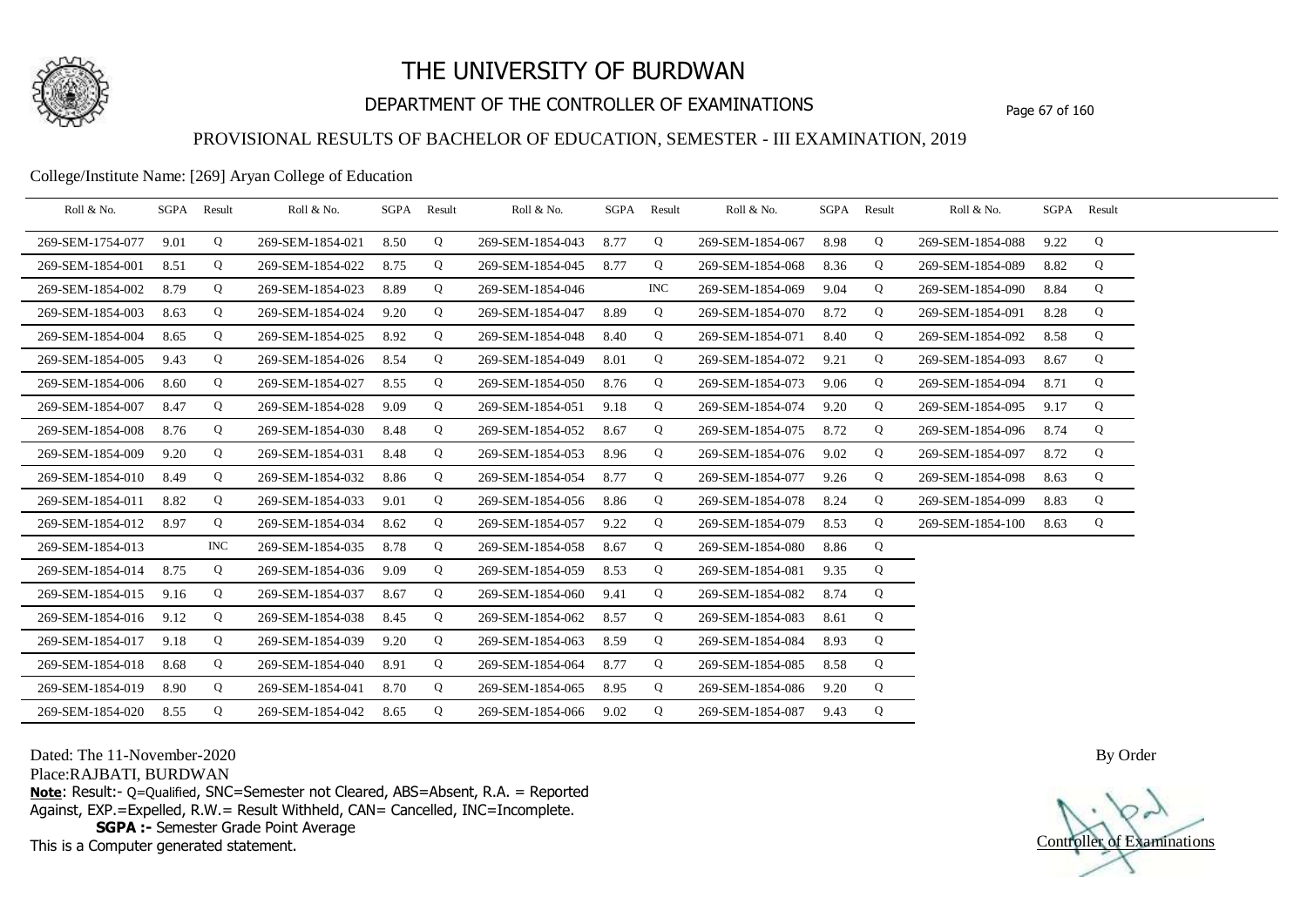# THE UNIVERSITY OF BURDWAN

## DEPARTMENT OF THE CONTROLLER OF EXAMINATIONS

### PROVISIONAL RESULTS OF BACHELOR OF EDUCATION, SEMESTER - III EXAMINATION, 2019

College/Institute Name: [269] Aryan College of Education

| Roll & No. | SGPA | Result | Roll & No. | SGPA | Result | Roll & No. | SGPA | Result | Roll & No. | SGPA | Result | Roll & No. | SGPA | Result |
|---|---|---|---|---|---|---|---|---|---|---|---|---|---|---|
| 269-SEM-1754-077 | 9.01 | Q | 269-SEM-1854-021 | 8.50 | Q | 269-SEM-1854-043 | 8.77 | Q | 269-SEM-1854-067 | 8.98 | Q | 269-SEM-1854-088 | 9.22 | Q |
| 269-SEM-1854-001 | 8.51 | Q | 269-SEM-1854-022 | 8.75 | Q | 269-SEM-1854-045 | 8.77 | Q | 269-SEM-1854-068 | 8.36 | Q | 269-SEM-1854-089 | 8.82 | Q |
| 269-SEM-1854-002 | 8.79 | Q | 269-SEM-1854-023 | 8.89 | Q | 269-SEM-1854-046 | | INC | 269-SEM-1854-069 | 9.04 | Q | 269-SEM-1854-090 | 8.84 | Q |
| 269-SEM-1854-003 | 8.63 | Q | 269-SEM-1854-024 | 9.20 | Q | 269-SEM-1854-047 | 8.89 | Q | 269-SEM-1854-070 | 8.72 | Q | 269-SEM-1854-091 | 8.28 | Q |
| 269-SEM-1854-004 | 8.65 | Q | 269-SEM-1854-025 | 8.92 | Q | 269-SEM-1854-048 | 8.40 | Q | 269-SEM-1854-071 | 8.40 | Q | 269-SEM-1854-092 | 8.58 | Q |
| 269-SEM-1854-005 | 9.43 | Q | 269-SEM-1854-026 | 8.54 | Q | 269-SEM-1854-049 | 8.01 | Q | 269-SEM-1854-072 | 9.21 | Q | 269-SEM-1854-093 | 8.67 | Q |
| 269-SEM-1854-006 | 8.60 | Q | 269-SEM-1854-027 | 8.55 | Q | 269-SEM-1854-050 | 8.76 | Q | 269-SEM-1854-073 | 9.06 | Q | 269-SEM-1854-094 | 8.71 | Q |
| 269-SEM-1854-007 | 8.47 | Q | 269-SEM-1854-028 | 9.09 | Q | 269-SEM-1854-051 | 9.18 | Q | 269-SEM-1854-074 | 9.20 | Q | 269-SEM-1854-095 | 9.17 | Q |
| 269-SEM-1854-008 | 8.76 | Q | 269-SEM-1854-030 | 8.48 | Q | 269-SEM-1854-052 | 8.67 | Q | 269-SEM-1854-075 | 8.72 | Q | 269-SEM-1854-096 | 8.74 | Q |
| 269-SEM-1854-009 | 9.20 | Q | 269-SEM-1854-031 | 8.48 | Q | 269-SEM-1854-053 | 8.96 | Q | 269-SEM-1854-076 | 9.02 | Q | 269-SEM-1854-097 | 8.72 | Q |
| 269-SEM-1854-010 | 8.49 | Q | 269-SEM-1854-032 | 8.86 | Q | 269-SEM-1854-054 | 8.77 | Q | 269-SEM-1854-077 | 9.26 | Q | 269-SEM-1854-098 | 8.63 | Q |
| 269-SEM-1854-011 | 8.82 | Q | 269-SEM-1854-033 | 9.01 | Q | 269-SEM-1854-056 | 8.86 | Q | 269-SEM-1854-078 | 8.24 | Q | 269-SEM-1854-099 | 8.83 | Q |
| 269-SEM-1854-012 | 8.97 | Q | 269-SEM-1854-034 | 8.62 | Q | 269-SEM-1854-057 | 9.22 | Q | 269-SEM-1854-079 | 8.53 | Q | 269-SEM-1854-100 | 8.63 | Q |
| 269-SEM-1854-013 | | INC | 269-SEM-1854-035 | 8.78 | Q | 269-SEM-1854-058 | 8.67 | Q | 269-SEM-1854-080 | 8.86 | Q | | | |
| 269-SEM-1854-014 | 8.75 | Q | 269-SEM-1854-036 | 9.09 | Q | 269-SEM-1854-059 | 8.53 | Q | 269-SEM-1854-081 | 9.35 | Q | | | |
| 269-SEM-1854-015 | 9.16 | Q | 269-SEM-1854-037 | 8.67 | Q | 269-SEM-1854-060 | 9.41 | Q | 269-SEM-1854-082 | 8.74 | Q | | | |
| 269-SEM-1854-016 | 9.12 | Q | 269-SEM-1854-038 | 8.45 | Q | 269-SEM-1854-062 | 8.57 | Q | 269-SEM-1854-083 | 8.61 | Q | | | |
| 269-SEM-1854-017 | 9.18 | Q | 269-SEM-1854-039 | 9.20 | Q | 269-SEM-1854-063 | 8.59 | Q | 269-SEM-1854-084 | 8.93 | Q | | | |
| 269-SEM-1854-018 | 8.68 | Q | 269-SEM-1854-040 | 8.91 | Q | 269-SEM-1854-064 | 8.77 | Q | 269-SEM-1854-085 | 8.58 | Q | | | |
| 269-SEM-1854-019 | 8.90 | Q | 269-SEM-1854-041 | 8.70 | Q | 269-SEM-1854-065 | 8.95 | Q | 269-SEM-1854-086 | 9.20 | Q | | | |
| 269-SEM-1854-020 | 8.55 | Q | 269-SEM-1854-042 | 8.65 | Q | 269-SEM-1854-066 | 9.02 | Q | 269-SEM-1854-087 | 9.43 | Q | | | |

Dated: The 11-November-2020

Place:RAJBATI, BURDWAN

**Note**: Result:- Q=Qualified, SNC=Semester not Cleared, ABS=Absent, R.A. = Reported Against, EXP.=Expelled, R.W.= Result Withheld, CAN= Cancelled, INC=Incomplete.

**SGPA :-** Semester Grade Point Average

This is a Computer generated statement.

By Order

Controller of Examinations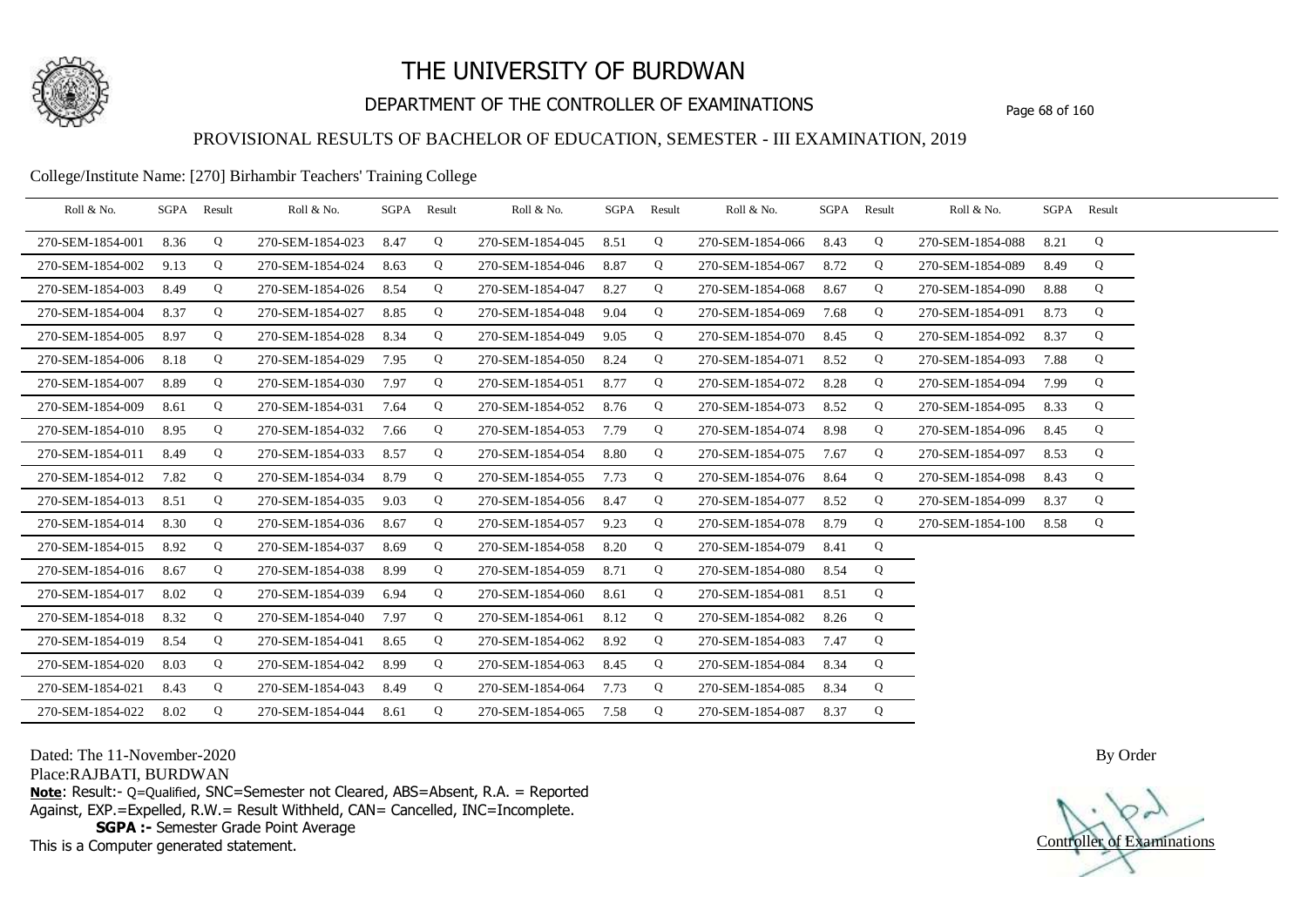# THE UNIVERSITY OF BURDWAN

## DEPARTMENT OF THE CONTROLLER OF EXAMINATIONS

### PROVISIONAL RESULTS OF BACHELOR OF EDUCATION, SEMESTER - III EXAMINATION, 2019

College/Institute Name: [270] Birhambir Teachers' Training College

| Roll & No. | SGPA | Result | Roll & No. | SGPA | Result | Roll & No. | SGPA | Result | Roll & No. | SGPA | Result | Roll & No. | SGPA | Result |
|---|---|---|---|---|---|---|---|---|---|---|---|---|---|---|
| 270-SEM-1854-001 | 8.36 | Q | 270-SEM-1854-023 | 8.47 | Q | 270-SEM-1854-045 | 8.51 | Q | 270-SEM-1854-066 | 8.43 | Q | 270-SEM-1854-088 | 8.21 | Q |
| 270-SEM-1854-002 | 9.13 | Q | 270-SEM-1854-024 | 8.63 | Q | 270-SEM-1854-046 | 8.87 | Q | 270-SEM-1854-067 | 8.72 | Q | 270-SEM-1854-089 | 8.49 | Q |
| 270-SEM-1854-003 | 8.49 | Q | 270-SEM-1854-026 | 8.54 | Q | 270-SEM-1854-047 | 8.27 | Q | 270-SEM-1854-068 | 8.67 | Q | 270-SEM-1854-090 | 8.88 | Q |
| 270-SEM-1854-004 | 8.37 | Q | 270-SEM-1854-027 | 8.85 | Q | 270-SEM-1854-048 | 9.04 | Q | 270-SEM-1854-069 | 7.68 | Q | 270-SEM-1854-091 | 8.73 | Q |
| 270-SEM-1854-005 | 8.97 | Q | 270-SEM-1854-028 | 8.34 | Q | 270-SEM-1854-049 | 9.05 | Q | 270-SEM-1854-070 | 8.45 | Q | 270-SEM-1854-092 | 8.37 | Q |
| 270-SEM-1854-006 | 8.18 | Q | 270-SEM-1854-029 | 7.95 | Q | 270-SEM-1854-050 | 8.24 | Q | 270-SEM-1854-071 | 8.52 | Q | 270-SEM-1854-093 | 7.88 | Q |
| 270-SEM-1854-007 | 8.89 | Q | 270-SEM-1854-030 | 7.97 | Q | 270-SEM-1854-051 | 8.77 | Q | 270-SEM-1854-072 | 8.28 | Q | 270-SEM-1854-094 | 7.99 | Q |
| 270-SEM-1854-009 | 8.61 | Q | 270-SEM-1854-031 | 7.64 | Q | 270-SEM-1854-052 | 8.76 | Q | 270-SEM-1854-073 | 8.52 | Q | 270-SEM-1854-095 | 8.33 | Q |
| 270-SEM-1854-010 | 8.95 | Q | 270-SEM-1854-032 | 7.66 | Q | 270-SEM-1854-053 | 7.79 | Q | 270-SEM-1854-074 | 8.98 | Q | 270-SEM-1854-096 | 8.45 | Q |
| 270-SEM-1854-011 | 8.49 | Q | 270-SEM-1854-033 | 8.57 | Q | 270-SEM-1854-054 | 8.80 | Q | 270-SEM-1854-075 | 7.67 | Q | 270-SEM-1854-097 | 8.53 | Q |
| 270-SEM-1854-012 | 7.82 | Q | 270-SEM-1854-034 | 8.79 | Q | 270-SEM-1854-055 | 7.73 | Q | 270-SEM-1854-076 | 8.64 | Q | 270-SEM-1854-098 | 8.43 | Q |
| 270-SEM-1854-013 | 8.51 | Q | 270-SEM-1854-035 | 9.03 | Q | 270-SEM-1854-056 | 8.47 | Q | 270-SEM-1854-077 | 8.52 | Q | 270-SEM-1854-099 | 8.37 | Q |
| 270-SEM-1854-014 | 8.30 | Q | 270-SEM-1854-036 | 8.67 | Q | 270-SEM-1854-057 | 9.23 | Q | 270-SEM-1854-078 | 8.79 | Q | 270-SEM-1854-100 | 8.58 | Q |
| 270-SEM-1854-015 | 8.92 | Q | 270-SEM-1854-037 | 8.69 | Q | 270-SEM-1854-058 | 8.20 | Q | 270-SEM-1854-079 | 8.41 | Q | | | |
| 270-SEM-1854-016 | 8.67 | Q | 270-SEM-1854-038 | 8.99 | Q | 270-SEM-1854-059 | 8.71 | Q | 270-SEM-1854-080 | 8.54 | Q | | | |
| 270-SEM-1854-017 | 8.02 | Q | 270-SEM-1854-039 | 6.94 | Q | 270-SEM-1854-060 | 8.61 | Q | 270-SEM-1854-081 | 8.51 | Q | | | |
| 270-SEM-1854-018 | 8.32 | Q | 270-SEM-1854-040 | 7.97 | Q | 270-SEM-1854-061 | 8.12 | Q | 270-SEM-1854-082 | 8.26 | Q | | | |
| 270-SEM-1854-019 | 8.54 | Q | 270-SEM-1854-041 | 8.65 | Q | 270-SEM-1854-062 | 8.92 | Q | 270-SEM-1854-083 | 7.47 | Q | | | |
| 270-SEM-1854-020 | 8.03 | Q | 270-SEM-1854-042 | 8.99 | Q | 270-SEM-1854-063 | 8.45 | Q | 270-SEM-1854-084 | 8.34 | Q | | | |
| 270-SEM-1854-021 | 8.43 | Q | 270-SEM-1854-043 | 8.49 | Q | 270-SEM-1854-064 | 7.73 | Q | 270-SEM-1854-085 | 8.34 | Q | | | |
| 270-SEM-1854-022 | 8.02 | Q | 270-SEM-1854-044 | 8.61 | Q | 270-SEM-1854-065 | 7.58 | Q | 270-SEM-1854-087 | 8.37 | Q | | | |

Dated: The 11-November-2020

Place:RAJBATI, BURDWAN

**Note**: Result:- Q=Qualified, SNC=Semester not Cleared, ABS=Absent, R.A. = Reported Against, EXP.=Expelled, R.W.= Result Withheld, CAN= Cancelled, INC=Incomplete.

**SGPA :-** Semester Grade Point Average

This is a Computer generated statement.

By Order

Controller of Examinations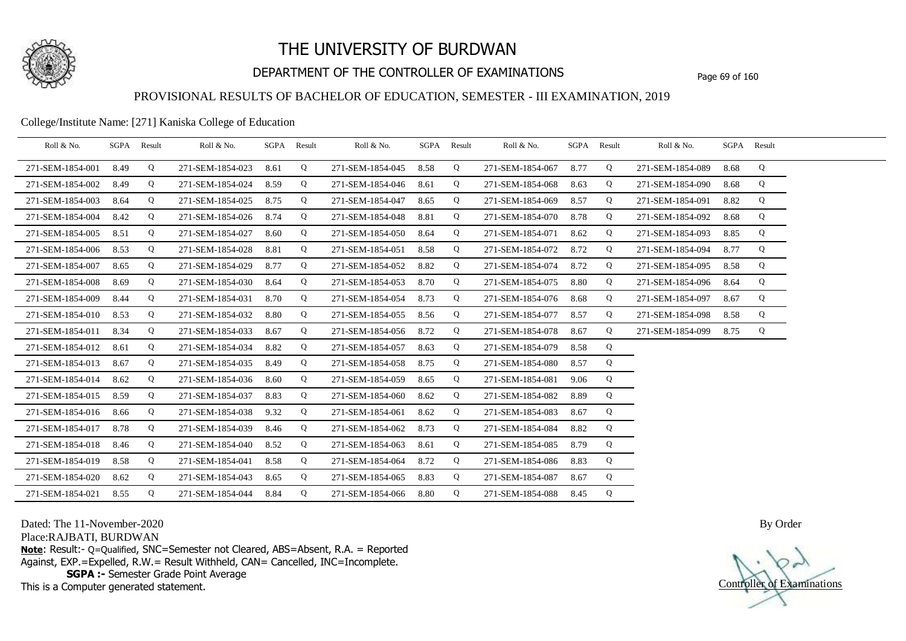# THE UNIVERSITY OF BURDWAN

## DEPARTMENT OF THE CONTROLLER OF EXAMINATIONS

### PROVISIONAL RESULTS OF BACHELOR OF EDUCATION, SEMESTER - III EXAMINATION, 2019

College/Institute Name: [271] Kaniska College of Education

| Roll & No. | SGPA | Result | Roll & No. | SGPA | Result | Roll & No. | SGPA | Result | Roll & No. | SGPA | Result | Roll & No. | SGPA | Result |
|---|---|---|---|---|---|---|---|---|---|---|---|---|---|---|
| 271-SEM-1854-001 | 8.49 | Q | 271-SEM-1854-023 | 8.61 | Q | 271-SEM-1854-045 | 8.58 | Q | 271-SEM-1854-067 | 8.77 | Q | 271-SEM-1854-089 | 8.68 | Q |
| 271-SEM-1854-002 | 8.49 | Q | 271-SEM-1854-024 | 8.59 | Q | 271-SEM-1854-046 | 8.61 | Q | 271-SEM-1854-068 | 8.63 | Q | 271-SEM-1854-090 | 8.68 | Q |
| 271-SEM-1854-003 | 8.64 | Q | 271-SEM-1854-025 | 8.75 | Q | 271-SEM-1854-047 | 8.65 | Q | 271-SEM-1854-069 | 8.57 | Q | 271-SEM-1854-091 | 8.82 | Q |
| 271-SEM-1854-004 | 8.42 | Q | 271-SEM-1854-026 | 8.74 | Q | 271-SEM-1854-048 | 8.81 | Q | 271-SEM-1854-070 | 8.78 | Q | 271-SEM-1854-092 | 8.68 | Q |
| 271-SEM-1854-005 | 8.51 | Q | 271-SEM-1854-027 | 8.60 | Q | 271-SEM-1854-050 | 8.64 | Q | 271-SEM-1854-071 | 8.62 | Q | 271-SEM-1854-093 | 8.85 | Q |
| 271-SEM-1854-006 | 8.53 | Q | 271-SEM-1854-028 | 8.81 | Q | 271-SEM-1854-051 | 8.58 | Q | 271-SEM-1854-072 | 8.72 | Q | 271-SEM-1854-094 | 8.77 | Q |
| 271-SEM-1854-007 | 8.65 | Q | 271-SEM-1854-029 | 8.77 | Q | 271-SEM-1854-052 | 8.82 | Q | 271-SEM-1854-074 | 8.72 | Q | 271-SEM-1854-095 | 8.58 | Q |
| 271-SEM-1854-008 | 8.69 | Q | 271-SEM-1854-030 | 8.64 | Q | 271-SEM-1854-053 | 8.70 | Q | 271-SEM-1854-075 | 8.80 | Q | 271-SEM-1854-096 | 8.64 | Q |
| 271-SEM-1854-009 | 8.44 | Q | 271-SEM-1854-031 | 8.70 | Q | 271-SEM-1854-054 | 8.73 | Q | 271-SEM-1854-076 | 8.68 | Q | 271-SEM-1854-097 | 8.67 | Q |
| 271-SEM-1854-010 | 8.53 | Q | 271-SEM-1854-032 | 8.80 | Q | 271-SEM-1854-055 | 8.56 | Q | 271-SEM-1854-077 | 8.57 | Q | 271-SEM-1854-098 | 8.58 | Q |
| 271-SEM-1854-011 | 8.34 | Q | 271-SEM-1854-033 | 8.67 | Q | 271-SEM-1854-056 | 8.72 | Q | 271-SEM-1854-078 | 8.67 | Q | 271-SEM-1854-099 | 8.75 | Q |
| 271-SEM-1854-012 | 8.61 | Q | 271-SEM-1854-034 | 8.82 | Q | 271-SEM-1854-057 | 8.63 | Q | 271-SEM-1854-079 | 8.58 | Q | | | |
| 271-SEM-1854-013 | 8.67 | Q | 271-SEM-1854-035 | 8.49 | Q | 271-SEM-1854-058 | 8.75 | Q | 271-SEM-1854-080 | 8.57 | Q | | | |
| 271-SEM-1854-014 | 8.62 | Q | 271-SEM-1854-036 | 8.60 | Q | 271-SEM-1854-059 | 8.65 | Q | 271-SEM-1854-081 | 9.06 | Q | | | |
| 271-SEM-1854-015 | 8.59 | Q | 271-SEM-1854-037 | 8.83 | Q | 271-SEM-1854-060 | 8.62 | Q | 271-SEM-1854-082 | 8.89 | Q | | | |
| 271-SEM-1854-016 | 8.66 | Q | 271-SEM-1854-038 | 9.32 | Q | 271-SEM-1854-061 | 8.62 | Q | 271-SEM-1854-083 | 8.67 | Q | | | |
| 271-SEM-1854-017 | 8.78 | Q | 271-SEM-1854-039 | 8.46 | Q | 271-SEM-1854-062 | 8.73 | Q | 271-SEM-1854-084 | 8.82 | Q | | | |
| 271-SEM-1854-018 | 8.46 | Q | 271-SEM-1854-040 | 8.52 | Q | 271-SEM-1854-063 | 8.61 | Q | 271-SEM-1854-085 | 8.79 | Q | | | |
| 271-SEM-1854-019 | 8.58 | Q | 271-SEM-1854-041 | 8.58 | Q | 271-SEM-1854-064 | 8.72 | Q | 271-SEM-1854-086 | 8.83 | Q | | | |
| 271-SEM-1854-020 | 8.62 | Q | 271-SEM-1854-043 | 8.65 | Q | 271-SEM-1854-065 | 8.83 | Q | 271-SEM-1854-087 | 8.67 | Q | | | |
| 271-SEM-1854-021 | 8.55 | Q | 271-SEM-1854-044 | 8.84 | Q | 271-SEM-1854-066 | 8.80 | Q | 271-SEM-1854-088 | 8.45 | Q | | | |

Dated: The 11-November-2020

Place:RAJBATI, BURDWAN

**Note**: Result:- Q=Qualified, SNC=Semester not Cleared, ABS=Absent, R.A. = Reported Against, EXP.=Expelled, R.W.= Result Withheld, CAN= Cancelled, INC=Incomplete.

**SGPA :-** Semester Grade Point Average

This is a Computer generated statement.

By Order

Controller of Examinations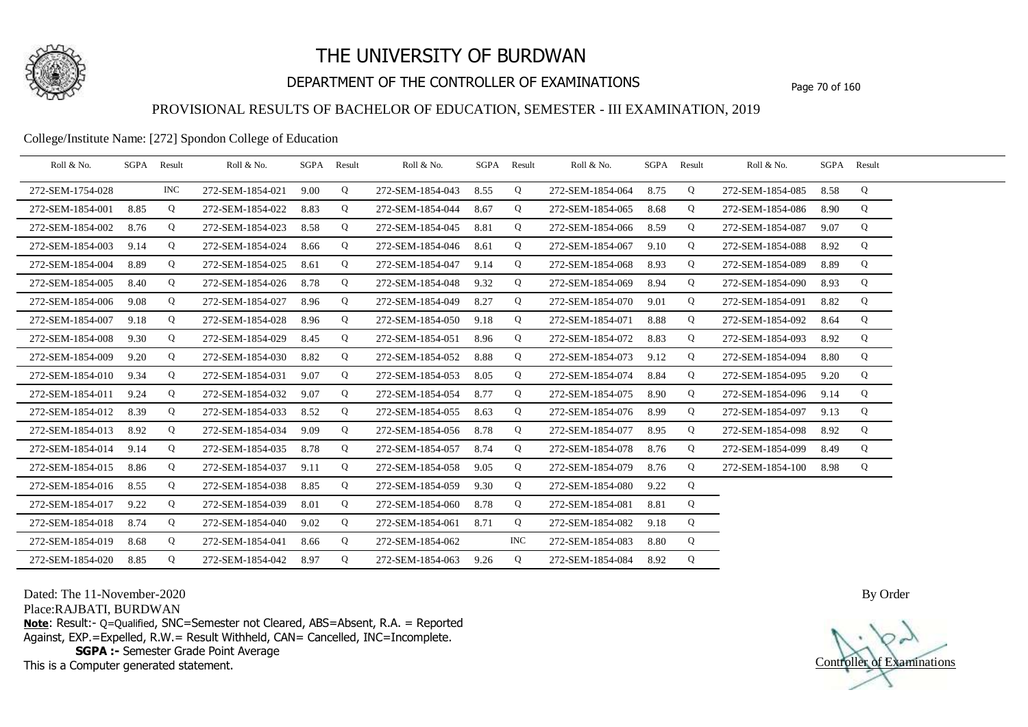# THE UNIVERSITY OF BURDWAN

## DEPARTMENT OF THE CONTROLLER OF EXAMINATIONS

### PROVISIONAL RESULTS OF BACHELOR OF EDUCATION, SEMESTER - III EXAMINATION, 2019

College/Institute Name: [272] Spondon College of Education

| Roll & No. | SGPA | Result | Roll & No. | SGPA | Result | Roll & No. | SGPA | Result | Roll & No. | SGPA | Result | Roll & No. | SGPA | Result |
|---|---|---|---|---|---|---|---|---|---|---|---|---|---|---|
| 272-SEM-1754-028 | | INC | 272-SEM-1854-021 | 9.00 | Q | 272-SEM-1854-043 | 8.55 | Q | 272-SEM-1854-064 | 8.75 | Q | 272-SEM-1854-085 | 8.58 | Q |
| 272-SEM-1854-001 | 8.85 | Q | 272-SEM-1854-022 | 8.83 | Q | 272-SEM-1854-044 | 8.67 | Q | 272-SEM-1854-065 | 8.68 | Q | 272-SEM-1854-086 | 8.90 | Q |
| 272-SEM-1854-002 | 8.76 | Q | 272-SEM-1854-023 | 8.58 | Q | 272-SEM-1854-045 | 8.81 | Q | 272-SEM-1854-066 | 8.59 | Q | 272-SEM-1854-087 | 9.07 | Q |
| 272-SEM-1854-003 | 9.14 | Q | 272-SEM-1854-024 | 8.66 | Q | 272-SEM-1854-046 | 8.61 | Q | 272-SEM-1854-067 | 9.10 | Q | 272-SEM-1854-088 | 8.92 | Q |
| 272-SEM-1854-004 | 8.89 | Q | 272-SEM-1854-025 | 8.61 | Q | 272-SEM-1854-047 | 9.14 | Q | 272-SEM-1854-068 | 8.93 | Q | 272-SEM-1854-089 | 8.89 | Q |
| 272-SEM-1854-005 | 8.40 | Q | 272-SEM-1854-026 | 8.78 | Q | 272-SEM-1854-048 | 9.32 | Q | 272-SEM-1854-069 | 8.94 | Q | 272-SEM-1854-090 | 8.93 | Q |
| 272-SEM-1854-006 | 9.08 | Q | 272-SEM-1854-027 | 8.96 | Q | 272-SEM-1854-049 | 8.27 | Q | 272-SEM-1854-070 | 9.01 | Q | 272-SEM-1854-091 | 8.82 | Q |
| 272-SEM-1854-007 | 9.18 | Q | 272-SEM-1854-028 | 8.96 | Q | 272-SEM-1854-050 | 9.18 | Q | 272-SEM-1854-071 | 8.88 | Q | 272-SEM-1854-092 | 8.64 | Q |
| 272-SEM-1854-008 | 9.30 | Q | 272-SEM-1854-029 | 8.45 | Q | 272-SEM-1854-051 | 8.96 | Q | 272-SEM-1854-072 | 8.83 | Q | 272-SEM-1854-093 | 8.92 | Q |
| 272-SEM-1854-009 | 9.20 | Q | 272-SEM-1854-030 | 8.82 | Q | 272-SEM-1854-052 | 8.88 | Q | 272-SEM-1854-073 | 9.12 | Q | 272-SEM-1854-094 | 8.80 | Q |
| 272-SEM-1854-010 | 9.34 | Q | 272-SEM-1854-031 | 9.07 | Q | 272-SEM-1854-053 | 8.05 | Q | 272-SEM-1854-074 | 8.84 | Q | 272-SEM-1854-095 | 9.20 | Q |
| 272-SEM-1854-011 | 9.24 | Q | 272-SEM-1854-032 | 9.07 | Q | 272-SEM-1854-054 | 8.77 | Q | 272-SEM-1854-075 | 8.90 | Q | 272-SEM-1854-096 | 9.14 | Q |
| 272-SEM-1854-012 | 8.39 | Q | 272-SEM-1854-033 | 8.52 | Q | 272-SEM-1854-055 | 8.63 | Q | 272-SEM-1854-076 | 8.99 | Q | 272-SEM-1854-097 | 9.13 | Q |
| 272-SEM-1854-013 | 8.92 | Q | 272-SEM-1854-034 | 9.09 | Q | 272-SEM-1854-056 | 8.78 | Q | 272-SEM-1854-077 | 8.95 | Q | 272-SEM-1854-098 | 8.92 | Q |
| 272-SEM-1854-014 | 9.14 | Q | 272-SEM-1854-035 | 8.78 | Q | 272-SEM-1854-057 | 8.74 | Q | 272-SEM-1854-078 | 8.76 | Q | 272-SEM-1854-099 | 8.49 | Q |
| 272-SEM-1854-015 | 8.86 | Q | 272-SEM-1854-037 | 9.11 | Q | 272-SEM-1854-058 | 9.05 | Q | 272-SEM-1854-079 | 8.76 | Q | 272-SEM-1854-100 | 8.98 | Q |
| 272-SEM-1854-016 | 8.55 | Q | 272-SEM-1854-038 | 8.85 | Q | 272-SEM-1854-059 | 9.30 | Q | 272-SEM-1854-080 | 9.22 | Q | | | |
| 272-SEM-1854-017 | 9.22 | Q | 272-SEM-1854-039 | 8.01 | Q | 272-SEM-1854-060 | 8.78 | Q | 272-SEM-1854-081 | 8.81 | Q | | | |
| 272-SEM-1854-018 | 8.74 | Q | 272-SEM-1854-040 | 9.02 | Q | 272-SEM-1854-061 | 8.71 | Q | 272-SEM-1854-082 | 9.18 | Q | | | |
| 272-SEM-1854-019 | 8.68 | Q | 272-SEM-1854-041 | 8.66 | Q | 272-SEM-1854-062 | | INC | 272-SEM-1854-083 | 8.80 | Q | | | |
| 272-SEM-1854-020 | 8.85 | Q | 272-SEM-1854-042 | 8.97 | Q | 272-SEM-1854-063 | 9.26 | Q | 272-SEM-1854-084 | 8.92 | Q | | | |

Dated: The 11-November-2020

Place:RAJBATI, BURDWAN

**Note**: Result:- Q=Qualified, SNC=Semester not Cleared, ABS=Absent, R.A. = Reported Against, EXP.=Expelled, R.W.= Result Withheld, CAN= Cancelled, INC=Incomplete.

**SGPA :-** Semester Grade Point Average

This is a Computer generated statement.

By Order

Controller of Examinations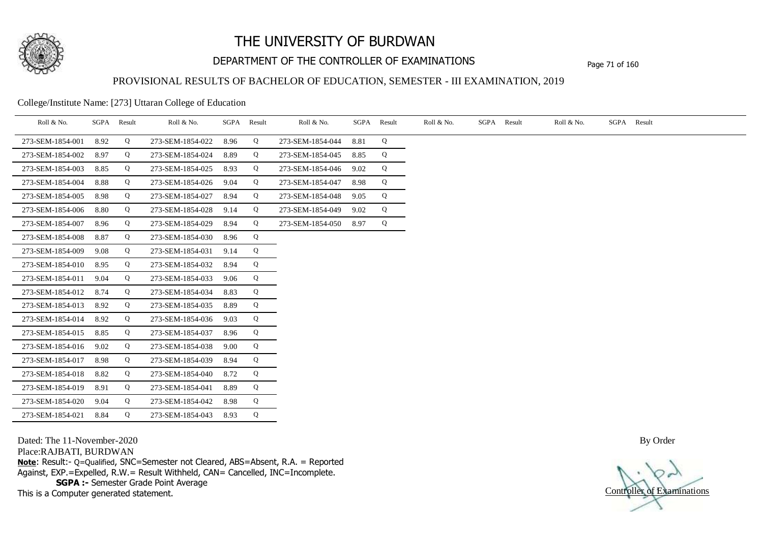# THE UNIVERSITY OF BURDWAN

## DEPARTMENT OF THE CONTROLLER OF EXAMINATIONS

### PROVISIONAL RESULTS OF BACHELOR OF EDUCATION, SEMESTER - III EXAMINATION, 2019

College/Institute Name: [273] Uttaran College of Education

| Roll & No. | SGPA | Result | Roll & No. | SGPA | Result | Roll & No. | SGPA | Result | Roll & No. | SGPA | Result | Roll & No. | SGPA | Result |
|---|---|---|---|---|---|---|---|---|---|---|---|---|---|---|
| 273-SEM-1854-001 | 8.92 | Q | 273-SEM-1854-022 | 8.96 | Q | 273-SEM-1854-044 | 8.81 | Q | | | | | | |
| 273-SEM-1854-002 | 8.97 | Q | 273-SEM-1854-024 | 8.89 | Q | 273-SEM-1854-045 | 8.85 | Q | | | | | | |
| 273-SEM-1854-003 | 8.85 | Q | 273-SEM-1854-025 | 8.93 | Q | 273-SEM-1854-046 | 9.02 | Q | | | | | | |
| 273-SEM-1854-004 | 8.88 | Q | 273-SEM-1854-026 | 9.04 | Q | 273-SEM-1854-047 | 8.98 | Q | | | | | | |
| 273-SEM-1854-005 | 8.98 | Q | 273-SEM-1854-027 | 8.94 | Q | 273-SEM-1854-048 | 9.05 | Q | | | | | | |
| 273-SEM-1854-006 | 8.80 | Q | 273-SEM-1854-028 | 9.14 | Q | 273-SEM-1854-049 | 9.02 | Q | | | | | | |
| 273-SEM-1854-007 | 8.96 | Q | 273-SEM-1854-029 | 8.94 | Q | 273-SEM-1854-050 | 8.97 | Q | | | | | | |
| 273-SEM-1854-008 | 8.87 | Q | 273-SEM-1854-030 | 8.96 | Q | | | | | | | | | |
| 273-SEM-1854-009 | 9.08 | Q | 273-SEM-1854-031 | 9.14 | Q | | | | | | | | | |
| 273-SEM-1854-010 | 8.95 | Q | 273-SEM-1854-032 | 8.94 | Q | | | | | | | | | |
| 273-SEM-1854-011 | 9.04 | Q | 273-SEM-1854-033 | 9.06 | Q | | | | | | | | | |
| 273-SEM-1854-012 | 8.74 | Q | 273-SEM-1854-034 | 8.83 | Q | | | | | | | | | |
| 273-SEM-1854-013 | 8.92 | Q | 273-SEM-1854-035 | 8.89 | Q | | | | | | | | | |
| 273-SEM-1854-014 | 8.92 | Q | 273-SEM-1854-036 | 9.03 | Q | | | | | | | | | |
| 273-SEM-1854-015 | 8.85 | Q | 273-SEM-1854-037 | 8.96 | Q | | | | | | | | | |
| 273-SEM-1854-016 | 9.02 | Q | 273-SEM-1854-038 | 9.00 | Q | | | | | | | | | |
| 273-SEM-1854-017 | 8.98 | Q | 273-SEM-1854-039 | 8.94 | Q | | | | | | | | | |
| 273-SEM-1854-018 | 8.82 | Q | 273-SEM-1854-040 | 8.72 | Q | | | | | | | | | |
| 273-SEM-1854-019 | 8.91 | Q | 273-SEM-1854-041 | 8.89 | Q | | | | | | | | | |
| 273-SEM-1854-020 | 9.04 | Q | 273-SEM-1854-042 | 8.98 | Q | | | | | | | | | |
| 273-SEM-1854-021 | 8.84 | Q | 273-SEM-1854-043 | 8.93 | Q | | | | | | | | | |

Dated: The 11-November-2020

Place:RAJBATI, BURDWAN

**Note**: Result:- Q=Qualified, SNC=Semester not Cleared, ABS=Absent, R.A. = Reported Against, EXP.=Expelled, R.W.= Result Withheld, CAN= Cancelled, INC=Incomplete.

**SGPA :-** Semester Grade Point Average

This is a Computer generated statement.

By Order

Controller of Examinations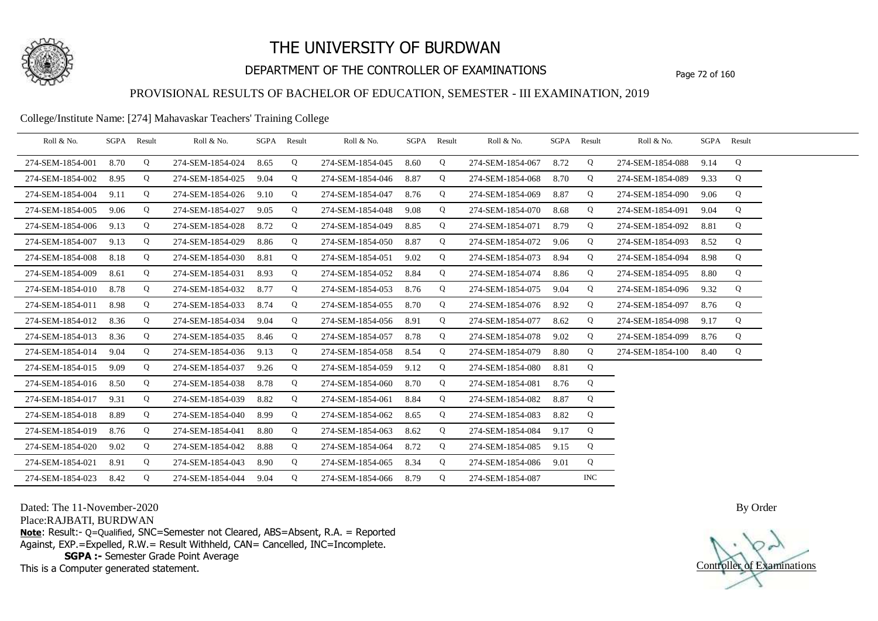# THE UNIVERSITY OF BURDWAN

## DEPARTMENT OF THE CONTROLLER OF EXAMINATIONS

### PROVISIONAL RESULTS OF BACHELOR OF EDUCATION, SEMESTER - III EXAMINATION, 2019

College/Institute Name: [274] Mahavaskar Teachers' Training College

| Roll & No. | SGPA | Result | Roll & No. | SGPA | Result | Roll & No. | SGPA | Result | Roll & No. | SGPA | Result | Roll & No. | SGPA | Result |
|---|---|---|---|---|---|---|---|---|---|---|---|---|---|---|
| 274-SEM-1854-001 | 8.70 | Q | 274-SEM-1854-024 | 8.65 | Q | 274-SEM-1854-045 | 8.60 | Q | 274-SEM-1854-067 | 8.72 | Q | 274-SEM-1854-088 | 9.14 | Q |
| 274-SEM-1854-002 | 8.95 | Q | 274-SEM-1854-025 | 9.04 | Q | 274-SEM-1854-046 | 8.87 | Q | 274-SEM-1854-068 | 8.70 | Q | 274-SEM-1854-089 | 9.33 | Q |
| 274-SEM-1854-004 | 9.11 | Q | 274-SEM-1854-026 | 9.10 | Q | 274-SEM-1854-047 | 8.76 | Q | 274-SEM-1854-069 | 8.87 | Q | 274-SEM-1854-090 | 9.06 | Q |
| 274-SEM-1854-005 | 9.06 | Q | 274-SEM-1854-027 | 9.05 | Q | 274-SEM-1854-048 | 9.08 | Q | 274-SEM-1854-070 | 8.68 | Q | 274-SEM-1854-091 | 9.04 | Q |
| 274-SEM-1854-006 | 9.13 | Q | 274-SEM-1854-028 | 8.72 | Q | 274-SEM-1854-049 | 8.85 | Q | 274-SEM-1854-071 | 8.79 | Q | 274-SEM-1854-092 | 8.81 | Q |
| 274-SEM-1854-007 | 9.13 | Q | 274-SEM-1854-029 | 8.86 | Q | 274-SEM-1854-050 | 8.87 | Q | 274-SEM-1854-072 | 9.06 | Q | 274-SEM-1854-093 | 8.52 | Q |
| 274-SEM-1854-008 | 8.18 | Q | 274-SEM-1854-030 | 8.81 | Q | 274-SEM-1854-051 | 9.02 | Q | 274-SEM-1854-073 | 8.94 | Q | 274-SEM-1854-094 | 8.98 | Q |
| 274-SEM-1854-009 | 8.61 | Q | 274-SEM-1854-031 | 8.93 | Q | 274-SEM-1854-052 | 8.84 | Q | 274-SEM-1854-074 | 8.86 | Q | 274-SEM-1854-095 | 8.80 | Q |
| 274-SEM-1854-010 | 8.78 | Q | 274-SEM-1854-032 | 8.77 | Q | 274-SEM-1854-053 | 8.76 | Q | 274-SEM-1854-075 | 9.04 | Q | 274-SEM-1854-096 | 9.32 | Q |
| 274-SEM-1854-011 | 8.98 | Q | 274-SEM-1854-033 | 8.74 | Q | 274-SEM-1854-055 | 8.70 | Q | 274-SEM-1854-076 | 8.92 | Q | 274-SEM-1854-097 | 8.76 | Q |
| 274-SEM-1854-012 | 8.36 | Q | 274-SEM-1854-034 | 9.04 | Q | 274-SEM-1854-056 | 8.91 | Q | 274-SEM-1854-077 | 8.62 | Q | 274-SEM-1854-098 | 9.17 | Q |
| 274-SEM-1854-013 | 8.36 | Q | 274-SEM-1854-035 | 8.46 | Q | 274-SEM-1854-057 | 8.78 | Q | 274-SEM-1854-078 | 9.02 | Q | 274-SEM-1854-099 | 8.76 | Q |
| 274-SEM-1854-014 | 9.04 | Q | 274-SEM-1854-036 | 9.13 | Q | 274-SEM-1854-058 | 8.54 | Q | 274-SEM-1854-079 | 8.80 | Q | 274-SEM-1854-100 | 8.40 | Q |
| 274-SEM-1854-015 | 9.09 | Q | 274-SEM-1854-037 | 9.26 | Q | 274-SEM-1854-059 | 9.12 | Q | 274-SEM-1854-080 | 8.81 | Q | | | |
| 274-SEM-1854-016 | 8.50 | Q | 274-SEM-1854-038 | 8.78 | Q | 274-SEM-1854-060 | 8.70 | Q | 274-SEM-1854-081 | 8.76 | Q | | | |
| 274-SEM-1854-017 | 9.31 | Q | 274-SEM-1854-039 | 8.82 | Q | 274-SEM-1854-061 | 8.84 | Q | 274-SEM-1854-082 | 8.87 | Q | | | |
| 274-SEM-1854-018 | 8.89 | Q | 274-SEM-1854-040 | 8.99 | Q | 274-SEM-1854-062 | 8.65 | Q | 274-SEM-1854-083 | 8.82 | Q | | | |
| 274-SEM-1854-019 | 8.76 | Q | 274-SEM-1854-041 | 8.80 | Q | 274-SEM-1854-063 | 8.62 | Q | 274-SEM-1854-084 | 9.17 | Q | | | |
| 274-SEM-1854-020 | 9.02 | Q | 274-SEM-1854-042 | 8.88 | Q | 274-SEM-1854-064 | 8.72 | Q | 274-SEM-1854-085 | 9.15 | Q | | | |
| 274-SEM-1854-021 | 8.91 | Q | 274-SEM-1854-043 | 8.90 | Q | 274-SEM-1854-065 | 8.34 | Q | 274-SEM-1854-086 | 9.01 | Q | | | |
| 274-SEM-1854-023 | 8.42 | Q | 274-SEM-1854-044 | 9.04 | Q | 274-SEM-1854-066 | 8.79 | Q | 274-SEM-1854-087 | | INC | | | |

Dated: The 11-November-2020

Place:RAJBATI, BURDWAN

**Note**: Result:- Q=Qualified, SNC=Semester not Cleared, ABS=Absent, R.A. = Reported Against, EXP.=Expelled, R.W.= Result Withheld, CAN= Cancelled, INC=Incomplete.

**SGPA :-** Semester Grade Point Average

This is a Computer generated statement.

By Order

Controller of Examinations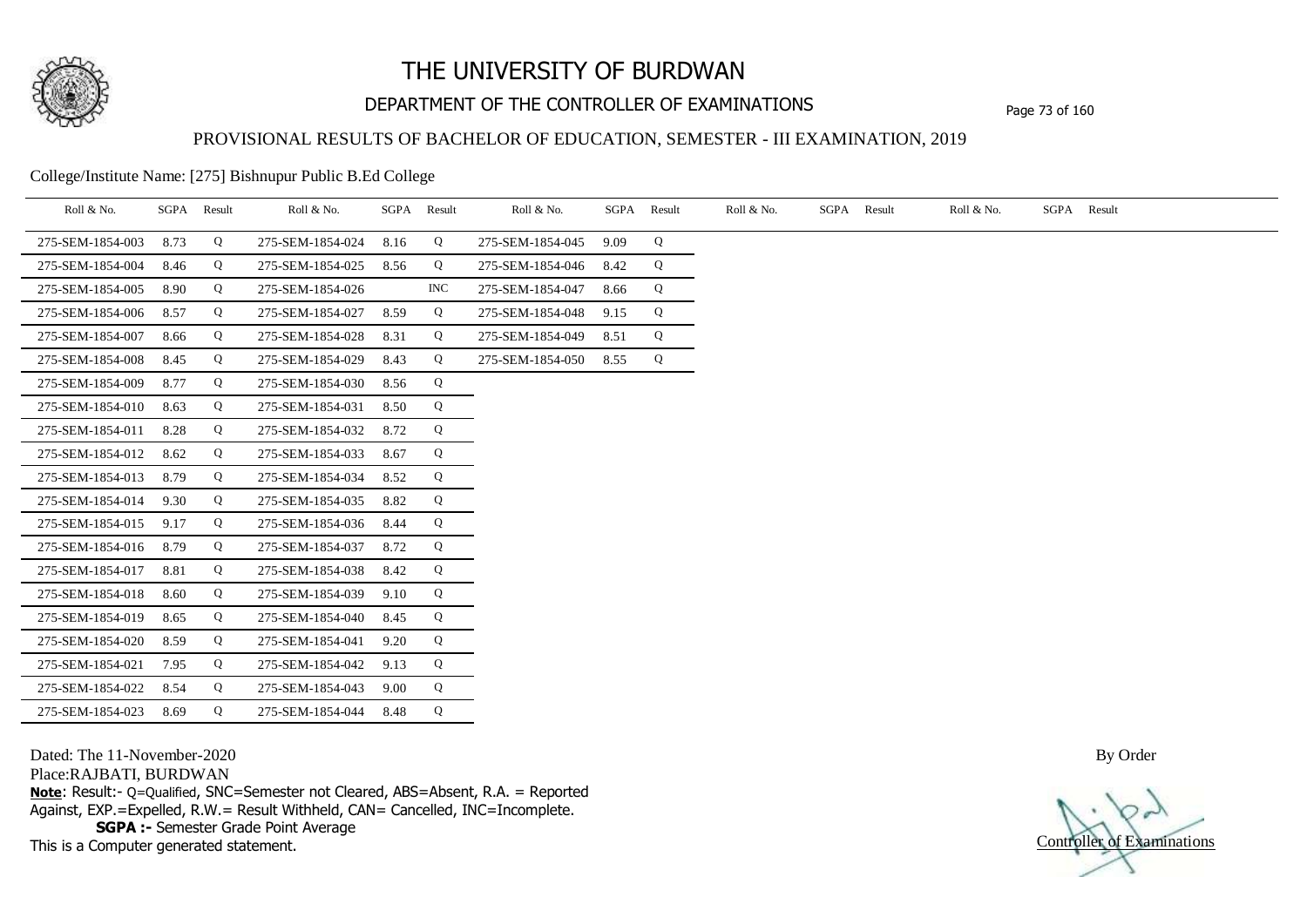# THE UNIVERSITY OF BURDWAN

## DEPARTMENT OF THE CONTROLLER OF EXAMINATIONS

### PROVISIONAL RESULTS OF BACHELOR OF EDUCATION, SEMESTER - III EXAMINATION, 2019

College/Institute Name: [275] Bishnupur Public B.Ed College

| Roll & No. | SGPA | Result | Roll & No. | SGPA | Result | Roll & No. | SGPA | Result | Roll & No. | SGPA | Result | Roll & No. | SGPA | Result |
|---|---|---|---|---|---|---|---|---|---|---|---|---|---|---|
| 275-SEM-1854-003 | 8.73 | Q | 275-SEM-1854-024 | 8.16 | Q | 275-SEM-1854-045 | 9.09 | Q | | | | | | |
| 275-SEM-1854-004 | 8.46 | Q | 275-SEM-1854-025 | 8.56 | Q | 275-SEM-1854-046 | 8.42 | Q | | | | | | |
| 275-SEM-1854-005 | 8.90 | Q | 275-SEM-1854-026 | | INC | 275-SEM-1854-047 | 8.66 | Q | | | | | | |
| 275-SEM-1854-006 | 8.57 | Q | 275-SEM-1854-027 | 8.59 | Q | 275-SEM-1854-048 | 9.15 | Q | | | | | | |
| 275-SEM-1854-007 | 8.66 | Q | 275-SEM-1854-028 | 8.31 | Q | 275-SEM-1854-049 | 8.51 | Q | | | | | | |
| 275-SEM-1854-008 | 8.45 | Q | 275-SEM-1854-029 | 8.43 | Q | 275-SEM-1854-050 | 8.55 | Q | | | | | | |
| 275-SEM-1854-009 | 8.77 | Q | 275-SEM-1854-030 | 8.56 | Q | | | | | | | | | |
| 275-SEM-1854-010 | 8.63 | Q | 275-SEM-1854-031 | 8.50 | Q | | | | | | | | | |
| 275-SEM-1854-011 | 8.28 | Q | 275-SEM-1854-032 | 8.72 | Q | | | | | | | | | |
| 275-SEM-1854-012 | 8.62 | Q | 275-SEM-1854-033 | 8.67 | Q | | | | | | | | | |
| 275-SEM-1854-013 | 8.79 | Q | 275-SEM-1854-034 | 8.52 | Q | | | | | | | | | |
| 275-SEM-1854-014 | 9.30 | Q | 275-SEM-1854-035 | 8.82 | Q | | | | | | | | | |
| 275-SEM-1854-015 | 9.17 | Q | 275-SEM-1854-036 | 8.44 | Q | | | | | | | | | |
| 275-SEM-1854-016 | 8.79 | Q | 275-SEM-1854-037 | 8.72 | Q | | | | | | | | | |
| 275-SEM-1854-017 | 8.81 | Q | 275-SEM-1854-038 | 8.42 | Q | | | | | | | | | |
| 275-SEM-1854-018 | 8.60 | Q | 275-SEM-1854-039 | 9.10 | Q | | | | | | | | | |
| 275-SEM-1854-019 | 8.65 | Q | 275-SEM-1854-040 | 8.45 | Q | | | | | | | | | |
| 275-SEM-1854-020 | 8.59 | Q | 275-SEM-1854-041 | 9.20 | Q | | | | | | | | | |
| 275-SEM-1854-021 | 7.95 | Q | 275-SEM-1854-042 | 9.13 | Q | | | | | | | | | |
| 275-SEM-1854-022 | 8.54 | Q | 275-SEM-1854-043 | 9.00 | Q | | | | | | | | | |
| 275-SEM-1854-023 | 8.69 | Q | 275-SEM-1854-044 | 8.48 | Q | | | | | | | | | |

Dated: The 11-November-2020

Place:RAJBATI, BURDWAN

**Note**: Result:- Q=Qualified, SNC=Semester not Cleared, ABS=Absent, R.A. = Reported Against, EXP.=Expelled, R.W.= Result Withheld, CAN= Cancelled, INC=Incomplete.

**SGPA :-** Semester Grade Point Average

This is a Computer generated statement.

By Order

Controller of Examinations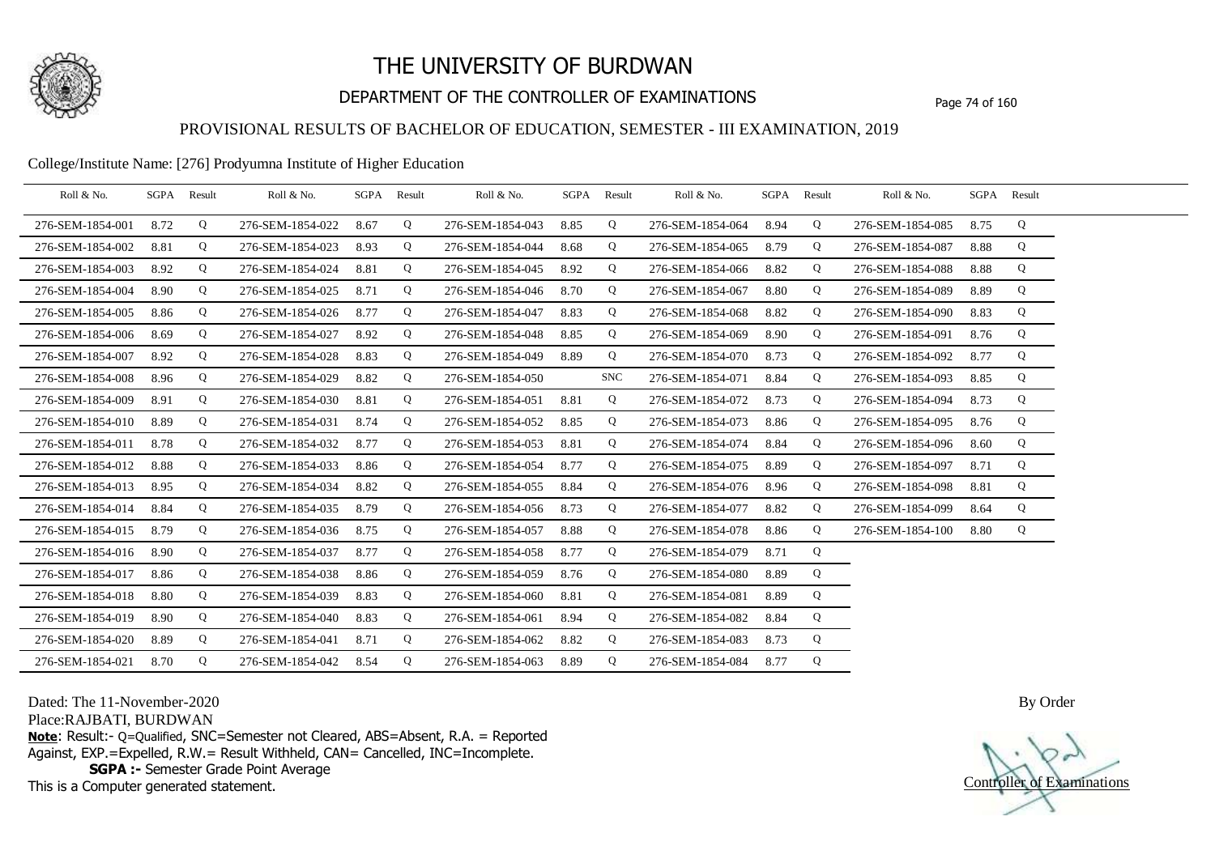# THE UNIVERSITY OF BURDWAN

## DEPARTMENT OF THE CONTROLLER OF EXAMINATIONS

### PROVISIONAL RESULTS OF BACHELOR OF EDUCATION, SEMESTER - III EXAMINATION, 2019

College/Institute Name: [276] Prodyumna Institute of Higher Education

| Roll & No. | SGPA | Result | Roll & No. | SGPA | Result | Roll & No. | SGPA | Result | Roll & No. | SGPA | Result | Roll & No. | SGPA | Result |
|---|---|---|---|---|---|---|---|---|---|---|---|---|---|---|
| 276-SEM-1854-001 | 8.72 | Q | 276-SEM-1854-022 | 8.67 | Q | 276-SEM-1854-043 | 8.85 | Q | 276-SEM-1854-064 | 8.94 | Q | 276-SEM-1854-085 | 8.75 | Q |
| 276-SEM-1854-002 | 8.81 | Q | 276-SEM-1854-023 | 8.93 | Q | 276-SEM-1854-044 | 8.68 | Q | 276-SEM-1854-065 | 8.79 | Q | 276-SEM-1854-087 | 8.88 | Q |
| 276-SEM-1854-003 | 8.92 | Q | 276-SEM-1854-024 | 8.81 | Q | 276-SEM-1854-045 | 8.92 | Q | 276-SEM-1854-066 | 8.82 | Q | 276-SEM-1854-088 | 8.88 | Q |
| 276-SEM-1854-004 | 8.90 | Q | 276-SEM-1854-025 | 8.71 | Q | 276-SEM-1854-046 | 8.70 | Q | 276-SEM-1854-067 | 8.80 | Q | 276-SEM-1854-089 | 8.89 | Q |
| 276-SEM-1854-005 | 8.86 | Q | 276-SEM-1854-026 | 8.77 | Q | 276-SEM-1854-047 | 8.83 | Q | 276-SEM-1854-068 | 8.82 | Q | 276-SEM-1854-090 | 8.83 | Q |
| 276-SEM-1854-006 | 8.69 | Q | 276-SEM-1854-027 | 8.92 | Q | 276-SEM-1854-048 | 8.85 | Q | 276-SEM-1854-069 | 8.90 | Q | 276-SEM-1854-091 | 8.76 | Q |
| 276-SEM-1854-007 | 8.92 | Q | 276-SEM-1854-028 | 8.83 | Q | 276-SEM-1854-049 | 8.89 | Q | 276-SEM-1854-070 | 8.73 | Q | 276-SEM-1854-092 | 8.77 | Q |
| 276-SEM-1854-008 | 8.96 | Q | 276-SEM-1854-029 | 8.82 | Q | 276-SEM-1854-050 | | SNC | 276-SEM-1854-071 | 8.84 | Q | 276-SEM-1854-093 | 8.85 | Q |
| 276-SEM-1854-009 | 8.91 | Q | 276-SEM-1854-030 | 8.81 | Q | 276-SEM-1854-051 | 8.81 | Q | 276-SEM-1854-072 | 8.73 | Q | 276-SEM-1854-094 | 8.73 | Q |
| 276-SEM-1854-010 | 8.89 | Q | 276-SEM-1854-031 | 8.74 | Q | 276-SEM-1854-052 | 8.85 | Q | 276-SEM-1854-073 | 8.86 | Q | 276-SEM-1854-095 | 8.76 | Q |
| 276-SEM-1854-011 | 8.78 | Q | 276-SEM-1854-032 | 8.77 | Q | 276-SEM-1854-053 | 8.81 | Q | 276-SEM-1854-074 | 8.84 | Q | 276-SEM-1854-096 | 8.60 | Q |
| 276-SEM-1854-012 | 8.88 | Q | 276-SEM-1854-033 | 8.86 | Q | 276-SEM-1854-054 | 8.77 | Q | 276-SEM-1854-075 | 8.89 | Q | 276-SEM-1854-097 | 8.71 | Q |
| 276-SEM-1854-013 | 8.95 | Q | 276-SEM-1854-034 | 8.82 | Q | 276-SEM-1854-055 | 8.84 | Q | 276-SEM-1854-076 | 8.96 | Q | 276-SEM-1854-098 | 8.81 | Q |
| 276-SEM-1854-014 | 8.84 | Q | 276-SEM-1854-035 | 8.79 | Q | 276-SEM-1854-056 | 8.73 | Q | 276-SEM-1854-077 | 8.82 | Q | 276-SEM-1854-099 | 8.64 | Q |
| 276-SEM-1854-015 | 8.79 | Q | 276-SEM-1854-036 | 8.75 | Q | 276-SEM-1854-057 | 8.88 | Q | 276-SEM-1854-078 | 8.86 | Q | 276-SEM-1854-100 | 8.80 | Q |
| 276-SEM-1854-016 | 8.90 | Q | 276-SEM-1854-037 | 8.77 | Q | 276-SEM-1854-058 | 8.77 | Q | 276-SEM-1854-079 | 8.71 | Q | | | |
| 276-SEM-1854-017 | 8.86 | Q | 276-SEM-1854-038 | 8.86 | Q | 276-SEM-1854-059 | 8.76 | Q | 276-SEM-1854-080 | 8.89 | Q | | | |
| 276-SEM-1854-018 | 8.80 | Q | 276-SEM-1854-039 | 8.83 | Q | 276-SEM-1854-060 | 8.81 | Q | 276-SEM-1854-081 | 8.89 | Q | | | |
| 276-SEM-1854-019 | 8.90 | Q | 276-SEM-1854-040 | 8.83 | Q | 276-SEM-1854-061 | 8.94 | Q | 276-SEM-1854-082 | 8.84 | Q | | | |
| 276-SEM-1854-020 | 8.89 | Q | 276-SEM-1854-041 | 8.71 | Q | 276-SEM-1854-062 | 8.82 | Q | 276-SEM-1854-083 | 8.73 | Q | | | |
| 276-SEM-1854-021 | 8.70 | Q | 276-SEM-1854-042 | 8.54 | Q | 276-SEM-1854-063 | 8.89 | Q | 276-SEM-1854-084 | 8.77 | Q | | | |

Dated: The 11-November-2020

Place:RAJBATI, BURDWAN

**Note**: Result:- Q=Qualified, SNC=Semester not Cleared, ABS=Absent, R.A. = Reported Against, EXP.=Expelled, R.W.= Result Withheld, CAN= Cancelled, INC=Incomplete.

**SGPA :-** Semester Grade Point Average

This is a Computer generated statement.

By Order

Controller of Examinations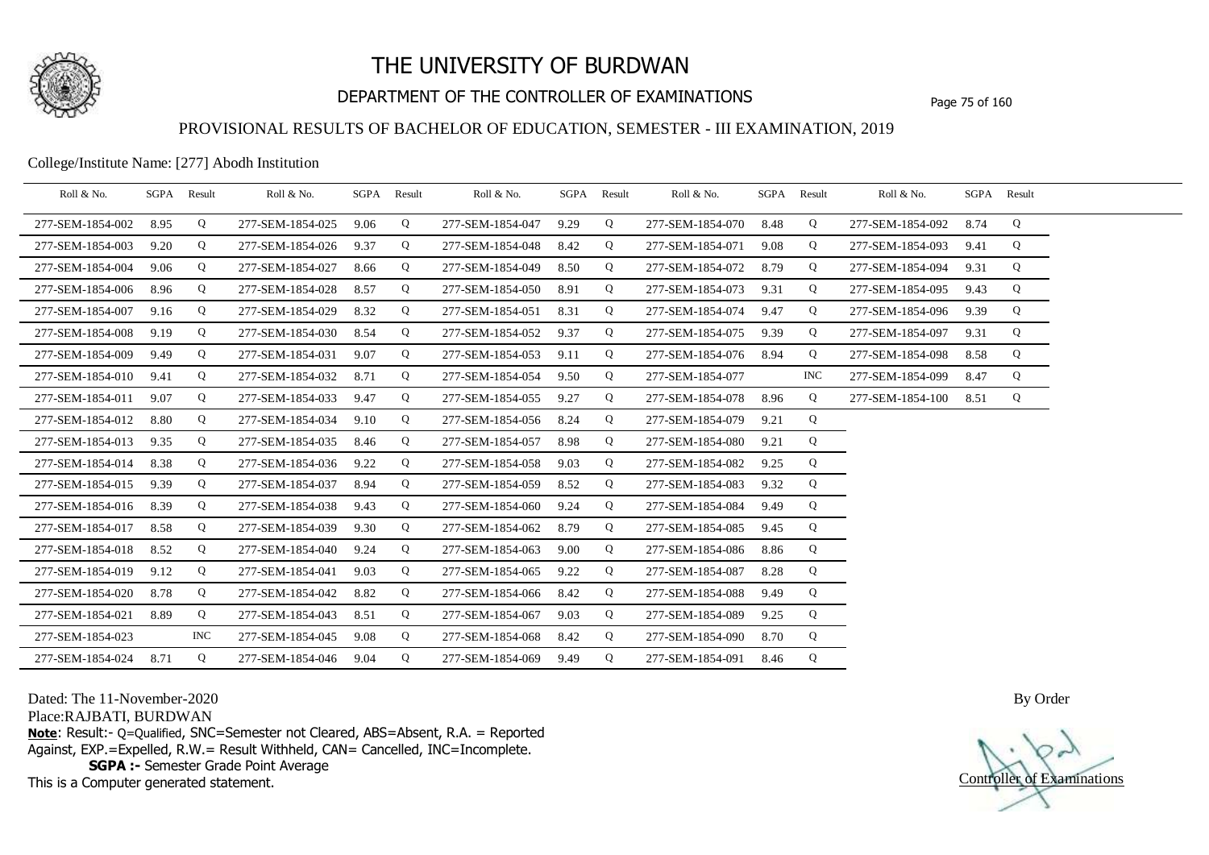# THE UNIVERSITY OF BURDWAN

## DEPARTMENT OF THE CONTROLLER OF EXAMINATIONS

### PROVISIONAL RESULTS OF BACHELOR OF EDUCATION, SEMESTER - III EXAMINATION, 2019

College/Institute Name: [277] Abodh Institution

| Roll & No. | SGPA | Result | Roll & No. | SGPA | Result | Roll & No. | SGPA | Result | Roll & No. | SGPA | Result | Roll & No. | SGPA | Result |
|---|---|---|---|---|---|---|---|---|---|---|---|---|---|---|
| 277-SEM-1854-002 | 8.95 | Q | 277-SEM-1854-025 | 9.06 | Q | 277-SEM-1854-047 | 9.29 | Q | 277-SEM-1854-070 | 8.48 | Q | 277-SEM-1854-092 | 8.74 | Q |
| 277-SEM-1854-003 | 9.20 | Q | 277-SEM-1854-026 | 9.37 | Q | 277-SEM-1854-048 | 8.42 | Q | 277-SEM-1854-071 | 9.08 | Q | 277-SEM-1854-093 | 9.41 | Q |
| 277-SEM-1854-004 | 9.06 | Q | 277-SEM-1854-027 | 8.66 | Q | 277-SEM-1854-049 | 8.50 | Q | 277-SEM-1854-072 | 8.79 | Q | 277-SEM-1854-094 | 9.31 | Q |
| 277-SEM-1854-006 | 8.96 | Q | 277-SEM-1854-028 | 8.57 | Q | 277-SEM-1854-050 | 8.91 | Q | 277-SEM-1854-073 | 9.31 | Q | 277-SEM-1854-095 | 9.43 | Q |
| 277-SEM-1854-007 | 9.16 | Q | 277-SEM-1854-029 | 8.32 | Q | 277-SEM-1854-051 | 8.31 | Q | 277-SEM-1854-074 | 9.47 | Q | 277-SEM-1854-096 | 9.39 | Q |
| 277-SEM-1854-008 | 9.19 | Q | 277-SEM-1854-030 | 8.54 | Q | 277-SEM-1854-052 | 9.37 | Q | 277-SEM-1854-075 | 9.39 | Q | 277-SEM-1854-097 | 9.31 | Q |
| 277-SEM-1854-009 | 9.49 | Q | 277-SEM-1854-031 | 9.07 | Q | 277-SEM-1854-053 | 9.11 | Q | 277-SEM-1854-076 | 8.94 | Q | 277-SEM-1854-098 | 8.58 | Q |
| 277-SEM-1854-010 | 9.41 | Q | 277-SEM-1854-032 | 8.71 | Q | 277-SEM-1854-054 | 9.50 | Q | 277-SEM-1854-077 | | INC | 277-SEM-1854-099 | 8.47 | Q |
| 277-SEM-1854-011 | 9.07 | Q | 277-SEM-1854-033 | 9.47 | Q | 277-SEM-1854-055 | 9.27 | Q | 277-SEM-1854-078 | 8.96 | Q | 277-SEM-1854-100 | 8.51 | Q |
| 277-SEM-1854-012 | 8.80 | Q | 277-SEM-1854-034 | 9.10 | Q | 277-SEM-1854-056 | 8.24 | Q | 277-SEM-1854-079 | 9.21 | Q | | | |
| 277-SEM-1854-013 | 9.35 | Q | 277-SEM-1854-035 | 8.46 | Q | 277-SEM-1854-057 | 8.98 | Q | 277-SEM-1854-080 | 9.21 | Q | | | |
| 277-SEM-1854-014 | 8.38 | Q | 277-SEM-1854-036 | 9.22 | Q | 277-SEM-1854-058 | 9.03 | Q | 277-SEM-1854-082 | 9.25 | Q | | | |
| 277-SEM-1854-015 | 9.39 | Q | 277-SEM-1854-037 | 8.94 | Q | 277-SEM-1854-059 | 8.52 | Q | 277-SEM-1854-083 | 9.32 | Q | | | |
| 277-SEM-1854-016 | 8.39 | Q | 277-SEM-1854-038 | 9.43 | Q | 277-SEM-1854-060 | 9.24 | Q | 277-SEM-1854-084 | 9.49 | Q | | | |
| 277-SEM-1854-017 | 8.58 | Q | 277-SEM-1854-039 | 9.30 | Q | 277-SEM-1854-062 | 8.79 | Q | 277-SEM-1854-085 | 9.45 | Q | | | |
| 277-SEM-1854-018 | 8.52 | Q | 277-SEM-1854-040 | 9.24 | Q | 277-SEM-1854-063 | 9.00 | Q | 277-SEM-1854-086 | 8.86 | Q | | | |
| 277-SEM-1854-019 | 9.12 | Q | 277-SEM-1854-041 | 9.03 | Q | 277-SEM-1854-065 | 9.22 | Q | 277-SEM-1854-087 | 8.28 | Q | | | |
| 277-SEM-1854-020 | 8.78 | Q | 277-SEM-1854-042 | 8.82 | Q | 277-SEM-1854-066 | 8.42 | Q | 277-SEM-1854-088 | 9.49 | Q | | | |
| 277-SEM-1854-021 | 8.89 | Q | 277-SEM-1854-043 | 8.51 | Q | 277-SEM-1854-067 | 9.03 | Q | 277-SEM-1854-089 | 9.25 | Q | | | |
| 277-SEM-1854-023 | | INC | 277-SEM-1854-045 | 9.08 | Q | 277-SEM-1854-068 | 8.42 | Q | 277-SEM-1854-090 | 8.70 | Q | | | |
| 277-SEM-1854-024 | 8.71 | Q | 277-SEM-1854-046 | 9.04 | Q | 277-SEM-1854-069 | 9.49 | Q | 277-SEM-1854-091 | 8.46 | Q | | | |

Dated: The 11-November-2020

Place:RAJBATI, BURDWAN

**Note**: Result:- Q=Qualified, SNC=Semester not Cleared, ABS=Absent, R.A. = Reported Against, EXP.=Expelled, R.W.= Result Withheld, CAN= Cancelled, INC=Incomplete.

**SGPA :-** Semester Grade Point Average

This is a Computer generated statement.

By Order

Controller of Examinations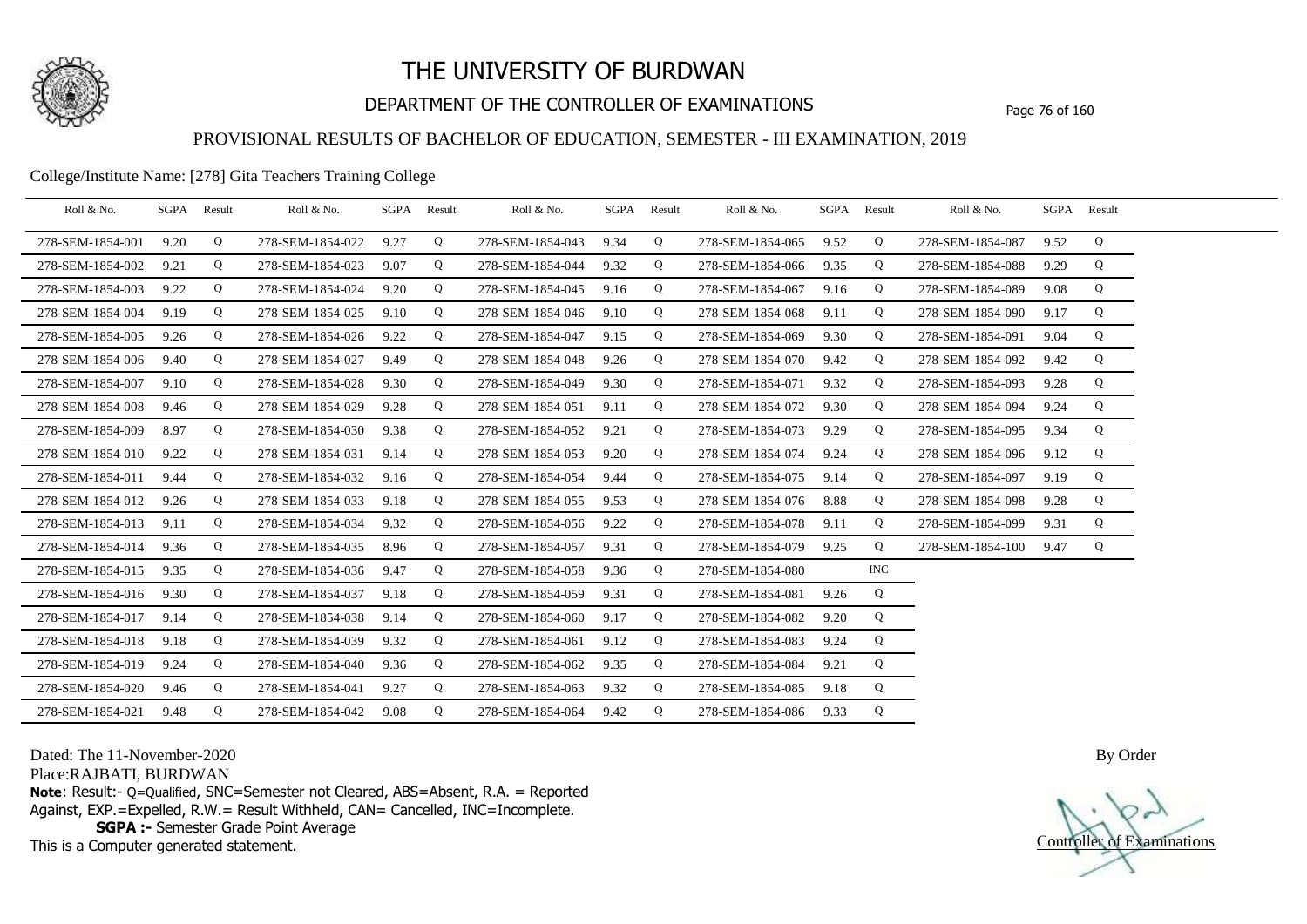# THE UNIVERSITY OF BURDWAN

## DEPARTMENT OF THE CONTROLLER OF EXAMINATIONS

### PROVISIONAL RESULTS OF BACHELOR OF EDUCATION, SEMESTER - III EXAMINATION, 2019

College/Institute Name: [278] Gita Teachers Training College

| Roll & No. | SGPA | Result | Roll & No. | SGPA | Result | Roll & No. | SGPA | Result | Roll & No. | SGPA | Result | Roll & No. | SGPA | Result |
|---|---|---|---|---|---|---|---|---|---|---|---|---|---|---|
| 278-SEM-1854-001 | 9.20 | Q | 278-SEM-1854-022 | 9.27 | Q | 278-SEM-1854-043 | 9.34 | Q | 278-SEM-1854-065 | 9.52 | Q | 278-SEM-1854-087 | 9.52 | Q |
| 278-SEM-1854-002 | 9.21 | Q | 278-SEM-1854-023 | 9.07 | Q | 278-SEM-1854-044 | 9.32 | Q | 278-SEM-1854-066 | 9.35 | Q | 278-SEM-1854-088 | 9.29 | Q |
| 278-SEM-1854-003 | 9.22 | Q | 278-SEM-1854-024 | 9.20 | Q | 278-SEM-1854-045 | 9.16 | Q | 278-SEM-1854-067 | 9.16 | Q | 278-SEM-1854-089 | 9.08 | Q |
| 278-SEM-1854-004 | 9.19 | Q | 278-SEM-1854-025 | 9.10 | Q | 278-SEM-1854-046 | 9.10 | Q | 278-SEM-1854-068 | 9.11 | Q | 278-SEM-1854-090 | 9.17 | Q |
| 278-SEM-1854-005 | 9.26 | Q | 278-SEM-1854-026 | 9.22 | Q | 278-SEM-1854-047 | 9.15 | Q | 278-SEM-1854-069 | 9.30 | Q | 278-SEM-1854-091 | 9.04 | Q |
| 278-SEM-1854-006 | 9.40 | Q | 278-SEM-1854-027 | 9.49 | Q | 278-SEM-1854-048 | 9.26 | Q | 278-SEM-1854-070 | 9.42 | Q | 278-SEM-1854-092 | 9.42 | Q |
| 278-SEM-1854-007 | 9.10 | Q | 278-SEM-1854-028 | 9.30 | Q | 278-SEM-1854-049 | 9.30 | Q | 278-SEM-1854-071 | 9.32 | Q | 278-SEM-1854-093 | 9.28 | Q |
| 278-SEM-1854-008 | 9.46 | Q | 278-SEM-1854-029 | 9.28 | Q | 278-SEM-1854-051 | 9.11 | Q | 278-SEM-1854-072 | 9.30 | Q | 278-SEM-1854-094 | 9.24 | Q |
| 278-SEM-1854-009 | 8.97 | Q | 278-SEM-1854-030 | 9.38 | Q | 278-SEM-1854-052 | 9.21 | Q | 278-SEM-1854-073 | 9.29 | Q | 278-SEM-1854-095 | 9.34 | Q |
| 278-SEM-1854-010 | 9.22 | Q | 278-SEM-1854-031 | 9.14 | Q | 278-SEM-1854-053 | 9.20 | Q | 278-SEM-1854-074 | 9.24 | Q | 278-SEM-1854-096 | 9.12 | Q |
| 278-SEM-1854-011 | 9.44 | Q | 278-SEM-1854-032 | 9.16 | Q | 278-SEM-1854-054 | 9.44 | Q | 278-SEM-1854-075 | 9.14 | Q | 278-SEM-1854-097 | 9.19 | Q |
| 278-SEM-1854-012 | 9.26 | Q | 278-SEM-1854-033 | 9.18 | Q | 278-SEM-1854-055 | 9.53 | Q | 278-SEM-1854-076 | 8.88 | Q | 278-SEM-1854-098 | 9.28 | Q |
| 278-SEM-1854-013 | 9.11 | Q | 278-SEM-1854-034 | 9.32 | Q | 278-SEM-1854-056 | 9.22 | Q | 278-SEM-1854-078 | 9.11 | Q | 278-SEM-1854-099 | 9.31 | Q |
| 278-SEM-1854-014 | 9.36 | Q | 278-SEM-1854-035 | 8.96 | Q | 278-SEM-1854-057 | 9.31 | Q | 278-SEM-1854-079 | 9.25 | Q | 278-SEM-1854-100 | 9.47 | Q |
| 278-SEM-1854-015 | 9.35 | Q | 278-SEM-1854-036 | 9.47 | Q | 278-SEM-1854-058 | 9.36 | Q | 278-SEM-1854-080 | | INC | | | |
| 278-SEM-1854-016 | 9.30 | Q | 278-SEM-1854-037 | 9.18 | Q | 278-SEM-1854-059 | 9.31 | Q | 278-SEM-1854-081 | 9.26 | Q | | | |
| 278-SEM-1854-017 | 9.14 | Q | 278-SEM-1854-038 | 9.14 | Q | 278-SEM-1854-060 | 9.17 | Q | 278-SEM-1854-082 | 9.20 | Q | | | |
| 278-SEM-1854-018 | 9.18 | Q | 278-SEM-1854-039 | 9.32 | Q | 278-SEM-1854-061 | 9.12 | Q | 278-SEM-1854-083 | 9.24 | Q | | | |
| 278-SEM-1854-019 | 9.24 | Q | 278-SEM-1854-040 | 9.36 | Q | 278-SEM-1854-062 | 9.35 | Q | 278-SEM-1854-084 | 9.21 | Q | | | |
| 278-SEM-1854-020 | 9.46 | Q | 278-SEM-1854-041 | 9.27 | Q | 278-SEM-1854-063 | 9.32 | Q | 278-SEM-1854-085 | 9.18 | Q | | | |
| 278-SEM-1854-021 | 9.48 | Q | 278-SEM-1854-042 | 9.08 | Q | 278-SEM-1854-064 | 9.42 | Q | 278-SEM-1854-086 | 9.33 | Q | | | |

Dated: The 11-November-2020

Place:RAJBATI, BURDWAN

**Note**: Result:- Q=Qualified, SNC=Semester not Cleared, ABS=Absent, R.A. = Reported Against, EXP.=Expelled, R.W.= Result Withheld, CAN= Cancelled, INC=Incomplete.

**SGPA :-** Semester Grade Point Average

This is a Computer generated statement.

By Order

Controller of Examinations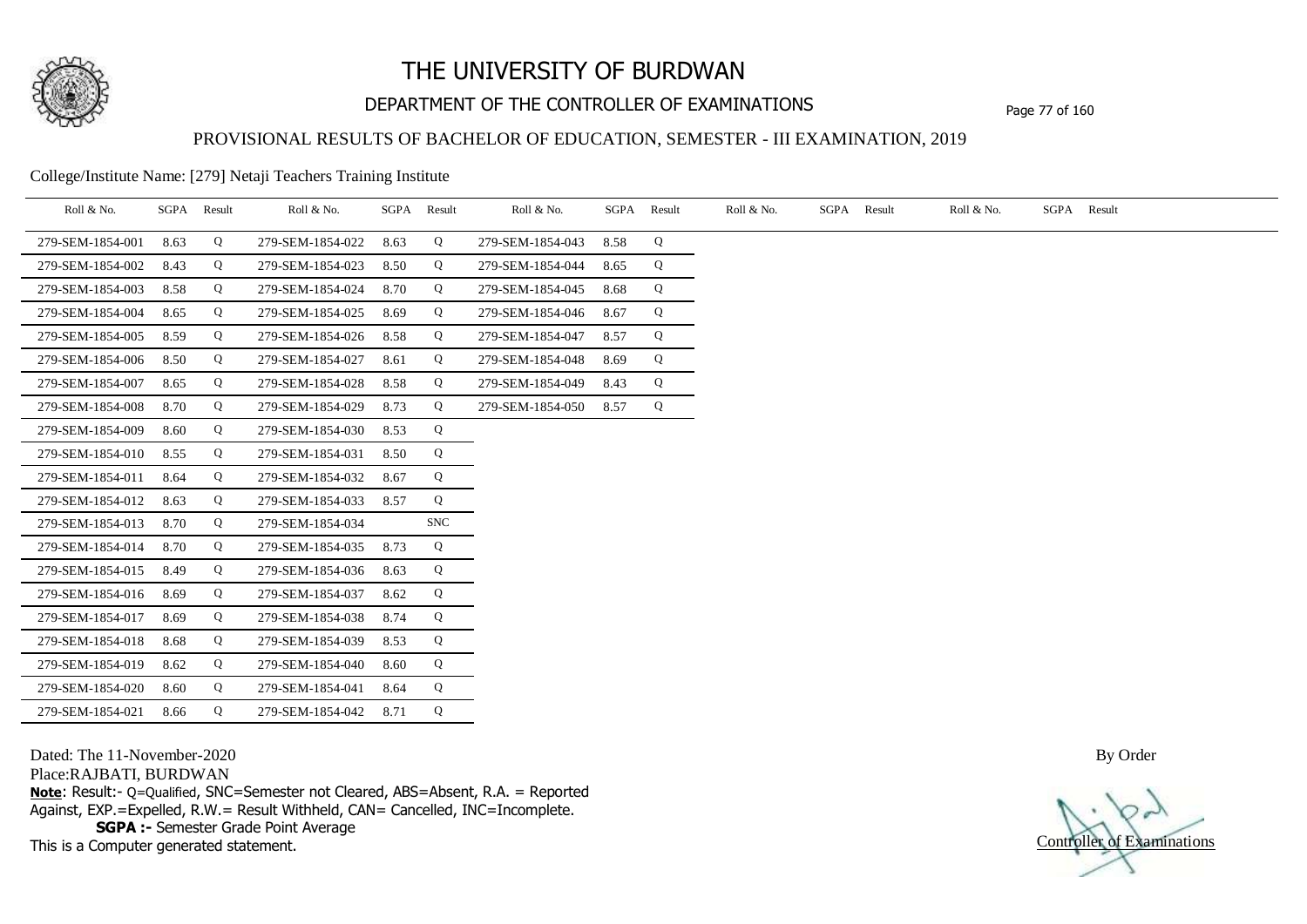# THE UNIVERSITY OF BURDWAN

## DEPARTMENT OF THE CONTROLLER OF EXAMINATIONS

### PROVISIONAL RESULTS OF BACHELOR OF EDUCATION, SEMESTER - III EXAMINATION, 2019

College/Institute Name: [279] Netaji Teachers Training Institute

| Roll & No. | SGPA | Result | Roll & No. | SGPA | Result | Roll & No. | SGPA | Result | Roll & No. | SGPA | Result | Roll & No. | SGPA | Result |
|---|---|---|---|---|---|---|---|---|---|---|---|---|---|---|
| 279-SEM-1854-001 | 8.63 | Q | 279-SEM-1854-022 | 8.63 | Q | 279-SEM-1854-043 | 8.58 | Q | | | | | | |
| 279-SEM-1854-002 | 8.43 | Q | 279-SEM-1854-023 | 8.50 | Q | 279-SEM-1854-044 | 8.65 | Q | | | | | | |
| 279-SEM-1854-003 | 8.58 | Q | 279-SEM-1854-024 | 8.70 | Q | 279-SEM-1854-045 | 8.68 | Q | | | | | | |
| 279-SEM-1854-004 | 8.65 | Q | 279-SEM-1854-025 | 8.69 | Q | 279-SEM-1854-046 | 8.67 | Q | | | | | | |
| 279-SEM-1854-005 | 8.59 | Q | 279-SEM-1854-026 | 8.58 | Q | 279-SEM-1854-047 | 8.57 | Q | | | | | | |
| 279-SEM-1854-006 | 8.50 | Q | 279-SEM-1854-027 | 8.61 | Q | 279-SEM-1854-048 | 8.69 | Q | | | | | | |
| 279-SEM-1854-007 | 8.65 | Q | 279-SEM-1854-028 | 8.58 | Q | 279-SEM-1854-049 | 8.43 | Q | | | | | | |
| 279-SEM-1854-008 | 8.70 | Q | 279-SEM-1854-029 | 8.73 | Q | 279-SEM-1854-050 | 8.57 | Q | | | | | | |
| 279-SEM-1854-009 | 8.60 | Q | 279-SEM-1854-030 | 8.53 | Q | | | | | | | | | |
| 279-SEM-1854-010 | 8.55 | Q | 279-SEM-1854-031 | 8.50 | Q | | | | | | | | | |
| 279-SEM-1854-011 | 8.64 | Q | 279-SEM-1854-032 | 8.67 | Q | | | | | | | | | |
| 279-SEM-1854-012 | 8.63 | Q | 279-SEM-1854-033 | 8.57 | Q | | | | | | | | | |
| 279-SEM-1854-013 | 8.70 | Q | 279-SEM-1854-034 | | SNC | | | | | | | | | |
| 279-SEM-1854-014 | 8.70 | Q | 279-SEM-1854-035 | 8.73 | Q | | | | | | | | | |
| 279-SEM-1854-015 | 8.49 | Q | 279-SEM-1854-036 | 8.63 | Q | | | | | | | | | |
| 279-SEM-1854-016 | 8.69 | Q | 279-SEM-1854-037 | 8.62 | Q | | | | | | | | | |
| 279-SEM-1854-017 | 8.69 | Q | 279-SEM-1854-038 | 8.74 | Q | | | | | | | | | |
| 279-SEM-1854-018 | 8.68 | Q | 279-SEM-1854-039 | 8.53 | Q | | | | | | | | | |
| 279-SEM-1854-019 | 8.62 | Q | 279-SEM-1854-040 | 8.60 | Q | | | | | | | | | |
| 279-SEM-1854-020 | 8.60 | Q | 279-SEM-1854-041 | 8.64 | Q | | | | | | | | | |
| 279-SEM-1854-021 | 8.66 | Q | 279-SEM-1854-042 | 8.71 | Q | | | | | | | | | |

Dated: The 11-November-2020

Place:RAJBATI, BURDWAN

**Note**: Result:- Q=Qualified, SNC=Semester not Cleared, ABS=Absent, R.A. = Reported Against, EXP.=Expelled, R.W.= Result Withheld, CAN= Cancelled, INC=Incomplete.

**SGPA :-** Semester Grade Point Average

This is a Computer generated statement.

By Order

Controller of Examinations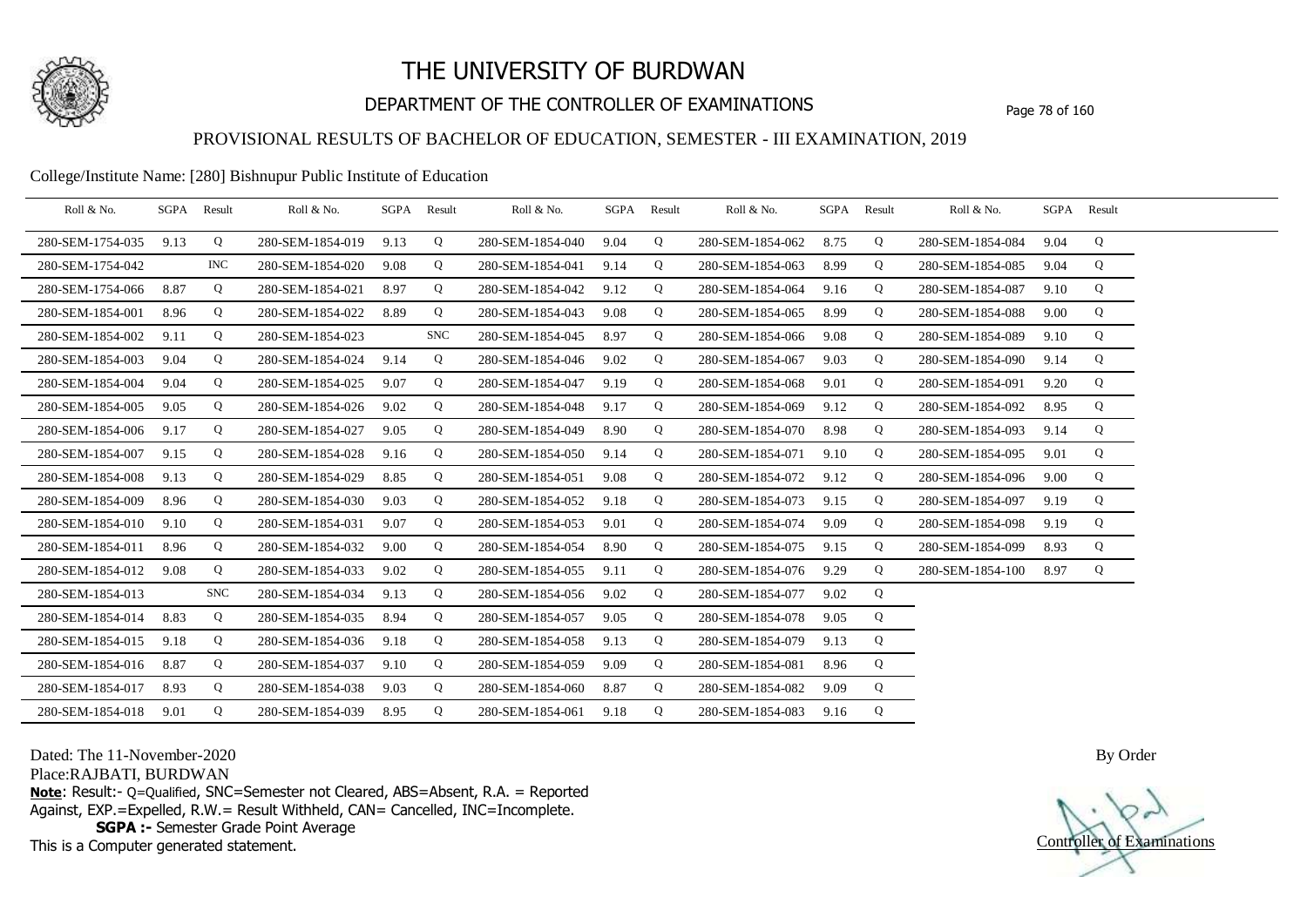# THE UNIVERSITY OF BURDWAN

## DEPARTMENT OF THE CONTROLLER OF EXAMINATIONS

### PROVISIONAL RESULTS OF BACHELOR OF EDUCATION, SEMESTER - III EXAMINATION, 2019

College/Institute Name: [280] Bishnupur Public Institute of Education

| Roll & No. | SGPA | Result | Roll & No. | SGPA | Result | Roll & No. | SGPA | Result | Roll & No. | SGPA | Result | Roll & No. | SGPA | Result |
|---|---|---|---|---|---|---|---|---|---|---|---|---|---|---|
| 280-SEM-1754-035 | 9.13 | Q | 280-SEM-1854-019 | 9.13 | Q | 280-SEM-1854-040 | 9.04 | Q | 280-SEM-1854-062 | 8.75 | Q | 280-SEM-1854-084 | 9.04 | Q |
| 280-SEM-1754-042 | | INC | 280-SEM-1854-020 | 9.08 | Q | 280-SEM-1854-041 | 9.14 | Q | 280-SEM-1854-063 | 8.99 | Q | 280-SEM-1854-085 | 9.04 | Q |
| 280-SEM-1754-066 | 8.87 | Q | 280-SEM-1854-021 | 8.97 | Q | 280-SEM-1854-042 | 9.12 | Q | 280-SEM-1854-064 | 9.16 | Q | 280-SEM-1854-087 | 9.10 | Q |
| 280-SEM-1854-001 | 8.96 | Q | 280-SEM-1854-022 | 8.89 | Q | 280-SEM-1854-043 | 9.08 | Q | 280-SEM-1854-065 | 8.99 | Q | 280-SEM-1854-088 | 9.00 | Q |
| 280-SEM-1854-002 | 9.11 | Q | 280-SEM-1854-023 | | SNC | 280-SEM-1854-045 | 8.97 | Q | 280-SEM-1854-066 | 9.08 | Q | 280-SEM-1854-089 | 9.10 | Q |
| 280-SEM-1854-003 | 9.04 | Q | 280-SEM-1854-024 | 9.14 | Q | 280-SEM-1854-046 | 9.02 | Q | 280-SEM-1854-067 | 9.03 | Q | 280-SEM-1854-090 | 9.14 | Q |
| 280-SEM-1854-004 | 9.04 | Q | 280-SEM-1854-025 | 9.07 | Q | 280-SEM-1854-047 | 9.19 | Q | 280-SEM-1854-068 | 9.01 | Q | 280-SEM-1854-091 | 9.20 | Q |
| 280-SEM-1854-005 | 9.05 | Q | 280-SEM-1854-026 | 9.02 | Q | 280-SEM-1854-048 | 9.17 | Q | 280-SEM-1854-069 | 9.12 | Q | 280-SEM-1854-092 | 8.95 | Q |
| 280-SEM-1854-006 | 9.17 | Q | 280-SEM-1854-027 | 9.05 | Q | 280-SEM-1854-049 | 8.90 | Q | 280-SEM-1854-070 | 8.98 | Q | 280-SEM-1854-093 | 9.14 | Q |
| 280-SEM-1854-007 | 9.15 | Q | 280-SEM-1854-028 | 9.16 | Q | 280-SEM-1854-050 | 9.14 | Q | 280-SEM-1854-071 | 9.10 | Q | 280-SEM-1854-095 | 9.01 | Q |
| 280-SEM-1854-008 | 9.13 | Q | 280-SEM-1854-029 | 8.85 | Q | 280-SEM-1854-051 | 9.08 | Q | 280-SEM-1854-072 | 9.12 | Q | 280-SEM-1854-096 | 9.00 | Q |
| 280-SEM-1854-009 | 8.96 | Q | 280-SEM-1854-030 | 9.03 | Q | 280-SEM-1854-052 | 9.18 | Q | 280-SEM-1854-073 | 9.15 | Q | 280-SEM-1854-097 | 9.19 | Q |
| 280-SEM-1854-010 | 9.10 | Q | 280-SEM-1854-031 | 9.07 | Q | 280-SEM-1854-053 | 9.01 | Q | 280-SEM-1854-074 | 9.09 | Q | 280-SEM-1854-098 | 9.19 | Q |
| 280-SEM-1854-011 | 8.96 | Q | 280-SEM-1854-032 | 9.00 | Q | 280-SEM-1854-054 | 8.90 | Q | 280-SEM-1854-075 | 9.15 | Q | 280-SEM-1854-099 | 8.93 | Q |
| 280-SEM-1854-012 | 9.08 | Q | 280-SEM-1854-033 | 9.02 | Q | 280-SEM-1854-055 | 9.11 | Q | 280-SEM-1854-076 | 9.29 | Q | 280-SEM-1854-100 | 8.97 | Q |
| 280-SEM-1854-013 | | SNC | 280-SEM-1854-034 | 9.13 | Q | 280-SEM-1854-056 | 9.02 | Q | 280-SEM-1854-077 | 9.02 | Q | | | |
| 280-SEM-1854-014 | 8.83 | Q | 280-SEM-1854-035 | 8.94 | Q | 280-SEM-1854-057 | 9.05 | Q | 280-SEM-1854-078 | 9.05 | Q | | | |
| 280-SEM-1854-015 | 9.18 | Q | 280-SEM-1854-036 | 9.18 | Q | 280-SEM-1854-058 | 9.13 | Q | 280-SEM-1854-079 | 9.13 | Q | | | |
| 280-SEM-1854-016 | 8.87 | Q | 280-SEM-1854-037 | 9.10 | Q | 280-SEM-1854-059 | 9.09 | Q | 280-SEM-1854-081 | 8.96 | Q | | | |
| 280-SEM-1854-017 | 8.93 | Q | 280-SEM-1854-038 | 9.03 | Q | 280-SEM-1854-060 | 8.87 | Q | 280-SEM-1854-082 | 9.09 | Q | | | |
| 280-SEM-1854-018 | 9.01 | Q | 280-SEM-1854-039 | 8.95 | Q | 280-SEM-1854-061 | 9.18 | Q | 280-SEM-1854-083 | 9.16 | Q | | | |

Dated: The 11-November-2020

Place:RAJBATI, BURDWAN

**Note**: Result:- Q=Qualified, SNC=Semester not Cleared, ABS=Absent, R.A. = Reported Against, EXP.=Expelled, R.W.= Result Withheld, CAN= Cancelled, INC=Incomplete.

**SGPA :-** Semester Grade Point Average

This is a Computer generated statement.

By Order

Controller of Examinations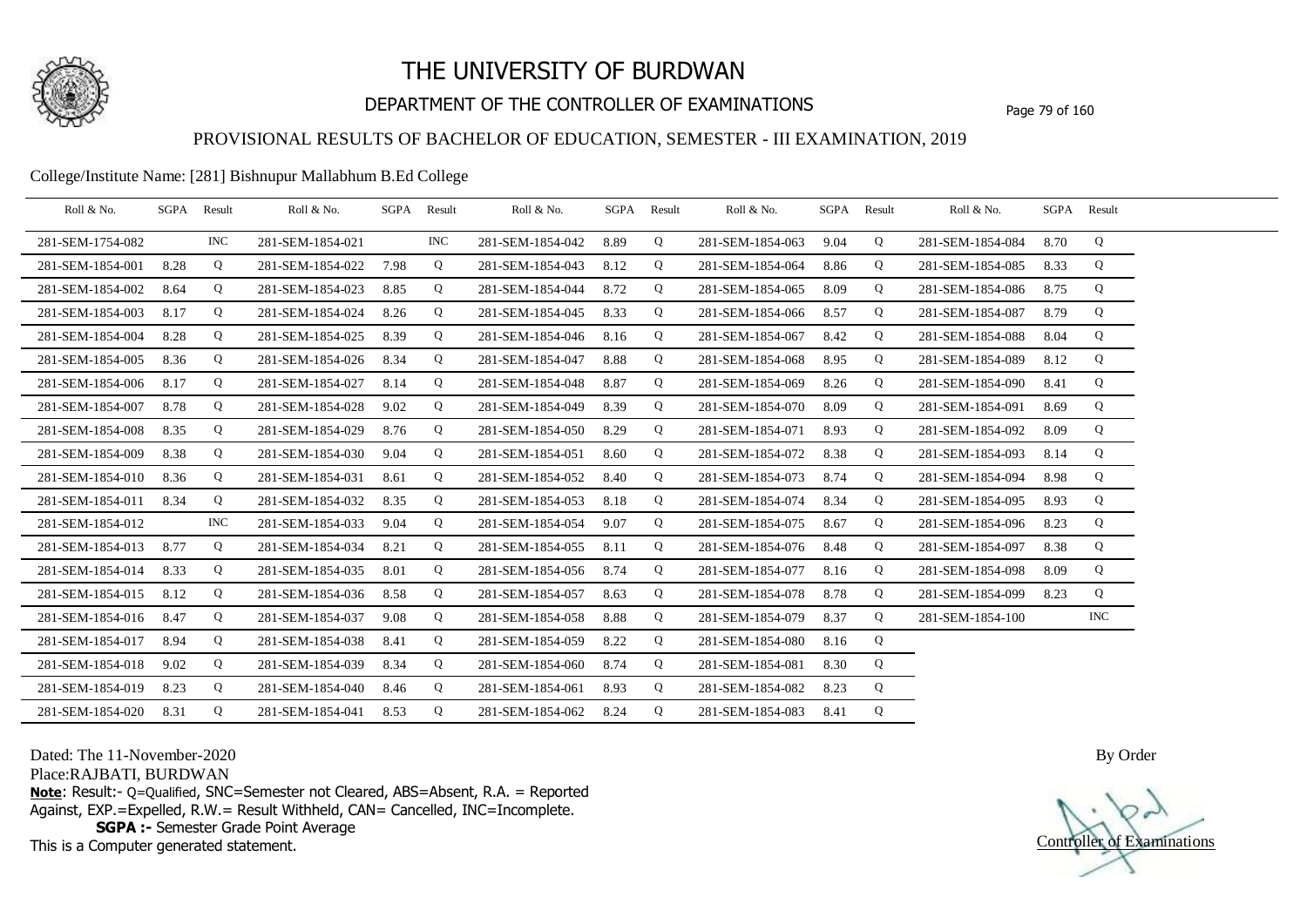# THE UNIVERSITY OF BURDWAN

## DEPARTMENT OF THE CONTROLLER OF EXAMINATIONS

### PROVISIONAL RESULTS OF BACHELOR OF EDUCATION, SEMESTER - III EXAMINATION, 2019

College/Institute Name: [281] Bishnupur Mallabhum B.Ed College

| Roll & No. | SGPA | Result | Roll & No. | SGPA | Result | Roll & No. | SGPA | Result | Roll & No. | SGPA | Result | Roll & No. | SGPA | Result |
|---|---|---|---|---|---|---|---|---|---|---|---|---|---|---|
| 281-SEM-1754-082 | | INC | 281-SEM-1854-021 | | INC | 281-SEM-1854-042 | 8.89 | Q | 281-SEM-1854-063 | 9.04 | Q | 281-SEM-1854-084 | 8.70 | Q |
| 281-SEM-1854-001 | 8.28 | Q | 281-SEM-1854-022 | 7.98 | Q | 281-SEM-1854-043 | 8.12 | Q | 281-SEM-1854-064 | 8.86 | Q | 281-SEM-1854-085 | 8.33 | Q |
| 281-SEM-1854-002 | 8.64 | Q | 281-SEM-1854-023 | 8.85 | Q | 281-SEM-1854-044 | 8.72 | Q | 281-SEM-1854-065 | 8.09 | Q | 281-SEM-1854-086 | 8.75 | Q |
| 281-SEM-1854-003 | 8.17 | Q | 281-SEM-1854-024 | 8.26 | Q | 281-SEM-1854-045 | 8.33 | Q | 281-SEM-1854-066 | 8.57 | Q | 281-SEM-1854-087 | 8.79 | Q |
| 281-SEM-1854-004 | 8.28 | Q | 281-SEM-1854-025 | 8.39 | Q | 281-SEM-1854-046 | 8.16 | Q | 281-SEM-1854-067 | 8.42 | Q | 281-SEM-1854-088 | 8.04 | Q |
| 281-SEM-1854-005 | 8.36 | Q | 281-SEM-1854-026 | 8.34 | Q | 281-SEM-1854-047 | 8.88 | Q | 281-SEM-1854-068 | 8.95 | Q | 281-SEM-1854-089 | 8.12 | Q |
| 281-SEM-1854-006 | 8.17 | Q | 281-SEM-1854-027 | 8.14 | Q | 281-SEM-1854-048 | 8.87 | Q | 281-SEM-1854-069 | 8.26 | Q | 281-SEM-1854-090 | 8.41 | Q |
| 281-SEM-1854-007 | 8.78 | Q | 281-SEM-1854-028 | 9.02 | Q | 281-SEM-1854-049 | 8.39 | Q | 281-SEM-1854-070 | 8.09 | Q | 281-SEM-1854-091 | 8.69 | Q |
| 281-SEM-1854-008 | 8.35 | Q | 281-SEM-1854-029 | 8.76 | Q | 281-SEM-1854-050 | 8.29 | Q | 281-SEM-1854-071 | 8.93 | Q | 281-SEM-1854-092 | 8.09 | Q |
| 281-SEM-1854-009 | 8.38 | Q | 281-SEM-1854-030 | 9.04 | Q | 281-SEM-1854-051 | 8.60 | Q | 281-SEM-1854-072 | 8.38 | Q | 281-SEM-1854-093 | 8.14 | Q |
| 281-SEM-1854-010 | 8.36 | Q | 281-SEM-1854-031 | 8.61 | Q | 281-SEM-1854-052 | 8.40 | Q | 281-SEM-1854-073 | 8.74 | Q | 281-SEM-1854-094 | 8.98 | Q |
| 281-SEM-1854-011 | 8.34 | Q | 281-SEM-1854-032 | 8.35 | Q | 281-SEM-1854-053 | 8.18 | Q | 281-SEM-1854-074 | 8.34 | Q | 281-SEM-1854-095 | 8.93 | Q |
| 281-SEM-1854-012 | | INC | 281-SEM-1854-033 | 9.04 | Q | 281-SEM-1854-054 | 9.07 | Q | 281-SEM-1854-075 | 8.67 | Q | 281-SEM-1854-096 | 8.23 | Q |
| 281-SEM-1854-013 | 8.77 | Q | 281-SEM-1854-034 | 8.21 | Q | 281-SEM-1854-055 | 8.11 | Q | 281-SEM-1854-076 | 8.48 | Q | 281-SEM-1854-097 | 8.38 | Q |
| 281-SEM-1854-014 | 8.33 | Q | 281-SEM-1854-035 | 8.01 | Q | 281-SEM-1854-056 | 8.74 | Q | 281-SEM-1854-077 | 8.16 | Q | 281-SEM-1854-098 | 8.09 | Q |
| 281-SEM-1854-015 | 8.12 | Q | 281-SEM-1854-036 | 8.58 | Q | 281-SEM-1854-057 | 8.63 | Q | 281-SEM-1854-078 | 8.78 | Q | 281-SEM-1854-099 | 8.23 | Q |
| 281-SEM-1854-016 | 8.47 | Q | 281-SEM-1854-037 | 9.08 | Q | 281-SEM-1854-058 | 8.88 | Q | 281-SEM-1854-079 | 8.37 | Q | 281-SEM-1854-100 | | INC |
| 281-SEM-1854-017 | 8.94 | Q | 281-SEM-1854-038 | 8.41 | Q | 281-SEM-1854-059 | 8.22 | Q | 281-SEM-1854-080 | 8.16 | Q | | | |
| 281-SEM-1854-018 | 9.02 | Q | 281-SEM-1854-039 | 8.34 | Q | 281-SEM-1854-060 | 8.74 | Q | 281-SEM-1854-081 | 8.30 | Q | | | |
| 281-SEM-1854-019 | 8.23 | Q | 281-SEM-1854-040 | 8.46 | Q | 281-SEM-1854-061 | 8.93 | Q | 281-SEM-1854-082 | 8.23 | Q | | | |
| 281-SEM-1854-020 | 8.31 | Q | 281-SEM-1854-041 | 8.53 | Q | 281-SEM-1854-062 | 8.24 | Q | 281-SEM-1854-083 | 8.41 | Q | | | |

Dated: The 11-November-2020

Place:RAJBATI, BURDWAN

**Note**: Result:- Q=Qualified, SNC=Semester not Cleared, ABS=Absent, R.A. = Reported Against, EXP.=Expelled, R.W.= Result Withheld, CAN= Cancelled, INC=Incomplete.

**SGPA :-** Semester Grade Point Average

This is a Computer generated statement.

By Order

Controller of Examinations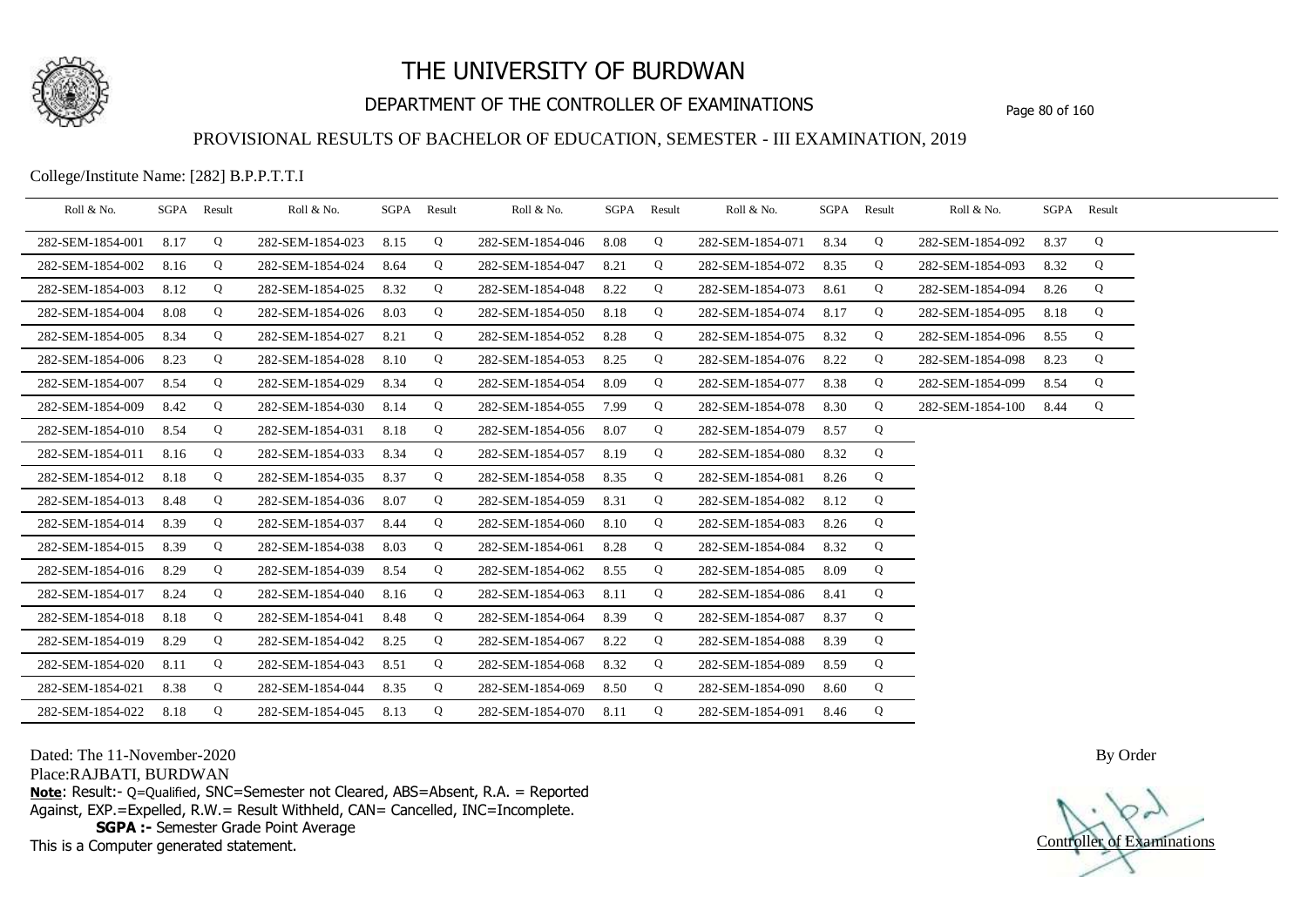# THE UNIVERSITY OF BURDWAN

## DEPARTMENT OF THE CONTROLLER OF EXAMINATIONS

### PROVISIONAL RESULTS OF BACHELOR OF EDUCATION, SEMESTER - III EXAMINATION, 2019

College/Institute Name: [282] B.P.P.T.T.I

| Roll & No. | SGPA | Result | Roll & No. | SGPA | Result | Roll & No. | SGPA | Result | Roll & No. | SGPA | Result | Roll & No. | SGPA | Result |
|---|---|---|---|---|---|---|---|---|---|---|---|---|---|---|
| 282-SEM-1854-001 | 8.17 | Q | 282-SEM-1854-023 | 8.15 | Q | 282-SEM-1854-046 | 8.08 | Q | 282-SEM-1854-071 | 8.34 | Q | 282-SEM-1854-092 | 8.37 | Q |
| 282-SEM-1854-002 | 8.16 | Q | 282-SEM-1854-024 | 8.64 | Q | 282-SEM-1854-047 | 8.21 | Q | 282-SEM-1854-072 | 8.35 | Q | 282-SEM-1854-093 | 8.32 | Q |
| 282-SEM-1854-003 | 8.12 | Q | 282-SEM-1854-025 | 8.32 | Q | 282-SEM-1854-048 | 8.22 | Q | 282-SEM-1854-073 | 8.61 | Q | 282-SEM-1854-094 | 8.26 | Q |
| 282-SEM-1854-004 | 8.08 | Q | 282-SEM-1854-026 | 8.03 | Q | 282-SEM-1854-050 | 8.18 | Q | 282-SEM-1854-074 | 8.17 | Q | 282-SEM-1854-095 | 8.18 | Q |
| 282-SEM-1854-005 | 8.34 | Q | 282-SEM-1854-027 | 8.21 | Q | 282-SEM-1854-052 | 8.28 | Q | 282-SEM-1854-075 | 8.32 | Q | 282-SEM-1854-096 | 8.55 | Q |
| 282-SEM-1854-006 | 8.23 | Q | 282-SEM-1854-028 | 8.10 | Q | 282-SEM-1854-053 | 8.25 | Q | 282-SEM-1854-076 | 8.22 | Q | 282-SEM-1854-098 | 8.23 | Q |
| 282-SEM-1854-007 | 8.54 | Q | 282-SEM-1854-029 | 8.34 | Q | 282-SEM-1854-054 | 8.09 | Q | 282-SEM-1854-077 | 8.38 | Q | 282-SEM-1854-099 | 8.54 | Q |
| 282-SEM-1854-009 | 8.42 | Q | 282-SEM-1854-030 | 8.14 | Q | 282-SEM-1854-055 | 7.99 | Q | 282-SEM-1854-078 | 8.30 | Q | 282-SEM-1854-100 | 8.44 | Q |
| 282-SEM-1854-010 | 8.54 | Q | 282-SEM-1854-031 | 8.18 | Q | 282-SEM-1854-056 | 8.07 | Q | 282-SEM-1854-079 | 8.57 | Q | | | |
| 282-SEM-1854-011 | 8.16 | Q | 282-SEM-1854-033 | 8.34 | Q | 282-SEM-1854-057 | 8.19 | Q | 282-SEM-1854-080 | 8.32 | Q | | | |
| 282-SEM-1854-012 | 8.18 | Q | 282-SEM-1854-035 | 8.37 | Q | 282-SEM-1854-058 | 8.35 | Q | 282-SEM-1854-081 | 8.26 | Q | | | |
| 282-SEM-1854-013 | 8.48 | Q | 282-SEM-1854-036 | 8.07 | Q | 282-SEM-1854-059 | 8.31 | Q | 282-SEM-1854-082 | 8.12 | Q | | | |
| 282-SEM-1854-014 | 8.39 | Q | 282-SEM-1854-037 | 8.44 | Q | 282-SEM-1854-060 | 8.10 | Q | 282-SEM-1854-083 | 8.26 | Q | | | |
| 282-SEM-1854-015 | 8.39 | Q | 282-SEM-1854-038 | 8.03 | Q | 282-SEM-1854-061 | 8.28 | Q | 282-SEM-1854-084 | 8.32 | Q | | | |
| 282-SEM-1854-016 | 8.29 | Q | 282-SEM-1854-039 | 8.54 | Q | 282-SEM-1854-062 | 8.55 | Q | 282-SEM-1854-085 | 8.09 | Q | | | |
| 282-SEM-1854-017 | 8.24 | Q | 282-SEM-1854-040 | 8.16 | Q | 282-SEM-1854-063 | 8.11 | Q | 282-SEM-1854-086 | 8.41 | Q | | | |
| 282-SEM-1854-018 | 8.18 | Q | 282-SEM-1854-041 | 8.48 | Q | 282-SEM-1854-064 | 8.39 | Q | 282-SEM-1854-087 | 8.37 | Q | | | |
| 282-SEM-1854-019 | 8.29 | Q | 282-SEM-1854-042 | 8.25 | Q | 282-SEM-1854-067 | 8.22 | Q | 282-SEM-1854-088 | 8.39 | Q | | | |
| 282-SEM-1854-020 | 8.11 | Q | 282-SEM-1854-043 | 8.51 | Q | 282-SEM-1854-068 | 8.32 | Q | 282-SEM-1854-089 | 8.59 | Q | | | |
| 282-SEM-1854-021 | 8.38 | Q | 282-SEM-1854-044 | 8.35 | Q | 282-SEM-1854-069 | 8.50 | Q | 282-SEM-1854-090 | 8.60 | Q | | | |
| 282-SEM-1854-022 | 8.18 | Q | 282-SEM-1854-045 | 8.13 | Q | 282-SEM-1854-070 | 8.11 | Q | 282-SEM-1854-091 | 8.46 | Q | | | |

Dated: The 11-November-2020

Place:RAJBATI, BURDWAN

**Note**: Result:- Q=Qualified, SNC=Semester not Cleared, ABS=Absent, R.A. = Reported Against, EXP.=Expelled, R.W.= Result Withheld, CAN= Cancelled, INC=Incomplete.

**SGPA :-** Semester Grade Point Average

This is a Computer generated statement.

By Order

Controller of Examinations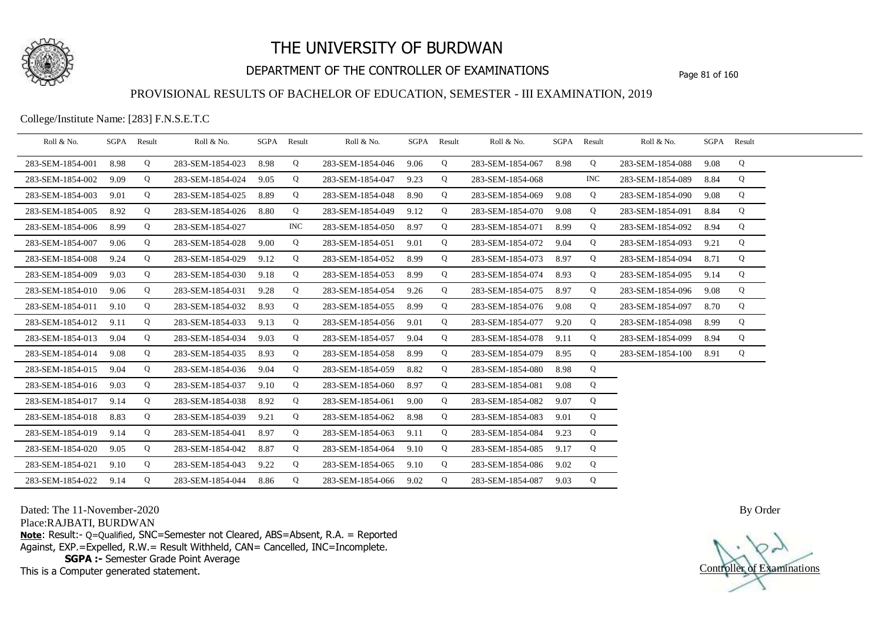# THE UNIVERSITY OF BURDWAN

## DEPARTMENT OF THE CONTROLLER OF EXAMINATIONS

### PROVISIONAL RESULTS OF BACHELOR OF EDUCATION, SEMESTER - III EXAMINATION, 2019

College/Institute Name: [283] F.N.S.E.T.C

| Roll & No. | SGPA | Result | Roll & No. | SGPA | Result | Roll & No. | SGPA | Result | Roll & No. | SGPA | Result | Roll & No. | SGPA | Result |
|---|---|---|---|---|---|---|---|---|---|---|---|---|---|---|
| 283-SEM-1854-001 | 8.98 | Q | 283-SEM-1854-023 | 8.98 | Q | 283-SEM-1854-046 | 9.06 | Q | 283-SEM-1854-067 | 8.98 | Q | 283-SEM-1854-088 | 9.08 | Q |
| 283-SEM-1854-002 | 9.09 | Q | 283-SEM-1854-024 | 9.05 | Q | 283-SEM-1854-047 | 9.23 | Q | 283-SEM-1854-068 | | INC | 283-SEM-1854-089 | 8.84 | Q |
| 283-SEM-1854-003 | 9.01 | Q | 283-SEM-1854-025 | 8.89 | Q | 283-SEM-1854-048 | 8.90 | Q | 283-SEM-1854-069 | 9.08 | Q | 283-SEM-1854-090 | 9.08 | Q |
| 283-SEM-1854-005 | 8.92 | Q | 283-SEM-1854-026 | 8.80 | Q | 283-SEM-1854-049 | 9.12 | Q | 283-SEM-1854-070 | 9.08 | Q | 283-SEM-1854-091 | 8.84 | Q |
| 283-SEM-1854-006 | 8.99 | Q | 283-SEM-1854-027 | | INC | 283-SEM-1854-050 | 8.97 | Q | 283-SEM-1854-071 | 8.99 | Q | 283-SEM-1854-092 | 8.94 | Q |
| 283-SEM-1854-007 | 9.06 | Q | 283-SEM-1854-028 | 9.00 | Q | 283-SEM-1854-051 | 9.01 | Q | 283-SEM-1854-072 | 9.04 | Q | 283-SEM-1854-093 | 9.21 | Q |
| 283-SEM-1854-008 | 9.24 | Q | 283-SEM-1854-029 | 9.12 | Q | 283-SEM-1854-052 | 8.99 | Q | 283-SEM-1854-073 | 8.97 | Q | 283-SEM-1854-094 | 8.71 | Q |
| 283-SEM-1854-009 | 9.03 | Q | 283-SEM-1854-030 | 9.18 | Q | 283-SEM-1854-053 | 8.99 | Q | 283-SEM-1854-074 | 8.93 | Q | 283-SEM-1854-095 | 9.14 | Q |
| 283-SEM-1854-010 | 9.06 | Q | 283-SEM-1854-031 | 9.28 | Q | 283-SEM-1854-054 | 9.26 | Q | 283-SEM-1854-075 | 8.97 | Q | 283-SEM-1854-096 | 9.08 | Q |
| 283-SEM-1854-011 | 9.10 | Q | 283-SEM-1854-032 | 8.93 | Q | 283-SEM-1854-055 | 8.99 | Q | 283-SEM-1854-076 | 9.08 | Q | 283-SEM-1854-097 | 8.70 | Q |
| 283-SEM-1854-012 | 9.11 | Q | 283-SEM-1854-033 | 9.13 | Q | 283-SEM-1854-056 | 9.01 | Q | 283-SEM-1854-077 | 9.20 | Q | 283-SEM-1854-098 | 8.99 | Q |
| 283-SEM-1854-013 | 9.04 | Q | 283-SEM-1854-034 | 9.03 | Q | 283-SEM-1854-057 | 9.04 | Q | 283-SEM-1854-078 | 9.11 | Q | 283-SEM-1854-099 | 8.94 | Q |
| 283-SEM-1854-014 | 9.08 | Q | 283-SEM-1854-035 | 8.93 | Q | 283-SEM-1854-058 | 8.99 | Q | 283-SEM-1854-079 | 8.95 | Q | 283-SEM-1854-100 | 8.91 | Q |
| 283-SEM-1854-015 | 9.04 | Q | 283-SEM-1854-036 | 9.04 | Q | 283-SEM-1854-059 | 8.82 | Q | 283-SEM-1854-080 | 8.98 | Q | | | |
| 283-SEM-1854-016 | 9.03 | Q | 283-SEM-1854-037 | 9.10 | Q | 283-SEM-1854-060 | 8.97 | Q | 283-SEM-1854-081 | 9.08 | Q | | | |
| 283-SEM-1854-017 | 9.14 | Q | 283-SEM-1854-038 | 8.92 | Q | 283-SEM-1854-061 | 9.00 | Q | 283-SEM-1854-082 | 9.07 | Q | | | |
| 283-SEM-1854-018 | 8.83 | Q | 283-SEM-1854-039 | 9.21 | Q | 283-SEM-1854-062 | 8.98 | Q | 283-SEM-1854-083 | 9.01 | Q | | | |
| 283-SEM-1854-019 | 9.14 | Q | 283-SEM-1854-041 | 8.97 | Q | 283-SEM-1854-063 | 9.11 | Q | 283-SEM-1854-084 | 9.23 | Q | | | |
| 283-SEM-1854-020 | 9.05 | Q | 283-SEM-1854-042 | 8.87 | Q | 283-SEM-1854-064 | 9.10 | Q | 283-SEM-1854-085 | 9.17 | Q | | | |
| 283-SEM-1854-021 | 9.10 | Q | 283-SEM-1854-043 | 9.22 | Q | 283-SEM-1854-065 | 9.10 | Q | 283-SEM-1854-086 | 9.02 | Q | | | |
| 283-SEM-1854-022 | 9.14 | Q | 283-SEM-1854-044 | 8.86 | Q | 283-SEM-1854-066 | 9.02 | Q | 283-SEM-1854-087 | 9.03 | Q | | | |

Dated: The 11-November-2020

Place:RAJBATI, BURDWAN

**Note**: Result:- Q=Qualified, SNC=Semester not Cleared, ABS=Absent, R.A. = Reported Against, EXP.=Expelled, R.W.= Result Withheld, CAN= Cancelled, INC=Incomplete.

**SGPA :-** Semester Grade Point Average

This is a Computer generated statement.

By Order

Controller of Examinations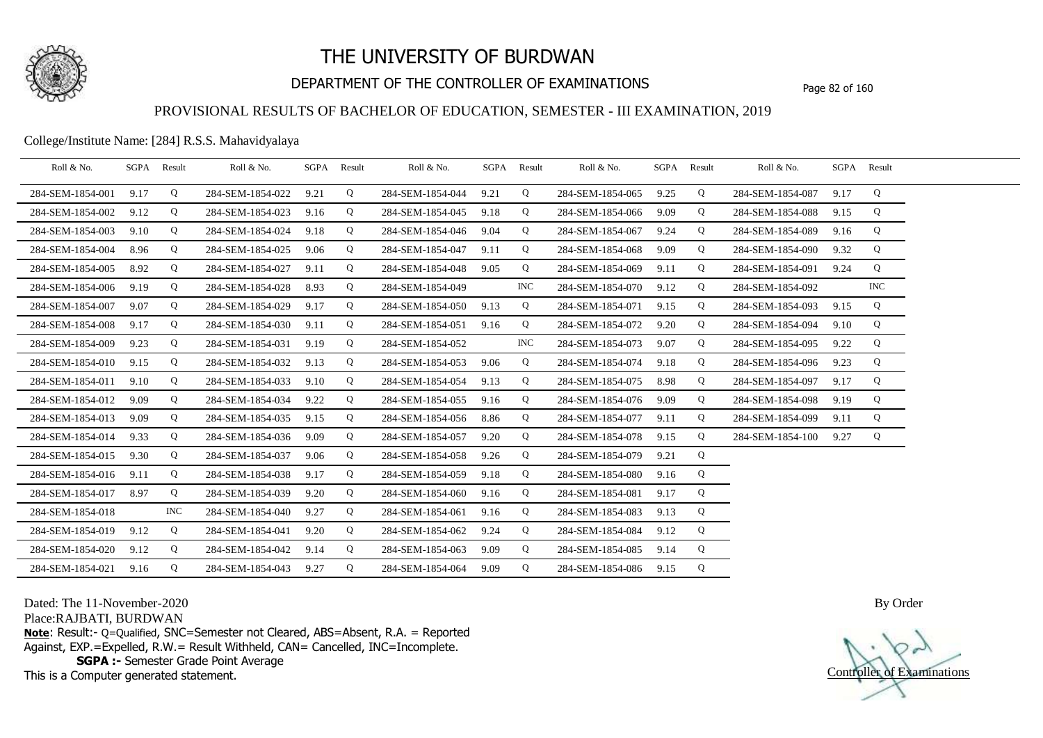# THE UNIVERSITY OF BURDWAN

## DEPARTMENT OF THE CONTROLLER OF EXAMINATIONS

### PROVISIONAL RESULTS OF BACHELOR OF EDUCATION, SEMESTER - III EXAMINATION, 2019

College/Institute Name: [284] R.S.S. Mahavidyalaya

| Roll & No. | SGPA | Result | Roll & No. | SGPA | Result | Roll & No. | SGPA | Result | Roll & No. | SGPA | Result | Roll & No. | SGPA | Result |
|---|---|---|---|---|---|---|---|---|---|---|---|---|---|---|
| 284-SEM-1854-001 | 9.17 | Q | 284-SEM-1854-022 | 9.21 | Q | 284-SEM-1854-044 | 9.21 | Q | 284-SEM-1854-065 | 9.25 | Q | 284-SEM-1854-087 | 9.17 | Q |
| 284-SEM-1854-002 | 9.12 | Q | 284-SEM-1854-023 | 9.16 | Q | 284-SEM-1854-045 | 9.18 | Q | 284-SEM-1854-066 | 9.09 | Q | 284-SEM-1854-088 | 9.15 | Q |
| 284-SEM-1854-003 | 9.10 | Q | 284-SEM-1854-024 | 9.18 | Q | 284-SEM-1854-046 | 9.04 | Q | 284-SEM-1854-067 | 9.24 | Q | 284-SEM-1854-089 | 9.16 | Q |
| 284-SEM-1854-004 | 8.96 | Q | 284-SEM-1854-025 | 9.06 | Q | 284-SEM-1854-047 | 9.11 | Q | 284-SEM-1854-068 | 9.09 | Q | 284-SEM-1854-090 | 9.32 | Q |
| 284-SEM-1854-005 | 8.92 | Q | 284-SEM-1854-027 | 9.11 | Q | 284-SEM-1854-048 | 9.05 | Q | 284-SEM-1854-069 | 9.11 | Q | 284-SEM-1854-091 | 9.24 | Q |
| 284-SEM-1854-006 | 9.19 | Q | 284-SEM-1854-028 | 8.93 | Q | 284-SEM-1854-049 | | INC | 284-SEM-1854-070 | 9.12 | Q | 284-SEM-1854-092 | | INC |
| 284-SEM-1854-007 | 9.07 | Q | 284-SEM-1854-029 | 9.17 | Q | 284-SEM-1854-050 | 9.13 | Q | 284-SEM-1854-071 | 9.15 | Q | 284-SEM-1854-093 | 9.15 | Q |
| 284-SEM-1854-008 | 9.17 | Q | 284-SEM-1854-030 | 9.11 | Q | 284-SEM-1854-051 | 9.16 | Q | 284-SEM-1854-072 | 9.20 | Q | 284-SEM-1854-094 | 9.10 | Q |
| 284-SEM-1854-009 | 9.23 | Q | 284-SEM-1854-031 | 9.19 | Q | 284-SEM-1854-052 | | INC | 284-SEM-1854-073 | 9.07 | Q | 284-SEM-1854-095 | 9.22 | Q |
| 284-SEM-1854-010 | 9.15 | Q | 284-SEM-1854-032 | 9.13 | Q | 284-SEM-1854-053 | 9.06 | Q | 284-SEM-1854-074 | 9.18 | Q | 284-SEM-1854-096 | 9.23 | Q |
| 284-SEM-1854-011 | 9.10 | Q | 284-SEM-1854-033 | 9.10 | Q | 284-SEM-1854-054 | 9.13 | Q | 284-SEM-1854-075 | 8.98 | Q | 284-SEM-1854-097 | 9.17 | Q |
| 284-SEM-1854-012 | 9.09 | Q | 284-SEM-1854-034 | 9.22 | Q | 284-SEM-1854-055 | 9.16 | Q | 284-SEM-1854-076 | 9.09 | Q | 284-SEM-1854-098 | 9.19 | Q |
| 284-SEM-1854-013 | 9.09 | Q | 284-SEM-1854-035 | 9.15 | Q | 284-SEM-1854-056 | 8.86 | Q | 284-SEM-1854-077 | 9.11 | Q | 284-SEM-1854-099 | 9.11 | Q |
| 284-SEM-1854-014 | 9.33 | Q | 284-SEM-1854-036 | 9.09 | Q | 284-SEM-1854-057 | 9.20 | Q | 284-SEM-1854-078 | 9.15 | Q | 284-SEM-1854-100 | 9.27 | Q |
| 284-SEM-1854-015 | 9.30 | Q | 284-SEM-1854-037 | 9.06 | Q | 284-SEM-1854-058 | 9.26 | Q | 284-SEM-1854-079 | 9.21 | Q | | | |
| 284-SEM-1854-016 | 9.11 | Q | 284-SEM-1854-038 | 9.17 | Q | 284-SEM-1854-059 | 9.18 | Q | 284-SEM-1854-080 | 9.16 | Q | | | |
| 284-SEM-1854-017 | 8.97 | Q | 284-SEM-1854-039 | 9.20 | Q | 284-SEM-1854-060 | 9.16 | Q | 284-SEM-1854-081 | 9.17 | Q | | | |
| 284-SEM-1854-018 | | INC | 284-SEM-1854-040 | 9.27 | Q | 284-SEM-1854-061 | 9.16 | Q | 284-SEM-1854-083 | 9.13 | Q | | | |
| 284-SEM-1854-019 | 9.12 | Q | 284-SEM-1854-041 | 9.20 | Q | 284-SEM-1854-062 | 9.24 | Q | 284-SEM-1854-084 | 9.12 | Q | | | |
| 284-SEM-1854-020 | 9.12 | Q | 284-SEM-1854-042 | 9.14 | Q | 284-SEM-1854-063 | 9.09 | Q | 284-SEM-1854-085 | 9.14 | Q | | | |
| 284-SEM-1854-021 | 9.16 | Q | 284-SEM-1854-043 | 9.27 | Q | 284-SEM-1854-064 | 9.09 | Q | 284-SEM-1854-086 | 9.15 | Q | | | |

Dated: The 11-November-2020

Place:RAJBATI, BURDWAN

**Note**: Result:- Q=Qualified, SNC=Semester not Cleared, ABS=Absent, R.A. = Reported Against, EXP.=Expelled, R.W.= Result Withheld, CAN= Cancelled, INC=Incomplete.

**SGPA :-** Semester Grade Point Average

This is a Computer generated statement.

By Order

Controller of Examinations